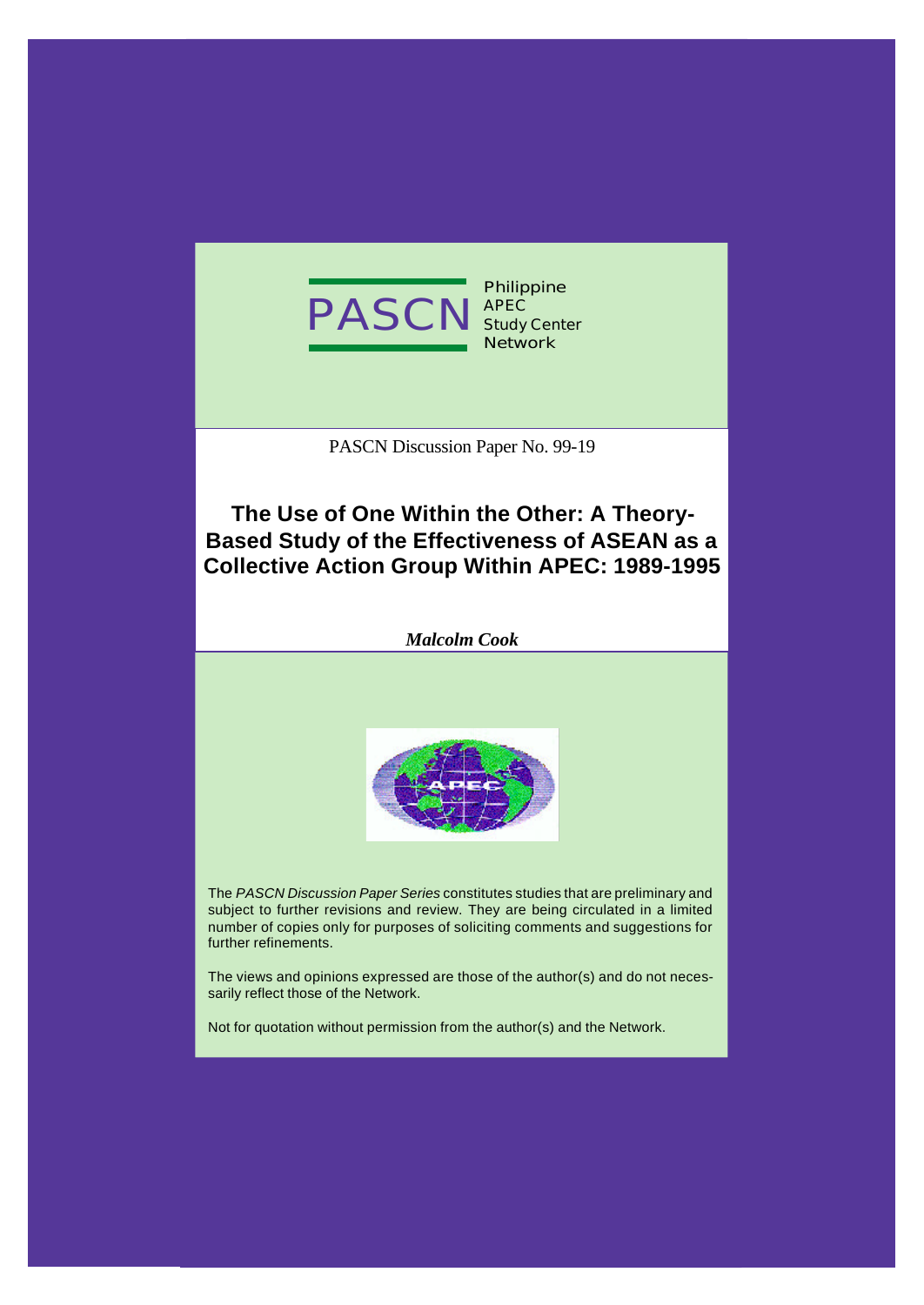PASCN Philippine APEC Study Center Network

PASCN Discussion Paper No. 99-19

# The Use of One Within the Other: A Theory-Based Study of the Effectiveness of ASEAN as a Collective Action Group Within APEC: 1989-1995

***Malcolm Cook***

The *PASCN Discussion Paper Series* constitutes studies that are preliminary and subject to further revisions and review. They are being circulated in a limited number of copies only for purposes of soliciting comments and suggestions for further refinements.

The views and opinions expressed are those of the author(s) and do not necessarily reflect those of the Network.

Not for quotation without permission from the author(s) and the Network.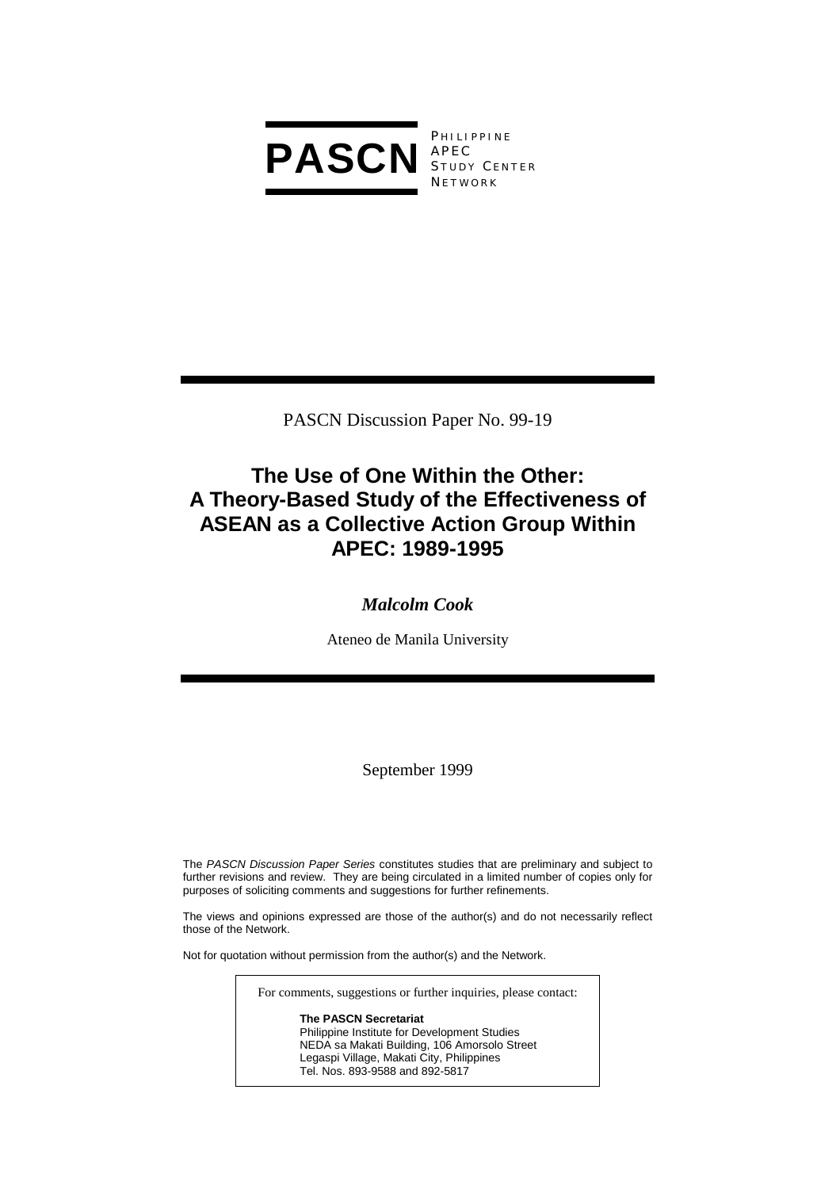**PASCN** PHILIPPINE APEC STUDY CENTER NETWORK

PASCN Discussion Paper No. 99-19

# The Use of One Within the Other: A Theory-Based Study of the Effectiveness of ASEAN as a Collective Action Group Within APEC: 1989-1995

***Malcolm Cook***

Ateneo de Manila University

September 1999

The *PASCN Discussion Paper Series* constitutes studies that are preliminary and subject to further revisions and review. They are being circulated in a limited number of copies only for purposes of soliciting comments and suggestions for further refinements.

The views and opinions expressed are those of the author(s) and do not necessarily reflect those of the Network.

Not for quotation without permission from the author(s) and the Network.

For comments, suggestions or further inquiries, please contact:

**The PASCN Secretariat**
Philippine Institute for Development Studies
NEDA sa Makati Building, 106 Amorsolo Street
Legaspi Village, Makati City, Philippines
Tel. Nos. 893-9588 and 892-5817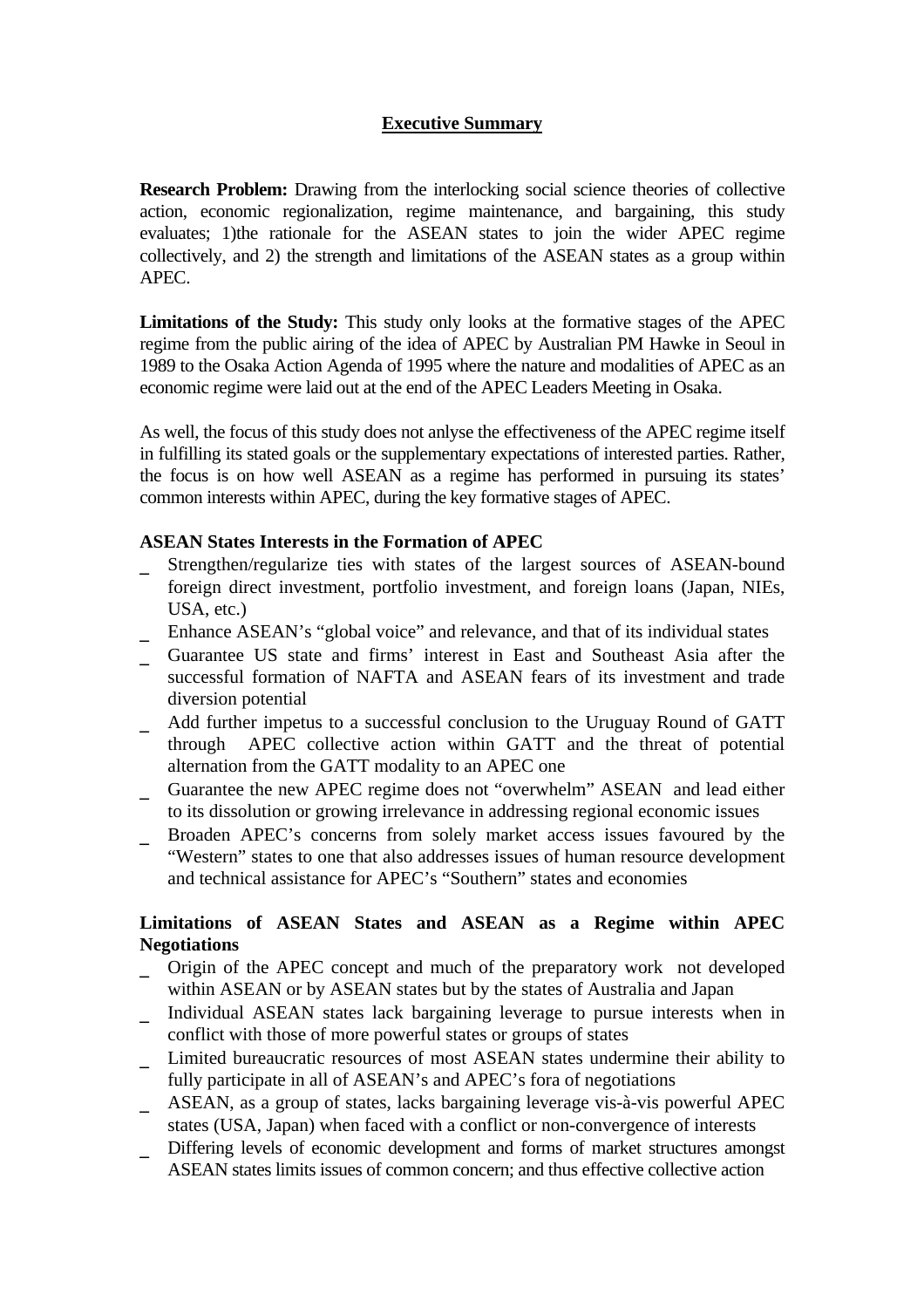## Executive Summary

**Research Problem:** Drawing from the interlocking social science theories of collective action, economic regionalization, regime maintenance, and bargaining, this study evaluates; 1)the rationale for the ASEAN states to join the wider APEC regime collectively, and 2) the strength and limitations of the ASEAN states as a group within APEC.

**Limitations of the Study:** This study only looks at the formative stages of the APEC regime from the public airing of the idea of APEC by Australian PM Hawke in Seoul in 1989 to the Osaka Action Agenda of 1995 where the nature and modalities of APEC as an economic regime were laid out at the end of the APEC Leaders Meeting in Osaka.

As well, the focus of this study does not anlyse the effectiveness of the APEC regime itself in fulfilling its stated goals or the supplementary expectations of interested parties. Rather, the focus is on how well ASEAN as a regime has performed in pursuing its states' common interests within APEC, during the key formative stages of APEC.

**ASEAN States Interests in the Formation of APEC**

- Strengthen/regularize ties with states of the largest sources of ASEAN-bound foreign direct investment, portfolio investment, and foreign loans (Japan, NIEs, USA, etc.)
- Enhance ASEAN's "global voice" and relevance, and that of its individual states
- Guarantee US state and firms' interest in East and Southeast Asia after the successful formation of NAFTA and ASEAN fears of its investment and trade diversion potential
- Add further impetus to a successful conclusion to the Uruguay Round of GATT through APEC collective action within GATT and the threat of potential alternation from the GATT modality to an APEC one
- Guarantee the new APEC regime does not "overwhelm" ASEAN and lead either to its dissolution or growing irrelevance in addressing regional economic issues
- Broaden APEC's concerns from solely market access issues favoured by the "Western" states to one that also addresses issues of human resource development and technical assistance for APEC's "Southern" states and economies

**Limitations of ASEAN States and ASEAN as a Regime within APEC Negotiations**

- Origin of the APEC concept and much of the preparatory work not developed within ASEAN or by ASEAN states but by the states of Australia and Japan
- Individual ASEAN states lack bargaining leverage to pursue interests when in conflict with those of more powerful states or groups of states
- Limited bureaucratic resources of most ASEAN states undermine their ability to fully participate in all of ASEAN's and APEC's fora of negotiations
- ASEAN, as a group of states, lacks bargaining leverage vis-à-vis powerful APEC states (USA, Japan) when faced with a conflict or non-convergence of interests
- Differing levels of economic development and forms of market structures amongst ASEAN states limits issues of common concern; and thus effective collective action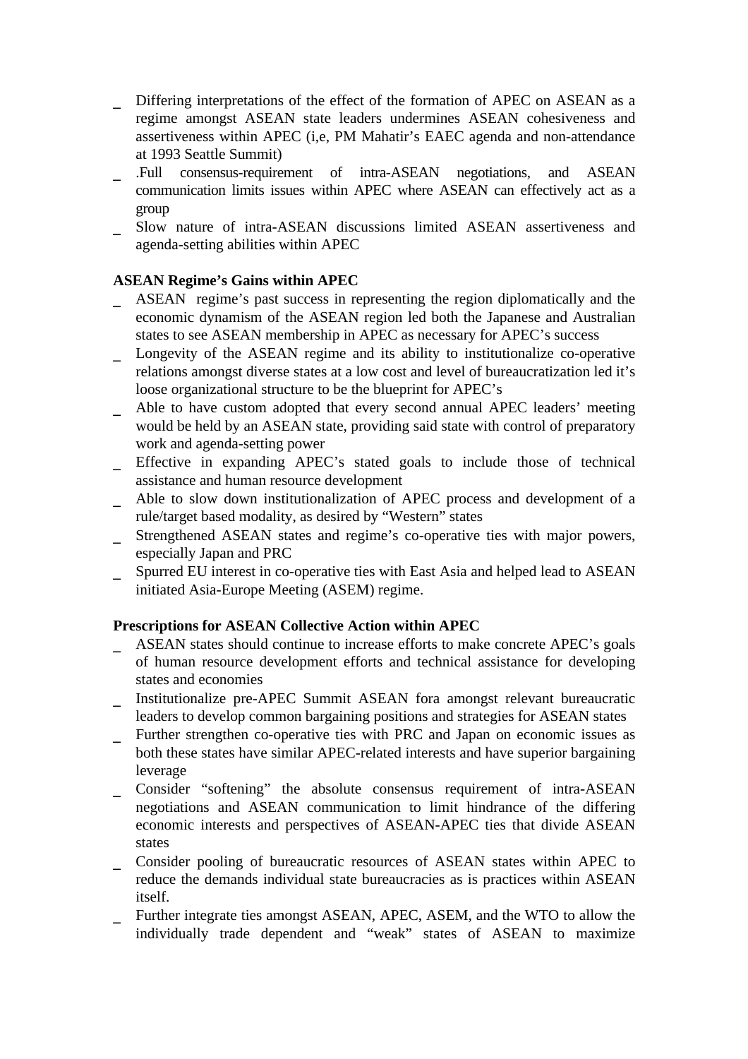- Differing interpretations of the effect of the formation of APEC on ASEAN as a regime amongst ASEAN state leaders undermines ASEAN cohesiveness and assertiveness within APEC (i,e, PM Mahatir's EAEC agenda and non-attendance at 1993 Seattle Summit)
- .Full consensus-requirement of intra-ASEAN negotiations, and ASEAN communication limits issues within APEC where ASEAN can effectively act as a group
- Slow nature of intra-ASEAN discussions limited ASEAN assertiveness and agenda-setting abilities within APEC

**ASEAN Regime's Gains within APEC**

- ASEAN regime's past success in representing the region diplomatically and the economic dynamism of the ASEAN region led both the Japanese and Australian states to see ASEAN membership in APEC as necessary for APEC's success
- Longevity of the ASEAN regime and its ability to institutionalize co-operative relations amongst diverse states at a low cost and level of bureaucratization led it's loose organizational structure to be the blueprint for APEC's
- Able to have custom adopted that every second annual APEC leaders' meeting would be held by an ASEAN state, providing said state with control of preparatory work and agenda-setting power
- Effective in expanding APEC's stated goals to include those of technical assistance and human resource development
- Able to slow down institutionalization of APEC process and development of a rule/target based modality, as desired by "Western" states
- Strengthened ASEAN states and regime's co-operative ties with major powers, especially Japan and PRC
- Spurred EU interest in co-operative ties with East Asia and helped lead to ASEAN initiated Asia-Europe Meeting (ASEM) regime.

**Prescriptions for ASEAN Collective Action within APEC**

- ASEAN states should continue to increase efforts to make concrete APEC's goals of human resource development efforts and technical assistance for developing states and economies
- Institutionalize pre-APEC Summit ASEAN fora amongst relevant bureaucratic leaders to develop common bargaining positions and strategies for ASEAN states
- Further strengthen co-operative ties with PRC and Japan on economic issues as both these states have similar APEC-related interests and have superior bargaining leverage
- Consider "softening" the absolute consensus requirement of intra-ASEAN negotiations and ASEAN communication to limit hindrance of the differing economic interests and perspectives of ASEAN-APEC ties that divide ASEAN states
- Consider pooling of bureaucratic resources of ASEAN states within APEC to reduce the demands individual state bureaucracies as is practices within ASEAN itself.
- Further integrate ties amongst ASEAN, APEC, ASEM, and the WTO to allow the individually trade dependent and "weak" states of ASEAN to maximize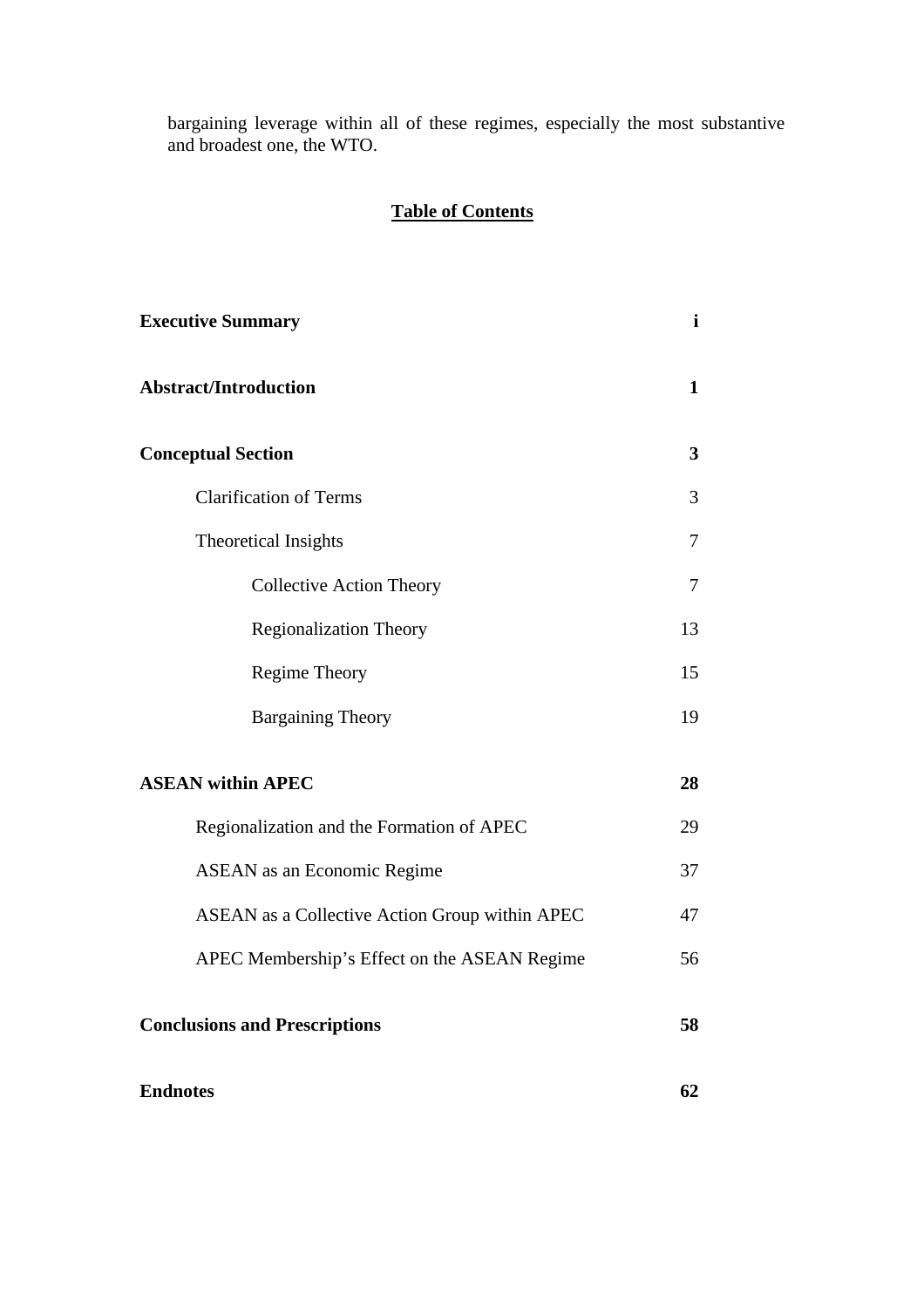bargaining leverage within all of these regimes, especially the most substantive and broadest one, the WTO.

## Table of Contents

| | |
|---|---|
| **Executive Summary** | **i** |
| **Abstract/Introduction** | **1** |
| **Conceptual Section** | **3** |
| Clarification of Terms | 3 |
| Theoretical Insights | 7 |
| Collective Action Theory | 7 |
| Regionalization Theory | 13 |
| Regime Theory | 15 |
| Bargaining Theory | 19 |
| **ASEAN within APEC** | **28** |
| Regionalization and the Formation of APEC | 29 |
| ASEAN as an Economic Regime | 37 |
| ASEAN as a Collective Action Group within APEC | 47 |
| APEC Membership's Effect on the ASEAN Regime | 56 |
| **Conclusions and Prescriptions** | **58** |
| **Endnotes** | **62** |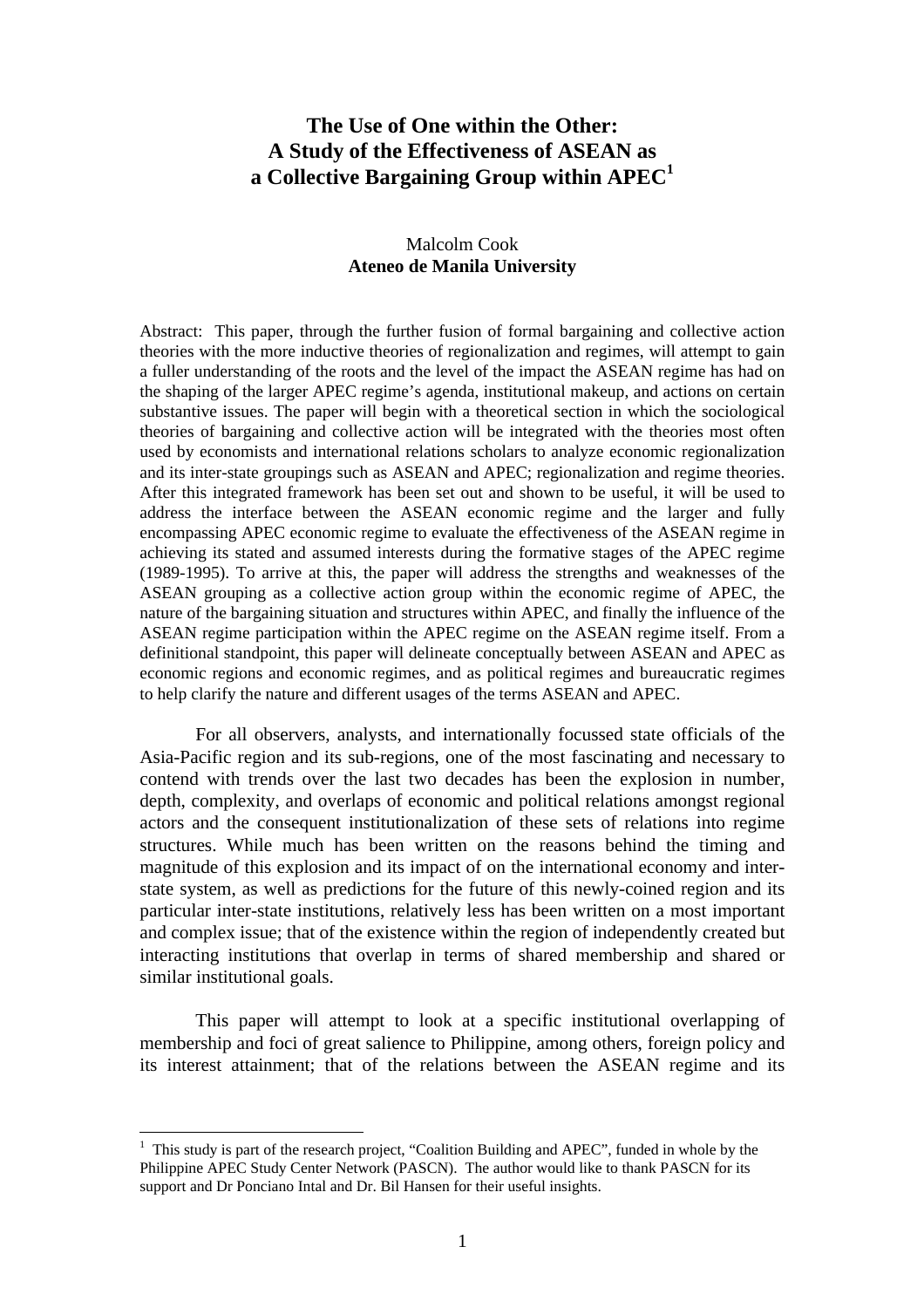# The Use of One within the Other: A Study of the Effectiveness of ASEAN as a Collective Bargaining Group within APEC[1]

Malcolm Cook
**Ateneo de Manila University**

Abstract: This paper, through the further fusion of formal bargaining and collective action theories with the more inductive theories of regionalization and regimes, will attempt to gain a fuller understanding of the roots and the level of the impact the ASEAN regime has had on the shaping of the larger APEC regime's agenda, institutional makeup, and actions on certain substantive issues. The paper will begin with a theoretical section in which the sociological theories of bargaining and collective action will be integrated with the theories most often used by economists and international relations scholars to analyze economic regionalization and its inter-state groupings such as ASEAN and APEC; regionalization and regime theories. After this integrated framework has been set out and shown to be useful, it will be used to address the interface between the ASEAN economic regime and the larger and fully encompassing APEC economic regime to evaluate the effectiveness of the ASEAN regime in achieving its stated and assumed interests during the formative stages of the APEC regime (1989-1995). To arrive at this, the paper will address the strengths and weaknesses of the ASEAN grouping as a collective action group within the economic regime of APEC, the nature of the bargaining situation and structures within APEC, and finally the influence of the ASEAN regime participation within the APEC regime on the ASEAN regime itself. From a definitional standpoint, this paper will delineate conceptually between ASEAN and APEC as economic regions and economic regimes, and as political regimes and bureaucratic regimes to help clarify the nature and different usages of the terms ASEAN and APEC.

For all observers, analysts, and internationally focussed state officials of the Asia-Pacific region and its sub-regions, one of the most fascinating and necessary to contend with trends over the last two decades has been the explosion in number, depth, complexity, and overlaps of economic and political relations amongst regional actors and the consequent institutionalization of these sets of relations into regime structures. While much has been written on the reasons behind the timing and magnitude of this explosion and its impact of on the international economy and inter-state system, as well as predictions for the future of this newly-coined region and its particular inter-state institutions, relatively less has been written on a most important and complex issue; that of the existence within the region of independently created but interacting institutions that overlap in terms of shared membership and shared or similar institutional goals.

This paper will attempt to look at a specific institutional overlapping of membership and foci of great salience to Philippine, among others, foreign policy and its interest attainment; that of the relations between the ASEAN regime and its

[1] This study is part of the research project, "Coalition Building and APEC", funded in whole by the Philippine APEC Study Center Network (PASCN). The author would like to thank PASCN for its support and Dr Ponciano Intal and Dr. Bil Hansen for their useful insights.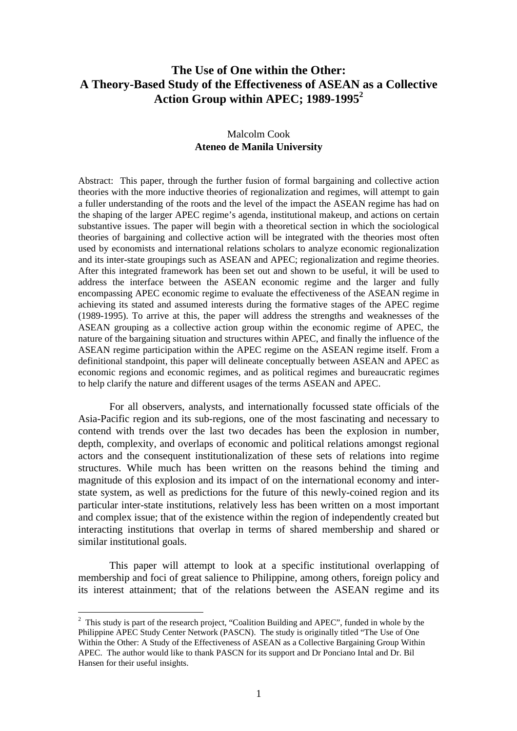# The Use of One within the Other: A Theory-Based Study of the Effectiveness of ASEAN as a Collective Action Group within APEC; 1989-1995[2]

Malcolm Cook
**Ateneo de Manila University**

Abstract: This paper, through the further fusion of formal bargaining and collective action theories with the more inductive theories of regionalization and regimes, will attempt to gain a fuller understanding of the roots and the level of the impact the ASEAN regime has had on the shaping of the larger APEC regime's agenda, institutional makeup, and actions on certain substantive issues. The paper will begin with a theoretical section in which the sociological theories of bargaining and collective action will be integrated with the theories most often used by economists and international relations scholars to analyze economic regionalization and its inter-state groupings such as ASEAN and APEC; regionalization and regime theories. After this integrated framework has been set out and shown to be useful, it will be used to address the interface between the ASEAN economic regime and the larger and fully encompassing APEC economic regime to evaluate the effectiveness of the ASEAN regime in achieving its stated and assumed interests during the formative stages of the APEC regime (1989-1995). To arrive at this, the paper will address the strengths and weaknesses of the ASEAN grouping as a collective action group within the economic regime of APEC, the nature of the bargaining situation and structures within APEC, and finally the influence of the ASEAN regime participation within the APEC regime on the ASEAN regime itself. From a definitional standpoint, this paper will delineate conceptually between ASEAN and APEC as economic regions and economic regimes, and as political regimes and bureaucratic regimes to help clarify the nature and different usages of the terms ASEAN and APEC.

For all observers, analysts, and internationally focussed state officials of the Asia-Pacific region and its sub-regions, one of the most fascinating and necessary to contend with trends over the last two decades has been the explosion in number, depth, complexity, and overlaps of economic and political relations amongst regional actors and the consequent institutionalization of these sets of relations into regime structures. While much has been written on the reasons behind the timing and magnitude of this explosion and its impact of on the international economy and inter-state system, as well as predictions for the future of this newly-coined region and its particular inter-state institutions, relatively less has been written on a most important and complex issue; that of the existence within the region of independently created but interacting institutions that overlap in terms of shared membership and shared or similar institutional goals.

This paper will attempt to look at a specific institutional overlapping of membership and foci of great salience to Philippine, among others, foreign policy and its interest attainment; that of the relations between the ASEAN regime and its

---

[2] This study is part of the research project, "Coalition Building and APEC", funded in whole by the Philippine APEC Study Center Network (PASCN). The study is originally titled "The Use of One Within the Other: A Study of the Effectiveness of ASEAN as a Collective Bargaining Group Within APEC. The author would like to thank PASCN for its support and Dr Ponciano Intal and Dr. Bil Hansen for their useful insights.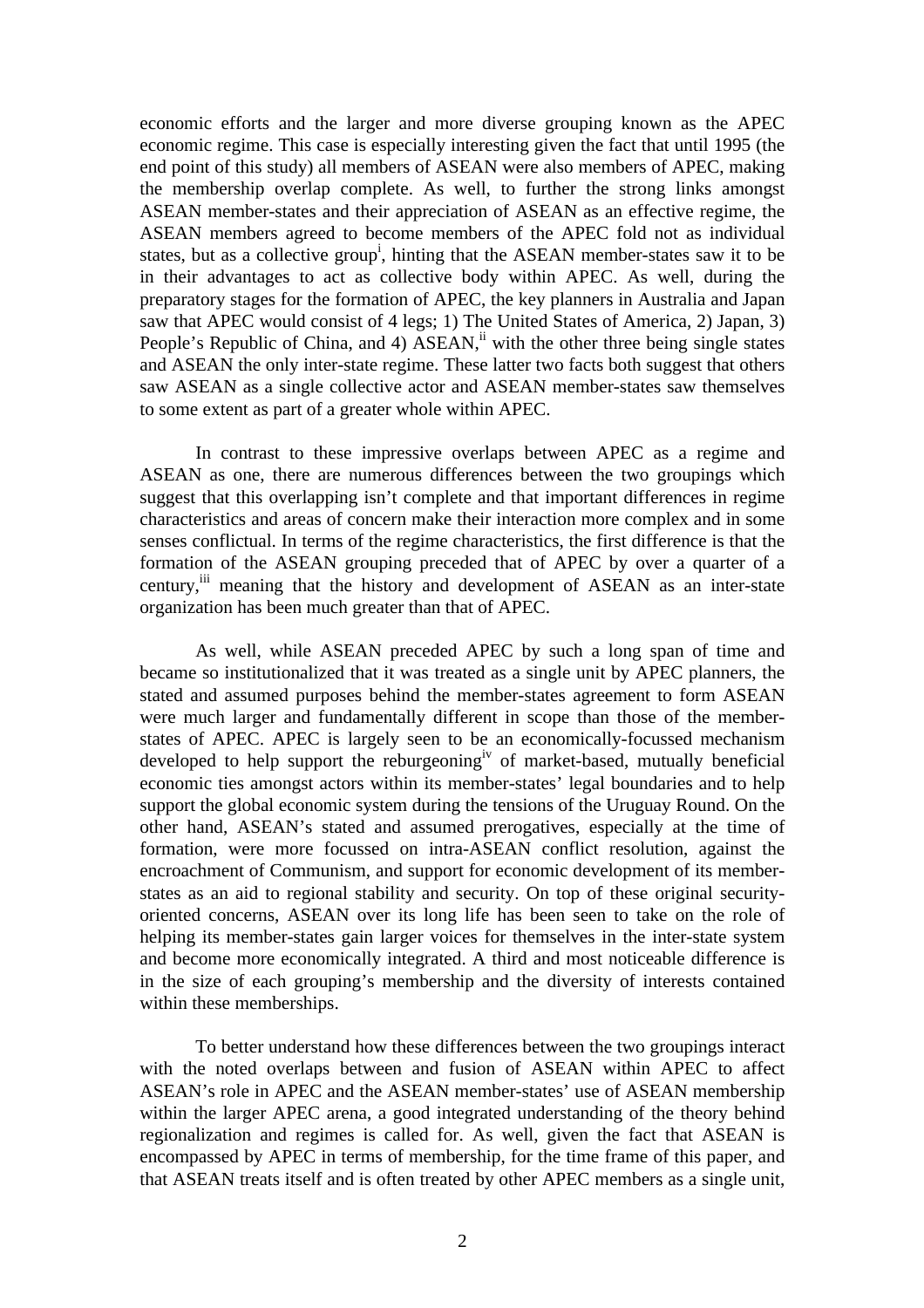economic efforts and the larger and more diverse grouping known as the APEC economic regime. This case is especially interesting given the fact that until 1995 (the end point of this study) all members of ASEAN were also members of APEC, making the membership overlap complete. As well, to further the strong links amongst ASEAN member-states and their appreciation of ASEAN as an effective regime, the ASEAN members agreed to become members of the APEC fold not as individual states, but as a collective group[i], hinting that the ASEAN member-states saw it to be in their advantages to act as collective body within APEC. As well, during the preparatory stages for the formation of APEC, the key planners in Australia and Japan saw that APEC would consist of 4 legs; 1) The United States of America, 2) Japan, 3) People's Republic of China, and 4) ASEAN,[ii] with the other three being single states and ASEAN the only inter-state regime. These latter two facts both suggest that others saw ASEAN as a single collective actor and ASEAN member-states saw themselves to some extent as part of a greater whole within APEC.

In contrast to these impressive overlaps between APEC as a regime and ASEAN as one, there are numerous differences between the two groupings which suggest that this overlapping isn't complete and that important differences in regime characteristics and areas of concern make their interaction more complex and in some senses conflictual. In terms of the regime characteristics, the first difference is that the formation of the ASEAN grouping preceded that of APEC by over a quarter of a century,[iii] meaning that the history and development of ASEAN as an inter-state organization has been much greater than that of APEC.

As well, while ASEAN preceded APEC by such a long span of time and became so institutionalized that it was treated as a single unit by APEC planners, the stated and assumed purposes behind the member-states agreement to form ASEAN were much larger and fundamentally different in scope than those of the member-states of APEC. APEC is largely seen to be an economically-focussed mechanism developed to help support the reburgeoning[iv] of market-based, mutually beneficial economic ties amongst actors within its member-states' legal boundaries and to help support the global economic system during the tensions of the Uruguay Round. On the other hand, ASEAN's stated and assumed prerogatives, especially at the time of formation, were more focussed on intra-ASEAN conflict resolution, against the encroachment of Communism, and support for economic development of its member-states as an aid to regional stability and security. On top of these original security-oriented concerns, ASEAN over its long life has been seen to take on the role of helping its member-states gain larger voices for themselves in the inter-state system and become more economically integrated. A third and most noticeable difference is in the size of each grouping's membership and the diversity of interests contained within these memberships.

To better understand how these differences between the two groupings interact with the noted overlaps between and fusion of ASEAN within APEC to affect ASEAN's role in APEC and the ASEAN member-states' use of ASEAN membership within the larger APEC arena, a good integrated understanding of the theory behind regionalization and regimes is called for. As well, given the fact that ASEAN is encompassed by APEC in terms of membership, for the time frame of this paper, and that ASEAN treats itself and is often treated by other APEC members as a single unit,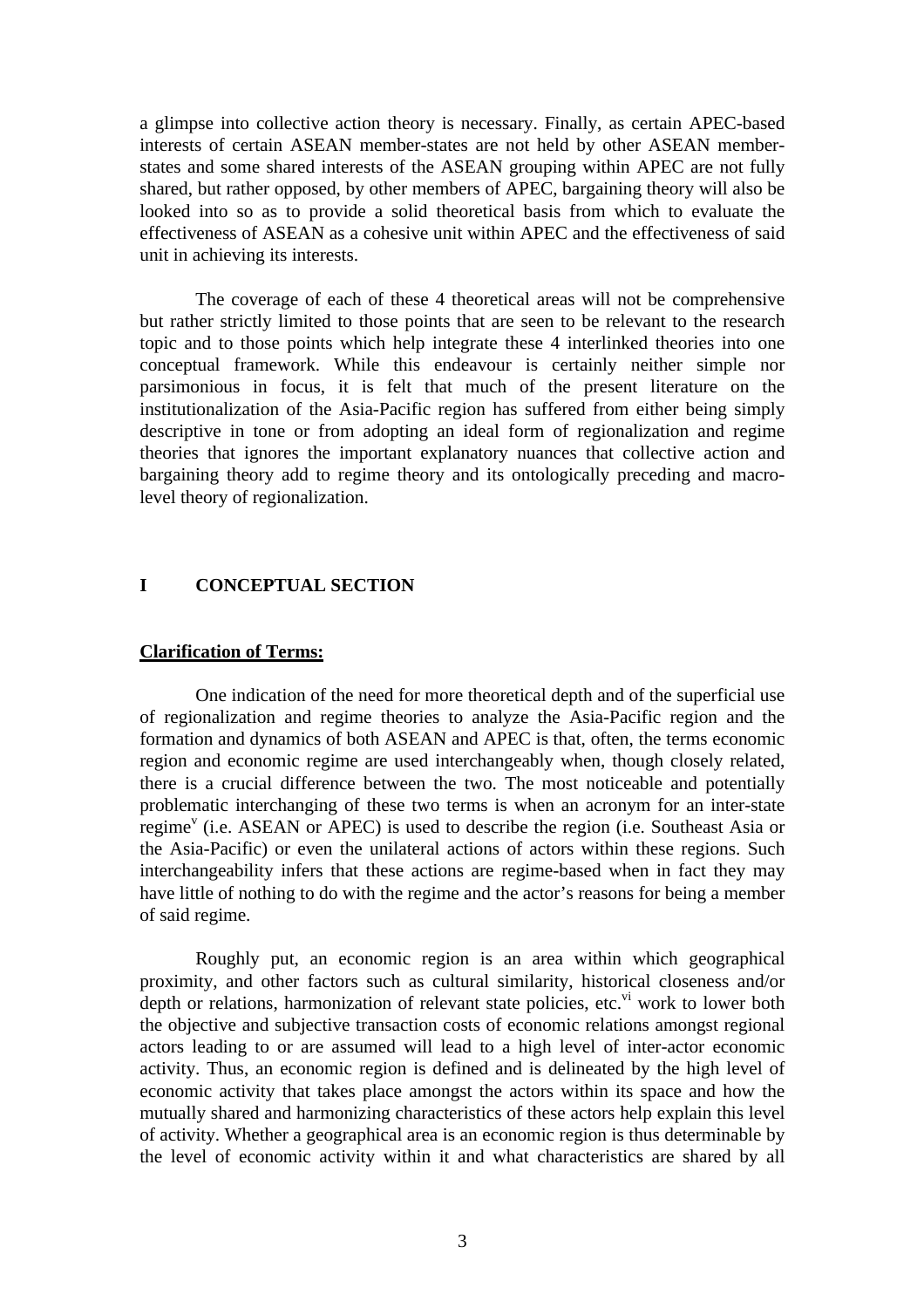a glimpse into collective action theory is necessary. Finally, as certain APEC-based interests of certain ASEAN member-states are not held by other ASEAN member-states and some shared interests of the ASEAN grouping within APEC are not fully shared, but rather opposed, by other members of APEC, bargaining theory will also be looked into so as to provide a solid theoretical basis from which to evaluate the effectiveness of ASEAN as a cohesive unit within APEC and the effectiveness of said unit in achieving its interests.

The coverage of each of these 4 theoretical areas will not be comprehensive but rather strictly limited to those points that are seen to be relevant to the research topic and to those points which help integrate these 4 interlinked theories into one conceptual framework. While this endeavour is certainly neither simple nor parsimonious in focus, it is felt that much of the present literature on the institutionalization of the Asia-Pacific region has suffered from either being simply descriptive in tone or from adopting an ideal form of regionalization and regime theories that ignores the important explanatory nuances that collective action and bargaining theory add to regime theory and its ontologically preceding and macro-level theory of regionalization.

## I CONCEPTUAL SECTION

### Clarification of Terms:

One indication of the need for more theoretical depth and of the superficial use of regionalization and regime theories to analyze the Asia-Pacific region and the formation and dynamics of both ASEAN and APEC is that, often, the terms economic region and economic regime are used interchangeably when, though closely related, there is a crucial difference between the two. The most noticeable and potentially problematic interchanging of these two terms is when an acronym for an inter-state regime[v] (i.e. ASEAN or APEC) is used to describe the region (i.e. Southeast Asia or the Asia-Pacific) or even the unilateral actions of actors within these regions. Such interchangeability infers that these actions are regime-based when in fact they may have little of nothing to do with the regime and the actor's reasons for being a member of said regime.

Roughly put, an economic region is an area within which geographical proximity, and other factors such as cultural similarity, historical closeness and/or depth or relations, harmonization of relevant state policies, etc.[vi] work to lower both the objective and subjective transaction costs of economic relations amongst regional actors leading to or are assumed will lead to a high level of inter-actor economic activity. Thus, an economic region is defined and is delineated by the high level of economic activity that takes place amongst the actors within its space and how the mutually shared and harmonizing characteristics of these actors help explain this level of activity. Whether a geographical area is an economic region is thus determinable by the level of economic activity within it and what characteristics are shared by all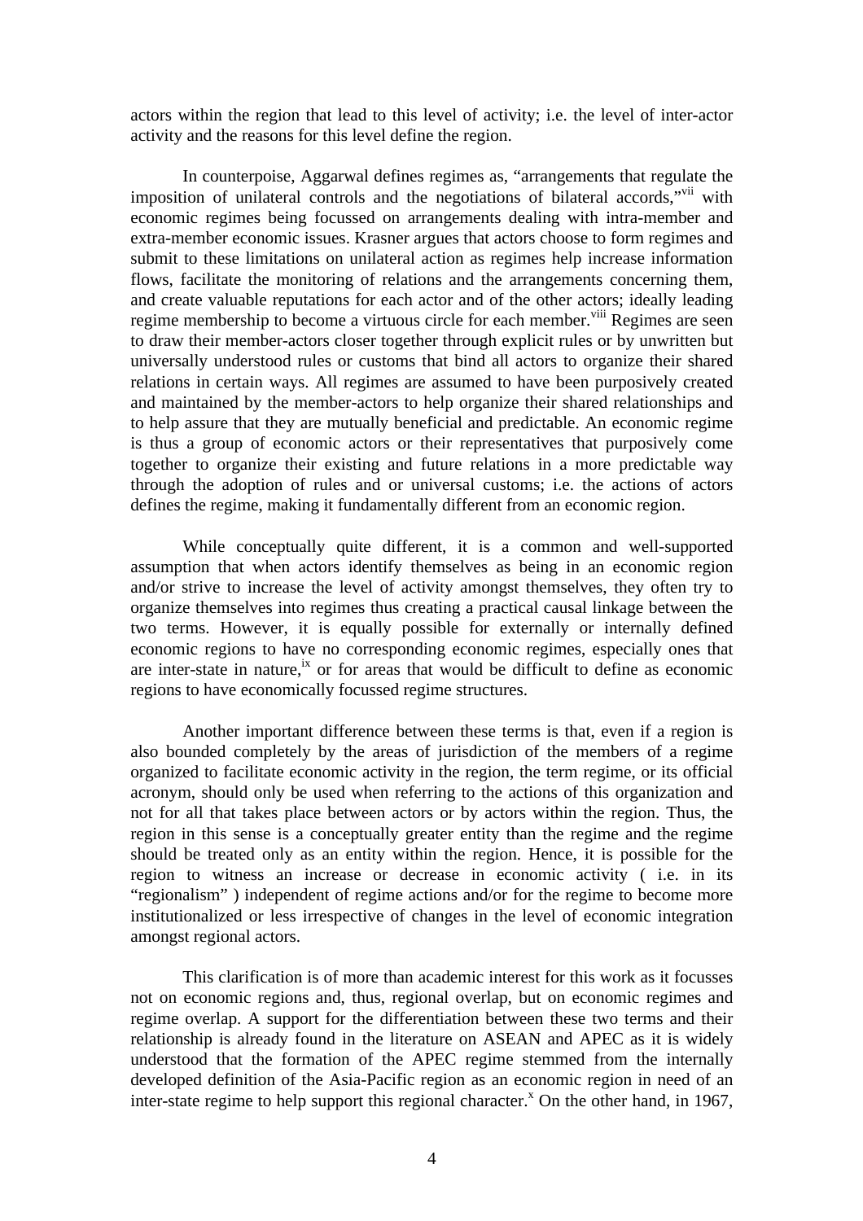actors within the region that lead to this level of activity; i.e. the level of inter-actor activity and the reasons for this level define the region.

In counterpoise, Aggarwal defines regimes as, "arrangements that regulate the imposition of unilateral controls and the negotiations of bilateral accords,"[vii] with economic regimes being focussed on arrangements dealing with intra-member and extra-member economic issues. Krasner argues that actors choose to form regimes and submit to these limitations on unilateral action as regimes help increase information flows, facilitate the monitoring of relations and the arrangements concerning them, and create valuable reputations for each actor and of the other actors; ideally leading regime membership to become a virtuous circle for each member.[viii] Regimes are seen to draw their member-actors closer together through explicit rules or by unwritten but universally understood rules or customs that bind all actors to organize their shared relations in certain ways. All regimes are assumed to have been purposively created and maintained by the member-actors to help organize their shared relationships and to help assure that they are mutually beneficial and predictable. An economic regime is thus a group of economic actors or their representatives that purposively come together to organize their existing and future relations in a more predictable way through the adoption of rules and or universal customs; i.e. the actions of actors defines the regime, making it fundamentally different from an economic region.

While conceptually quite different, it is a common and well-supported assumption that when actors identify themselves as being in an economic region and/or strive to increase the level of activity amongst themselves, they often try to organize themselves into regimes thus creating a practical causal linkage between the two terms. However, it is equally possible for externally or internally defined economic regions to have no corresponding economic regimes, especially ones that are inter-state in nature,[ix] or for areas that would be difficult to define as economic regions to have economically focussed regime structures.

Another important difference between these terms is that, even if a region is also bounded completely by the areas of jurisdiction of the members of a regime organized to facilitate economic activity in the region, the term regime, or its official acronym, should only be used when referring to the actions of this organization and not for all that takes place between actors or by actors within the region. Thus, the region in this sense is a conceptually greater entity than the regime and the regime should be treated only as an entity within the region. Hence, it is possible for the region to witness an increase or decrease in economic activity ( i.e. in its "regionalism" ) independent of regime actions and/or for the regime to become more institutionalized or less irrespective of changes in the level of economic integration amongst regional actors.

This clarification is of more than academic interest for this work as it focusses not on economic regions and, thus, regional overlap, but on economic regimes and regime overlap. A support for the differentiation between these two terms and their relationship is already found in the literature on ASEAN and APEC as it is widely understood that the formation of the APEC regime stemmed from the internally developed definition of the Asia-Pacific region as an economic region in need of an inter-state regime to help support this regional character.[x] On the other hand, in 1967,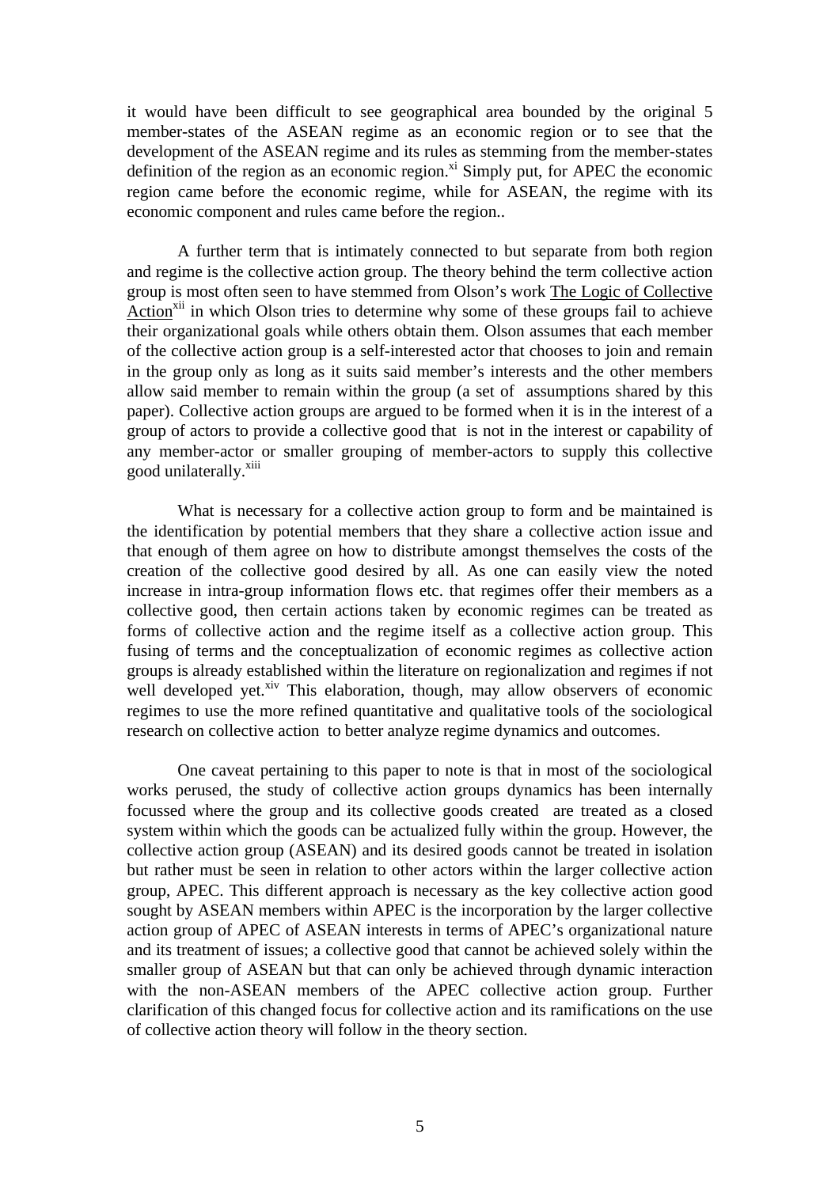it would have been difficult to see geographical area bounded by the original 5 member-states of the ASEAN regime as an economic region or to see that the development of the ASEAN regime and its rules as stemming from the member-states definition of the region as an economic region.[xi] Simply put, for APEC the economic region came before the economic regime, while for ASEAN, the regime with its economic component and rules came before the region..

A further term that is intimately connected to but separate from both region and regime is the collective action group. The theory behind the term collective action group is most often seen to have stemmed from Olson's work The Logic of Collective Action[xii] in which Olson tries to determine why some of these groups fail to achieve their organizational goals while others obtain them. Olson assumes that each member of the collective action group is a self-interested actor that chooses to join and remain in the group only as long as it suits said member's interests and the other members allow said member to remain within the group (a set of assumptions shared by this paper). Collective action groups are argued to be formed when it is in the interest of a group of actors to provide a collective good that is not in the interest or capability of any member-actor or smaller grouping of member-actors to supply this collective good unilaterally.[xiii]

What is necessary for a collective action group to form and be maintained is the identification by potential members that they share a collective action issue and that enough of them agree on how to distribute amongst themselves the costs of the creation of the collective good desired by all. As one can easily view the noted increase in intra-group information flows etc. that regimes offer their members as a collective good, then certain actions taken by economic regimes can be treated as forms of collective action and the regime itself as a collective action group. This fusing of terms and the conceptualization of economic regimes as collective action groups is already established within the literature on regionalization and regimes if not well developed yet.[xiv] This elaboration, though, may allow observers of economic regimes to use the more refined quantitative and qualitative tools of the sociological research on collective action to better analyze regime dynamics and outcomes.

One caveat pertaining to this paper to note is that in most of the sociological works perused, the study of collective action groups dynamics has been internally focussed where the group and its collective goods created are treated as a closed system within which the goods can be actualized fully within the group. However, the collective action group (ASEAN) and its desired goods cannot be treated in isolation but rather must be seen in relation to other actors within the larger collective action group, APEC. This different approach is necessary as the key collective action good sought by ASEAN members within APEC is the incorporation by the larger collective action group of APEC of ASEAN interests in terms of APEC's organizational nature and its treatment of issues; a collective good that cannot be achieved solely within the smaller group of ASEAN but that can only be achieved through dynamic interaction with the non-ASEAN members of the APEC collective action group. Further clarification of this changed focus for collective action and its ramifications on the use of collective action theory will follow in the theory section.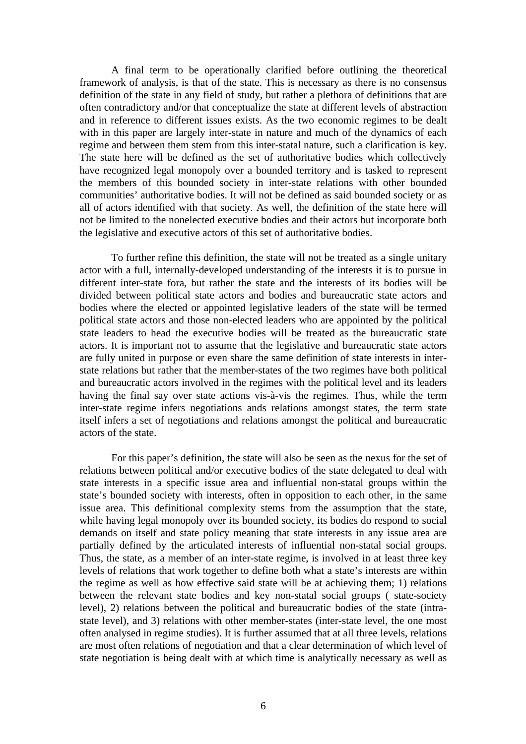A final term to be operationally clarified before outlining the theoretical framework of analysis, is that of the state. This is necessary as there is no consensus definition of the state in any field of study, but rather a plethora of definitions that are often contradictory and/or that conceptualize the state at different levels of abstraction and in reference to different issues exists. As the two economic regimes to be dealt with in this paper are largely inter-state in nature and much of the dynamics of each regime and between them stem from this inter-statal nature, such a clarification is key. The state here will be defined as the set of authoritative bodies which collectively have recognized legal monopoly over a bounded territory and is tasked to represent the members of this bounded society in inter-state relations with other bounded communities' authoritative bodies. It will not be defined as said bounded society or as all of actors identified with that society. As well, the definition of the state here will not be limited to the nonelected executive bodies and their actors but incorporate both the legislative and executive actors of this set of authoritative bodies.

To further refine this definition, the state will not be treated as a single unitary actor with a full, internally-developed understanding of the interests it is to pursue in different inter-state fora, but rather the state and the interests of its bodies will be divided between political state actors and bodies and bureaucratic state actors and bodies where the elected or appointed legislative leaders of the state will be termed political state actors and those non-elected leaders who are appointed by the political state leaders to head the executive bodies will be treated as the bureaucratic state actors. It is important not to assume that the legislative and bureaucratic state actors are fully united in purpose or even share the same definition of state interests in inter-state relations but rather that the member-states of the two regimes have both political and bureaucratic actors involved in the regimes with the political level and its leaders having the final say over state actions vis-à-vis the regimes. Thus, while the term inter-state regime infers negotiations ands relations amongst states, the term state itself infers a set of negotiations and relations amongst the political and bureaucratic actors of the state.

For this paper's definition, the state will also be seen as the nexus for the set of relations between political and/or executive bodies of the state delegated to deal with state interests in a specific issue area and influential non-statal groups within the state's bounded society with interests, often in opposition to each other, in the same issue area. This definitional complexity stems from the assumption that the state, while having legal monopoly over its bounded society, its bodies do respond to social demands on itself and state policy meaning that state interests in any issue area are partially defined by the articulated interests of influential non-statal social groups. Thus, the state, as a member of an inter-state regime, is involved in at least three key levels of relations that work together to define both what a state's interests are within the regime as well as how effective said state will be at achieving them; 1) relations between the relevant state bodies and key non-statal social groups ( state-society level), 2) relations between the political and bureaucratic bodies of the state (intra-state level), and 3) relations with other member-states (inter-state level, the one most often analysed in regime studies). It is further assumed that at all three levels, relations are most often relations of negotiation and that a clear determination of which level of state negotiation is being dealt with at which time is analytically necessary as well as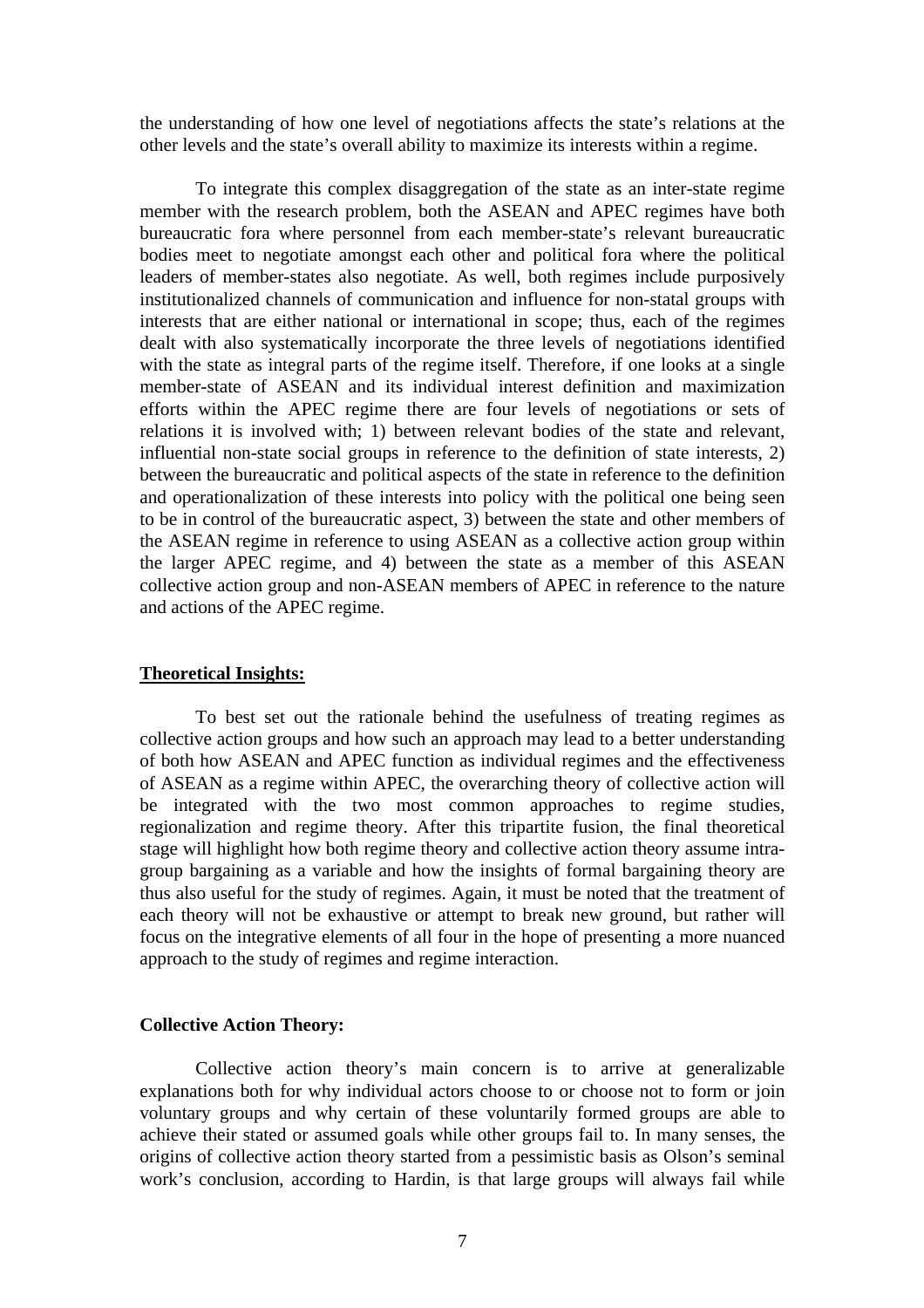the understanding of how one level of negotiations affects the state's relations at the other levels and the state's overall ability to maximize its interests within a regime.

To integrate this complex disaggregation of the state as an inter-state regime member with the research problem, both the ASEAN and APEC regimes have both bureaucratic fora where personnel from each member-state's relevant bureaucratic bodies meet to negotiate amongst each other and political fora where the political leaders of member-states also negotiate. As well, both regimes include purposively institutionalized channels of communication and influence for non-statal groups with interests that are either national or international in scope; thus, each of the regimes dealt with also systematically incorporate the three levels of negotiations identified with the state as integral parts of the regime itself. Therefore, if one looks at a single member-state of ASEAN and its individual interest definition and maximization efforts within the APEC regime there are four levels of negotiations or sets of relations it is involved with; 1) between relevant bodies of the state and relevant, influential non-state social groups in reference to the definition of state interests, 2) between the bureaucratic and political aspects of the state in reference to the definition and operationalization of these interests into policy with the political one being seen to be in control of the bureaucratic aspect, 3) between the state and other members of the ASEAN regime in reference to using ASEAN as a collective action group within the larger APEC regime, and 4) between the state as a member of this ASEAN collective action group and non-ASEAN members of APEC in reference to the nature and actions of the APEC regime.

## Theoretical Insights:

To best set out the rationale behind the usefulness of treating regimes as collective action groups and how such an approach may lead to a better understanding of both how ASEAN and APEC function as individual regimes and the effectiveness of ASEAN as a regime within APEC, the overarching theory of collective action will be integrated with the two most common approaches to regime studies, regionalization and regime theory. After this tripartite fusion, the final theoretical stage will highlight how both regime theory and collective action theory assume intra-group bargaining as a variable and how the insights of formal bargaining theory are thus also useful for the study of regimes. Again, it must be noted that the treatment of each theory will not be exhaustive or attempt to break new ground, but rather will focus on the integrative elements of all four in the hope of presenting a more nuanced approach to the study of regimes and regime interaction.

### Collective Action Theory:

Collective action theory's main concern is to arrive at generalizable explanations both for why individual actors choose to or choose not to form or join voluntary groups and why certain of these voluntarily formed groups are able to achieve their stated or assumed goals while other groups fail to. In many senses, the origins of collective action theory started from a pessimistic basis as Olson's seminal work's conclusion, according to Hardin, is that large groups will always fail while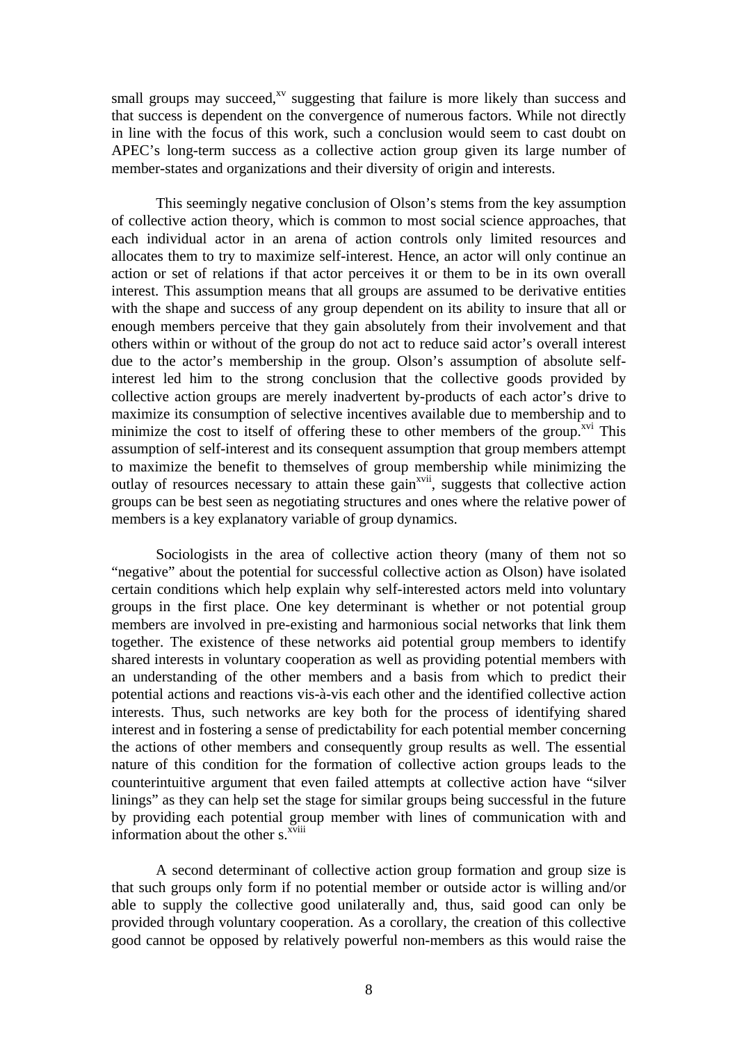small groups may succeed,[xv] suggesting that failure is more likely than success and that success is dependent on the convergence of numerous factors. While not directly in line with the focus of this work, such a conclusion would seem to cast doubt on APEC's long-term success as a collective action group given its large number of member-states and organizations and their diversity of origin and interests.

This seemingly negative conclusion of Olson's stems from the key assumption of collective action theory, which is common to most social science approaches, that each individual actor in an arena of action controls only limited resources and allocates them to try to maximize self-interest. Hence, an actor will only continue an action or set of relations if that actor perceives it or them to be in its own overall interest. This assumption means that all groups are assumed to be derivative entities with the shape and success of any group dependent on its ability to insure that all or enough members perceive that they gain absolutely from their involvement and that others within or without of the group do not act to reduce said actor's overall interest due to the actor's membership in the group. Olson's assumption of absolute self-interest led him to the strong conclusion that the collective goods provided by collective action groups are merely inadvertent by-products of each actor's drive to maximize its consumption of selective incentives available due to membership and to minimize the cost to itself of offering these to other members of the group.[xvi] This assumption of self-interest and its consequent assumption that group members attempt to maximize the benefit to themselves of group membership while minimizing the outlay of resources necessary to attain these gain[xvii], suggests that collective action groups can be best seen as negotiating structures and ones where the relative power of members is a key explanatory variable of group dynamics.

Sociologists in the area of collective action theory (many of them not so "negative" about the potential for successful collective action as Olson) have isolated certain conditions which help explain why self-interested actors meld into voluntary groups in the first place. One key determinant is whether or not potential group members are involved in pre-existing and harmonious social networks that link them together. The existence of these networks aid potential group members to identify shared interests in voluntary cooperation as well as providing potential members with an understanding of the other members and a basis from which to predict their potential actions and reactions vis-à-vis each other and the identified collective action interests. Thus, such networks are key both for the process of identifying shared interest and in fostering a sense of predictability for each potential member concerning the actions of other members and consequently group results as well. The essential nature of this condition for the formation of collective action groups leads to the counterintuitive argument that even failed attempts at collective action have "silver linings" as they can help set the stage for similar groups being successful in the future by providing each potential group member with lines of communication with and information about the other s.[xviii]

A second determinant of collective action group formation and group size is that such groups only form if no potential member or outside actor is willing and/or able to supply the collective good unilaterally and, thus, said good can only be provided through voluntary cooperation. As a corollary, the creation of this collective good cannot be opposed by relatively powerful non-members as this would raise the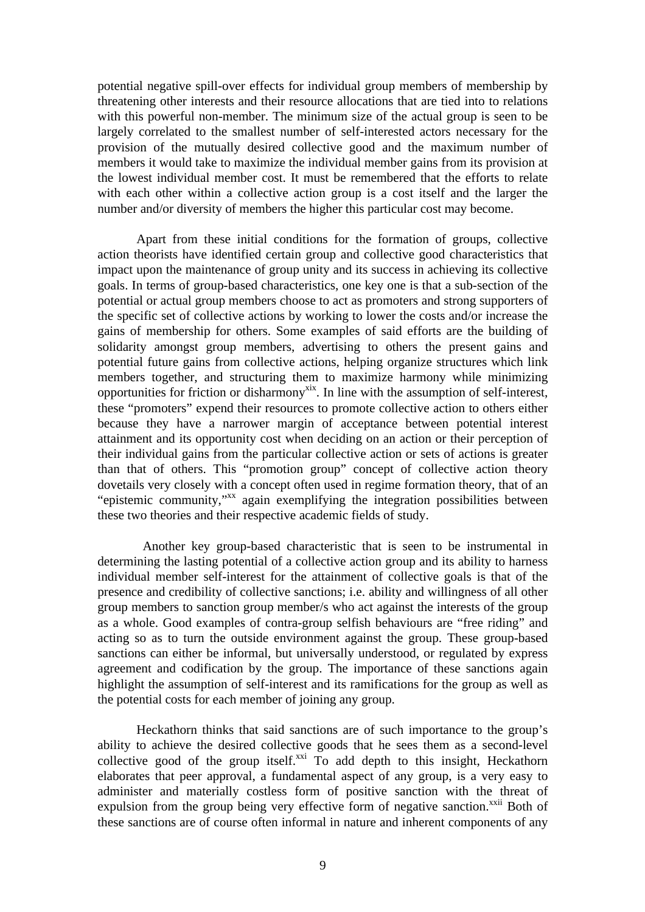potential negative spill-over effects for individual group members of membership by threatening other interests and their resource allocations that are tied into to relations with this powerful non-member. The minimum size of the actual group is seen to be largely correlated to the smallest number of self-interested actors necessary for the provision of the mutually desired collective good and the maximum number of members it would take to maximize the individual member gains from its provision at the lowest individual member cost. It must be remembered that the efforts to relate with each other within a collective action group is a cost itself and the larger the number and/or diversity of members the higher this particular cost may become.

Apart from these initial conditions for the formation of groups, collective action theorists have identified certain group and collective good characteristics that impact upon the maintenance of group unity and its success in achieving its collective goals. In terms of group-based characteristics, one key one is that a sub-section of the potential or actual group members choose to act as promoters and strong supporters of the specific set of collective actions by working to lower the costs and/or increase the gains of membership for others. Some examples of said efforts are the building of solidarity amongst group members, advertising to others the present gains and potential future gains from collective actions, helping organize structures which link members together, and structuring them to maximize harmony while minimizing opportunities for friction or disharmony[xix]. In line with the assumption of self-interest, these "promoters" expend their resources to promote collective action to others either because they have a narrower margin of acceptance between potential interest attainment and its opportunity cost when deciding on an action or their perception of their individual gains from the particular collective action or sets of actions is greater than that of others. This "promotion group" concept of collective action theory dovetails very closely with a concept often used in regime formation theory, that of an "epistemic community,"[xx] again exemplifying the integration possibilities between these two theories and their respective academic fields of study.

Another key group-based characteristic that is seen to be instrumental in determining the lasting potential of a collective action group and its ability to harness individual member self-interest for the attainment of collective goals is that of the presence and credibility of collective sanctions; i.e. ability and willingness of all other group members to sanction group member/s who act against the interests of the group as a whole. Good examples of contra-group selfish behaviours are "free riding" and acting so as to turn the outside environment against the group. These group-based sanctions can either be informal, but universally understood, or regulated by express agreement and codification by the group. The importance of these sanctions again highlight the assumption of self-interest and its ramifications for the group as well as the potential costs for each member of joining any group.

Heckathorn thinks that said sanctions are of such importance to the group's ability to achieve the desired collective goods that he sees them as a second-level collective good of the group itself.[xxi] To add depth to this insight, Heckathorn elaborates that peer approval, a fundamental aspect of any group, is a very easy to administer and materially costless form of positive sanction with the threat of expulsion from the group being very effective form of negative sanction.[xxii] Both of these sanctions are of course often informal in nature and inherent components of any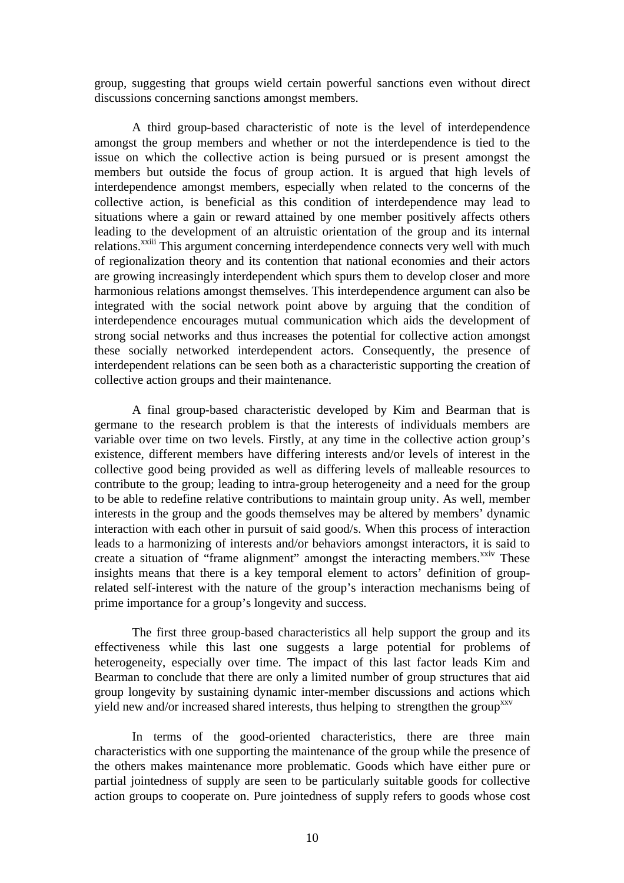group, suggesting that groups wield certain powerful sanctions even without direct discussions concerning sanctions amongst members.

A third group-based characteristic of note is the level of interdependence amongst the group members and whether or not the interdependence is tied to the issue on which the collective action is being pursued or is present amongst the members but outside the focus of group action. It is argued that high levels of interdependence amongst members, especially when related to the concerns of the collective action, is beneficial as this condition of interdependence may lead to situations where a gain or reward attained by one member positively affects others leading to the development of an altruistic orientation of the group and its internal relations.[xxiii] This argument concerning interdependence connects very well with much of regionalization theory and its contention that national economies and their actors are growing increasingly interdependent which spurs them to develop closer and more harmonious relations amongst themselves. This interdependence argument can also be integrated with the social network point above by arguing that the condition of interdependence encourages mutual communication which aids the development of strong social networks and thus increases the potential for collective action amongst these socially networked interdependent actors. Consequently, the presence of interdependent relations can be seen both as a characteristic supporting the creation of collective action groups and their maintenance.

A final group-based characteristic developed by Kim and Bearman that is germane to the research problem is that the interests of individuals members are variable over time on two levels. Firstly, at any time in the collective action group's existence, different members have differing interests and/or levels of interest in the collective good being provided as well as differing levels of malleable resources to contribute to the group; leading to intra-group heterogeneity and a need for the group to be able to redefine relative contributions to maintain group unity. As well, member interests in the group and the goods themselves may be altered by members' dynamic interaction with each other in pursuit of said good/s. When this process of interaction leads to a harmonizing of interests and/or behaviors amongst interactors, it is said to create a situation of "frame alignment" amongst the interacting members.[xxiv] These insights means that there is a key temporal element to actors' definition of group-related self-interest with the nature of the group's interaction mechanisms being of prime importance for a group's longevity and success.

The first three group-based characteristics all help support the group and its effectiveness while this last one suggests a large potential for problems of heterogeneity, especially over time. The impact of this last factor leads Kim and Bearman to conclude that there are only a limited number of group structures that aid group longevity by sustaining dynamic inter-member discussions and actions which yield new and/or increased shared interests, thus helping to strengthen the group[xxv]

In terms of the good-oriented characteristics, there are three main characteristics with one supporting the maintenance of the group while the presence of the others makes maintenance more problematic. Goods which have either pure or partial jointedness of supply are seen to be particularly suitable goods for collective action groups to cooperate on. Pure jointedness of supply refers to goods whose cost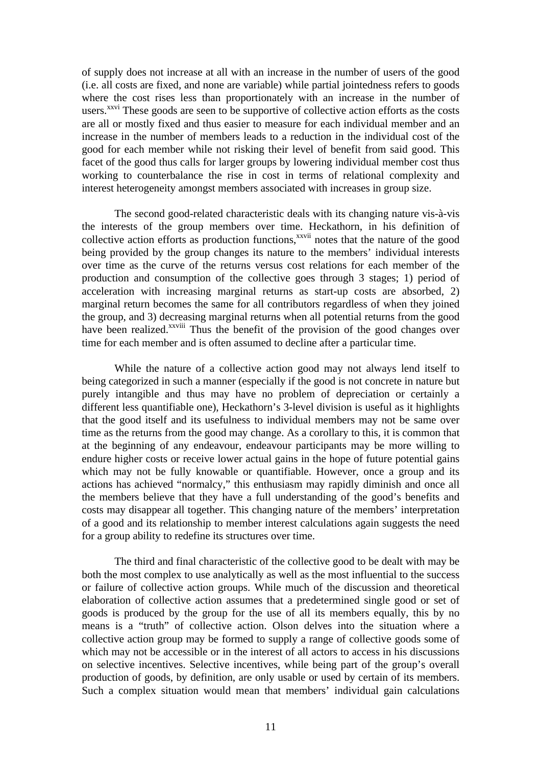of supply does not increase at all with an increase in the number of users of the good (i.e. all costs are fixed, and none are variable) while partial jointedness refers to goods where the cost rises less than proportionately with an increase in the number of users.[xxvi] These goods are seen to be supportive of collective action efforts as the costs are all or mostly fixed and thus easier to measure for each individual member and an increase in the number of members leads to a reduction in the individual cost of the good for each member while not risking their level of benefit from said good. This facet of the good thus calls for larger groups by lowering individual member cost thus working to counterbalance the rise in cost in terms of relational complexity and interest heterogeneity amongst members associated with increases in group size.

The second good-related characteristic deals with its changing nature vis-à-vis the interests of the group members over time. Heckathorn, in his definition of collective action efforts as production functions,[xxvii] notes that the nature of the good being provided by the group changes its nature to the members' individual interests over time as the curve of the returns versus cost relations for each member of the production and consumption of the collective goes through 3 stages; 1) period of acceleration with increasing marginal returns as start-up costs are absorbed, 2) marginal return becomes the same for all contributors regardless of when they joined the group, and 3) decreasing marginal returns when all potential returns from the good have been realized.[xxviii] Thus the benefit of the provision of the good changes over time for each member and is often assumed to decline after a particular time.

While the nature of a collective action good may not always lend itself to being categorized in such a manner (especially if the good is not concrete in nature but purely intangible and thus may have no problem of depreciation or certainly a different less quantifiable one), Heckathorn's 3-level division is useful as it highlights that the good itself and its usefulness to individual members may not be same over time as the returns from the good may change. As a corollary to this, it is common that at the beginning of any endeavour, endeavour participants may be more willing to endure higher costs or receive lower actual gains in the hope of future potential gains which may not be fully knowable or quantifiable. However, once a group and its actions has achieved "normalcy," this enthusiasm may rapidly diminish and once all the members believe that they have a full understanding of the good's benefits and costs may disappear all together. This changing nature of the members' interpretation of a good and its relationship to member interest calculations again suggests the need for a group ability to redefine its structures over time.

The third and final characteristic of the collective good to be dealt with may be both the most complex to use analytically as well as the most influential to the success or failure of collective action groups. While much of the discussion and theoretical elaboration of collective action assumes that a predetermined single good or set of goods is produced by the group for the use of all its members equally, this by no means is a "truth" of collective action. Olson delves into the situation where a collective action group may be formed to supply a range of collective goods some of which may not be accessible or in the interest of all actors to access in his discussions on selective incentives. Selective incentives, while being part of the group's overall production of goods, by definition, are only usable or used by certain of its members. Such a complex situation would mean that members' individual gain calculations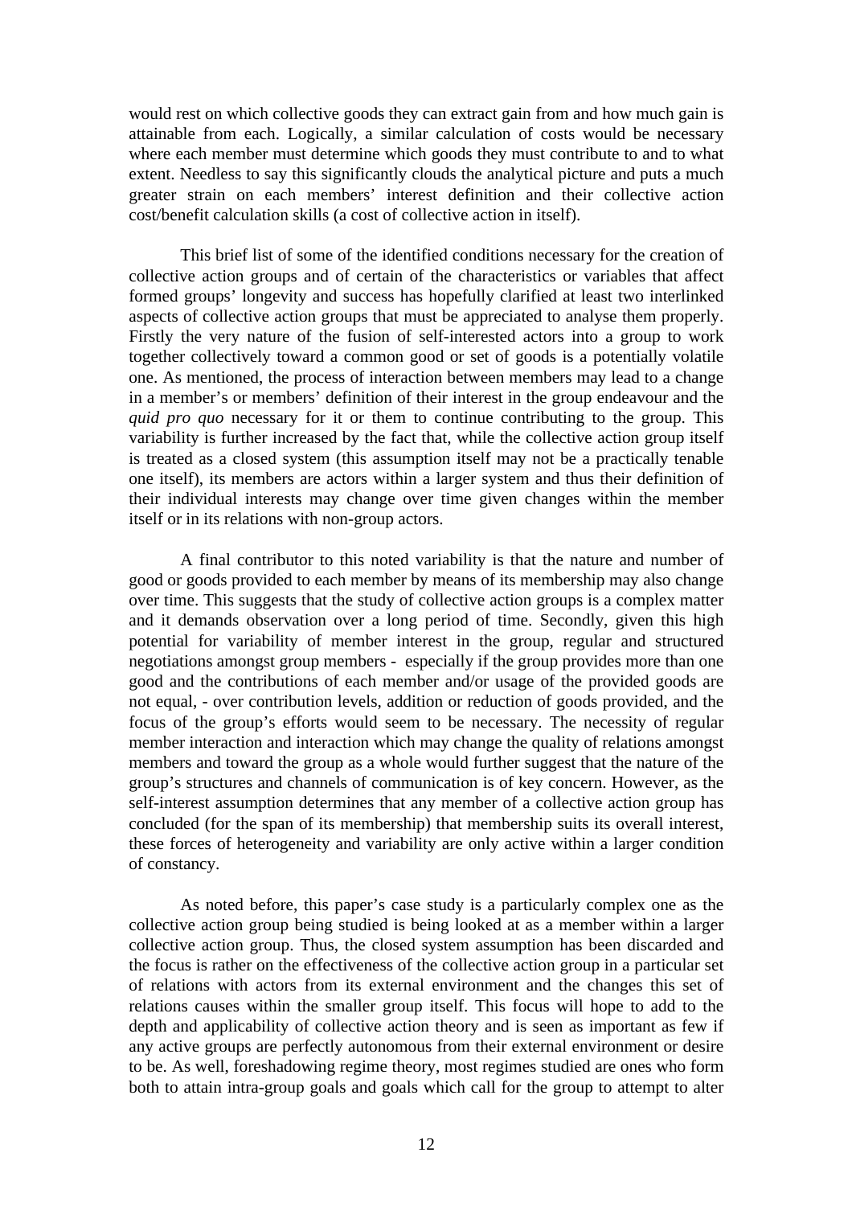would rest on which collective goods they can extract gain from and how much gain is attainable from each. Logically, a similar calculation of costs would be necessary where each member must determine which goods they must contribute to and to what extent. Needless to say this significantly clouds the analytical picture and puts a much greater strain on each members' interest definition and their collective action cost/benefit calculation skills (a cost of collective action in itself).

This brief list of some of the identified conditions necessary for the creation of collective action groups and of certain of the characteristics or variables that affect formed groups' longevity and success has hopefully clarified at least two interlinked aspects of collective action groups that must be appreciated to analyse them properly. Firstly the very nature of the fusion of self-interested actors into a group to work together collectively toward a common good or set of goods is a potentially volatile one. As mentioned, the process of interaction between members may lead to a change in a member's or members' definition of their interest in the group endeavour and the *quid pro quo* necessary for it or them to continue contributing to the group. This variability is further increased by the fact that, while the collective action group itself is treated as a closed system (this assumption itself may not be a practically tenable one itself), its members are actors within a larger system and thus their definition of their individual interests may change over time given changes within the member itself or in its relations with non-group actors.

A final contributor to this noted variability is that the nature and number of good or goods provided to each member by means of its membership may also change over time. This suggests that the study of collective action groups is a complex matter and it demands observation over a long period of time. Secondly, given this high potential for variability of member interest in the group, regular and structured negotiations amongst group members - especially if the group provides more than one good and the contributions of each member and/or usage of the provided goods are not equal, - over contribution levels, addition or reduction of goods provided, and the focus of the group's efforts would seem to be necessary. The necessity of regular member interaction and interaction which may change the quality of relations amongst members and toward the group as a whole would further suggest that the nature of the group's structures and channels of communication is of key concern. However, as the self-interest assumption determines that any member of a collective action group has concluded (for the span of its membership) that membership suits its overall interest, these forces of heterogeneity and variability are only active within a larger condition of constancy.

As noted before, this paper's case study is a particularly complex one as the collective action group being studied is being looked at as a member within a larger collective action group. Thus, the closed system assumption has been discarded and the focus is rather on the effectiveness of the collective action group in a particular set of relations with actors from its external environment and the changes this set of relations causes within the smaller group itself. This focus will hope to add to the depth and applicability of collective action theory and is seen as important as few if any active groups are perfectly autonomous from their external environment or desire to be. As well, foreshadowing regime theory, most regimes studied are ones who form both to attain intra-group goals and goals which call for the group to attempt to alter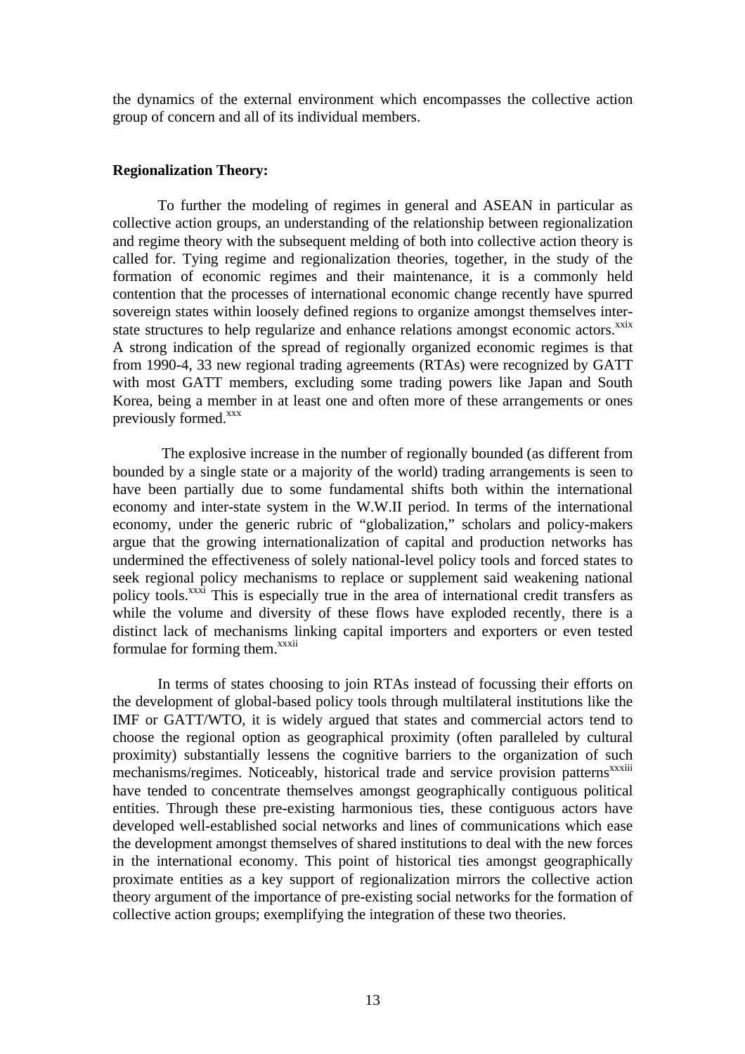the dynamics of the external environment which encompasses the collective action group of concern and all of its individual members.

**Regionalization Theory:**

To further the modeling of regimes in general and ASEAN in particular as collective action groups, an understanding of the relationship between regionalization and regime theory with the subsequent melding of both into collective action theory is called for. Tying regime and regionalization theories, together, in the study of the formation of economic regimes and their maintenance, it is a commonly held contention that the processes of international economic change recently have spurred sovereign states within loosely defined regions to organize amongst themselves inter-state structures to help regularize and enhance relations amongst economic actors.[xxix] A strong indication of the spread of regionally organized economic regimes is that from 1990-4, 33 new regional trading agreements (RTAs) were recognized by GATT with most GATT members, excluding some trading powers like Japan and South Korea, being a member in at least one and often more of these arrangements or ones previously formed.[xxx]

The explosive increase in the number of regionally bounded (as different from bounded by a single state or a majority of the world) trading arrangements is seen to have been partially due to some fundamental shifts both within the international economy and inter-state system in the W.W.II period. In terms of the international economy, under the generic rubric of "globalization," scholars and policy-makers argue that the growing internationalization of capital and production networks has undermined the effectiveness of solely national-level policy tools and forced states to seek regional policy mechanisms to replace or supplement said weakening national policy tools.[xxxi] This is especially true in the area of international credit transfers as while the volume and diversity of these flows have exploded recently, there is a distinct lack of mechanisms linking capital importers and exporters or even tested formulae for forming them.[xxxii]

In terms of states choosing to join RTAs instead of focussing their efforts on the development of global-based policy tools through multilateral institutions like the IMF or GATT/WTO, it is widely argued that states and commercial actors tend to choose the regional option as geographical proximity (often paralleled by cultural proximity) substantially lessens the cognitive barriers to the organization of such mechanisms/regimes. Noticeably, historical trade and service provision patterns[xxxiii] have tended to concentrate themselves amongst geographically contiguous political entities. Through these pre-existing harmonious ties, these contiguous actors have developed well-established social networks and lines of communications which ease the development amongst themselves of shared institutions to deal with the new forces in the international economy. This point of historical ties amongst geographically proximate entities as a key support of regionalization mirrors the collective action theory argument of the importance of pre-existing social networks for the formation of collective action groups; exemplifying the integration of these two theories.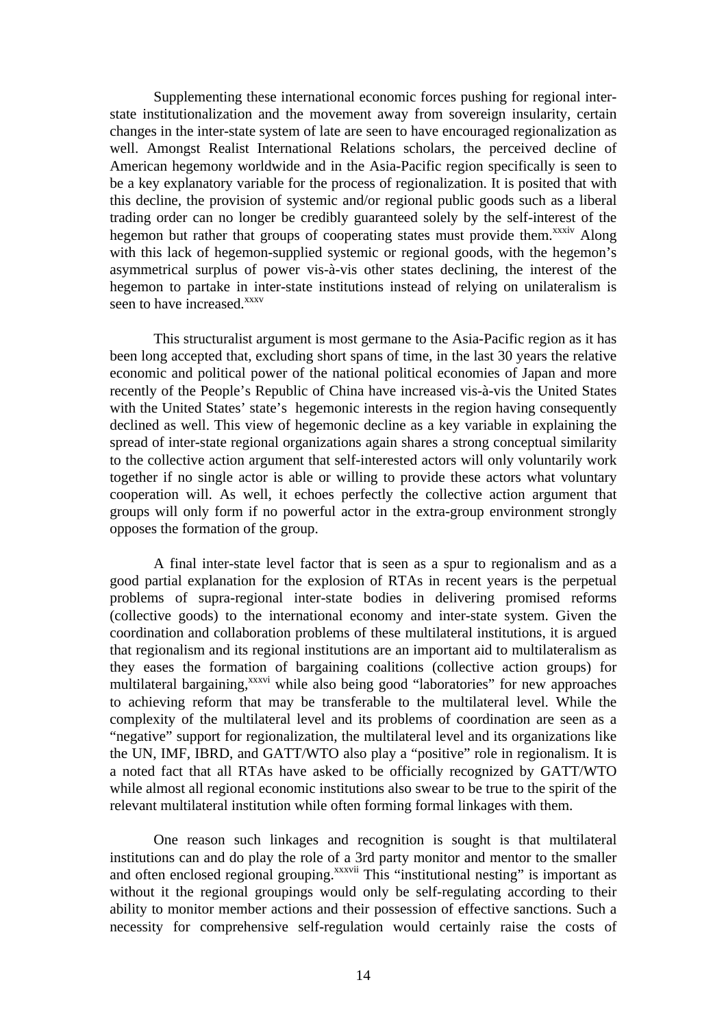Supplementing these international economic forces pushing for regional inter-state institutionalization and the movement away from sovereign insularity, certain changes in the inter-state system of late are seen to have encouraged regionalization as well. Amongst Realist International Relations scholars, the perceived decline of American hegemony worldwide and in the Asia-Pacific region specifically is seen to be a key explanatory variable for the process of regionalization. It is posited that with this decline, the provision of systemic and/or regional public goods such as a liberal trading order can no longer be credibly guaranteed solely by the self-interest of the hegemon but rather that groups of cooperating states must provide them.[xxxiv] Along with this lack of hegemon-supplied systemic or regional goods, with the hegemon's asymmetrical surplus of power vis-à-vis other states declining, the interest of the hegemon to partake in inter-state institutions instead of relying on unilateralism is seen to have increased.[xxxv]

This structuralist argument is most germane to the Asia-Pacific region as it has been long accepted that, excluding short spans of time, in the last 30 years the relative economic and political power of the national political economies of Japan and more recently of the People's Republic of China have increased vis-à-vis the United States with the United States' state's hegemonic interests in the region having consequently declined as well. This view of hegemonic decline as a key variable in explaining the spread of inter-state regional organizations again shares a strong conceptual similarity to the collective action argument that self-interested actors will only voluntarily work together if no single actor is able or willing to provide these actors what voluntary cooperation will. As well, it echoes perfectly the collective action argument that groups will only form if no powerful actor in the extra-group environment strongly opposes the formation of the group.

A final inter-state level factor that is seen as a spur to regionalism and as a good partial explanation for the explosion of RTAs in recent years is the perpetual problems of supra-regional inter-state bodies in delivering promised reforms (collective goods) to the international economy and inter-state system. Given the coordination and collaboration problems of these multilateral institutions, it is argued that regionalism and its regional institutions are an important aid to multilateralism as they eases the formation of bargaining coalitions (collective action groups) for multilateral bargaining,[xxxvi] while also being good "laboratories" for new approaches to achieving reform that may be transferable to the multilateral level. While the complexity of the multilateral level and its problems of coordination are seen as a "negative" support for regionalization, the multilateral level and its organizations like the UN, IMF, IBRD, and GATT/WTO also play a "positive" role in regionalism. It is a noted fact that all RTAs have asked to be officially recognized by GATT/WTO while almost all regional economic institutions also swear to be true to the spirit of the relevant multilateral institution while often forming formal linkages with them.

One reason such linkages and recognition is sought is that multilateral institutions can and do play the role of a 3rd party monitor and mentor to the smaller and often enclosed regional grouping.[xxxvii] This "institutional nesting" is important as without it the regional groupings would only be self-regulating according to their ability to monitor member actions and their possession of effective sanctions. Such a necessity for comprehensive self-regulation would certainly raise the costs of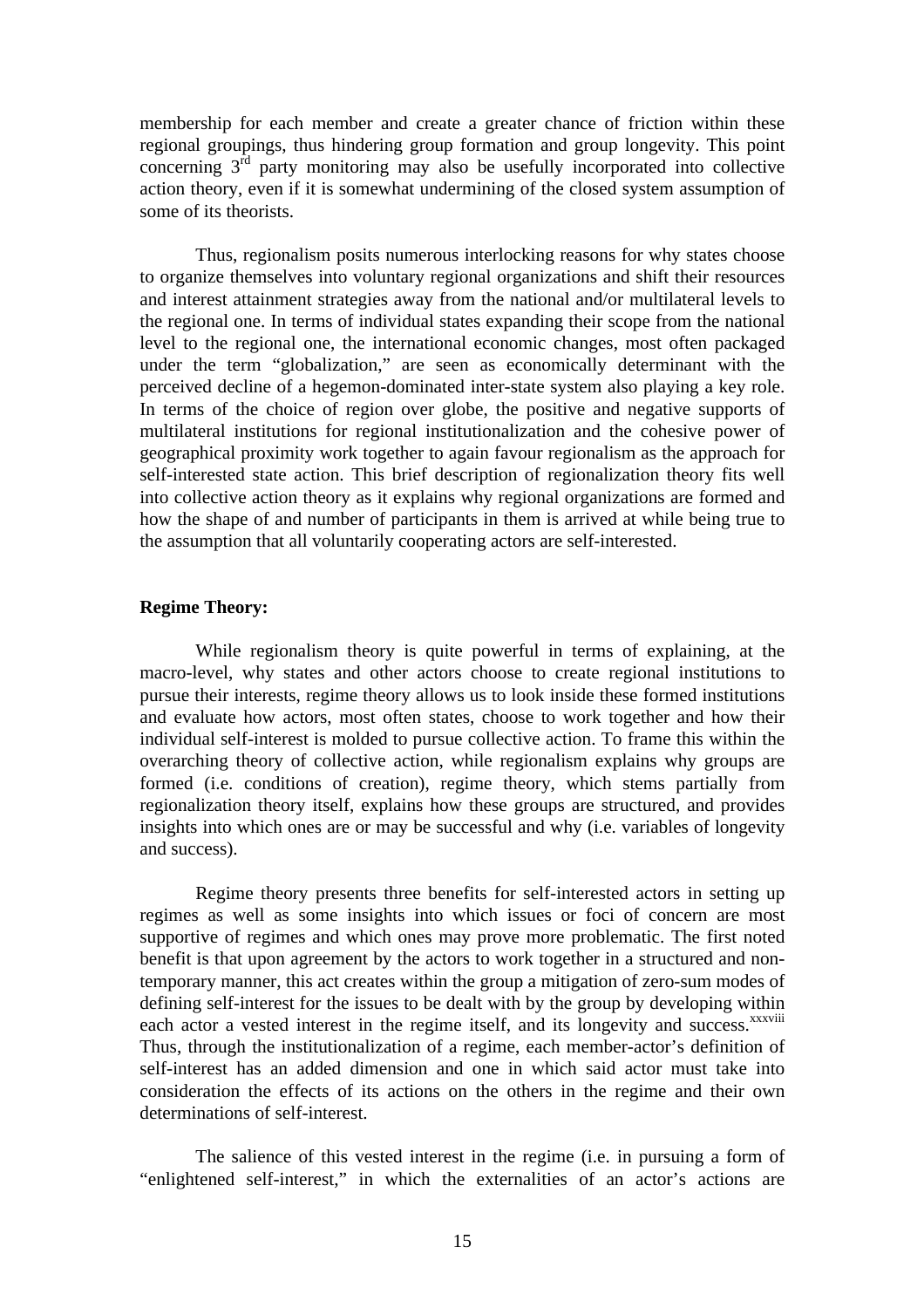membership for each member and create a greater chance of friction within these regional groupings, thus hindering group formation and group longevity. This point concerning 3rd party monitoring may also be usefully incorporated into collective action theory, even if it is somewhat undermining of the closed system assumption of some of its theorists.

Thus, regionalism posits numerous interlocking reasons for why states choose to organize themselves into voluntary regional organizations and shift their resources and interest attainment strategies away from the national and/or multilateral levels to the regional one. In terms of individual states expanding their scope from the national level to the regional one, the international economic changes, most often packaged under the term "globalization," are seen as economically determinant with the perceived decline of a hegemon-dominated inter-state system also playing a key role. In terms of the choice of region over globe, the positive and negative supports of multilateral institutions for regional institutionalization and the cohesive power of geographical proximity work together to again favour regionalism as the approach for self-interested state action. This brief description of regionalization theory fits well into collective action theory as it explains why regional organizations are formed and how the shape of and number of participants in them is arrived at while being true to the assumption that all voluntarily cooperating actors are self-interested.

**Regime Theory:**

While regionalism theory is quite powerful in terms of explaining, at the macro-level, why states and other actors choose to create regional institutions to pursue their interests, regime theory allows us to look inside these formed institutions and evaluate how actors, most often states, choose to work together and how their individual self-interest is molded to pursue collective action. To frame this within the overarching theory of collective action, while regionalism explains why groups are formed (i.e. conditions of creation), regime theory, which stems partially from regionalization theory itself, explains how these groups are structured, and provides insights into which ones are or may be successful and why (i.e. variables of longevity and success).

Regime theory presents three benefits for self-interested actors in setting up regimes as well as some insights into which issues or foci of concern are most supportive of regimes and which ones may prove more problematic. The first noted benefit is that upon agreement by the actors to work together in a structured and non-temporary manner, this act creates within the group a mitigation of zero-sum modes of defining self-interest for the issues to be dealt with by the group by developing within each actor a vested interest in the regime itself, and its longevity and success.[xxxviii] Thus, through the institutionalization of a regime, each member-actor's definition of self-interest has an added dimension and one in which said actor must take into consideration the effects of its actions on the others in the regime and their own determinations of self-interest.

The salience of this vested interest in the regime (i.e. in pursuing a form of "enlightened self-interest," in which the externalities of an actor's actions are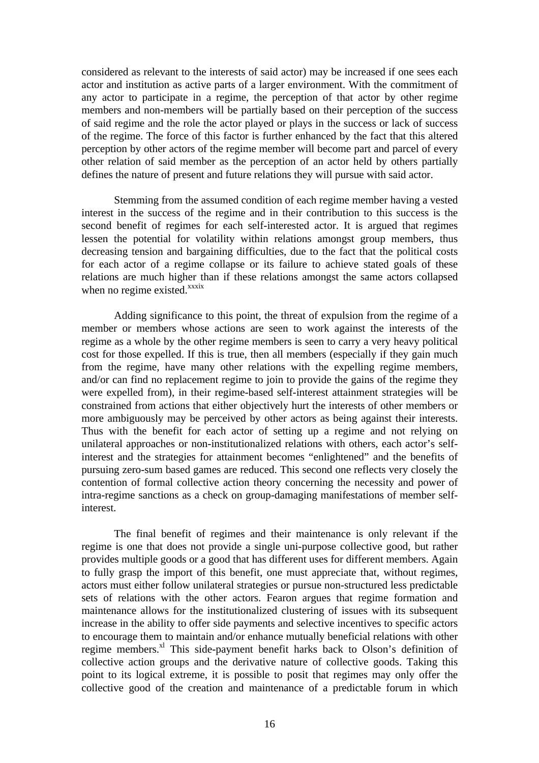considered as relevant to the interests of said actor) may be increased if one sees each actor and institution as active parts of a larger environment. With the commitment of any actor to participate in a regime, the perception of that actor by other regime members and non-members will be partially based on their perception of the success of said regime and the role the actor played or plays in the success or lack of success of the regime. The force of this factor is further enhanced by the fact that this altered perception by other actors of the regime member will become part and parcel of every other relation of said member as the perception of an actor held by others partially defines the nature of present and future relations they will pursue with said actor.

Stemming from the assumed condition of each regime member having a vested interest in the success of the regime and in their contribution to this success is the second benefit of regimes for each self-interested actor. It is argued that regimes lessen the potential for volatility within relations amongst group members, thus decreasing tension and bargaining difficulties, due to the fact that the political costs for each actor of a regime collapse or its failure to achieve stated goals of these relations are much higher than if these relations amongst the same actors collapsed when no regime existed.[xxxix]

Adding significance to this point, the threat of expulsion from the regime of a member or members whose actions are seen to work against the interests of the regime as a whole by the other regime members is seen to carry a very heavy political cost for those expelled. If this is true, then all members (especially if they gain much from the regime, have many other relations with the expelling regime members, and/or can find no replacement regime to join to provide the gains of the regime they were expelled from), in their regime-based self-interest attainment strategies will be constrained from actions that either objectively hurt the interests of other members or more ambiguously may be perceived by other actors as being against their interests. Thus with the benefit for each actor of setting up a regime and not relying on unilateral approaches or non-institutionalized relations with others, each actor's self-interest and the strategies for attainment becomes "enlightened" and the benefits of pursuing zero-sum based games are reduced. This second one reflects very closely the contention of formal collective action theory concerning the necessity and power of intra-regime sanctions as a check on group-damaging manifestations of member self-interest.

The final benefit of regimes and their maintenance is only relevant if the regime is one that does not provide a single uni-purpose collective good, but rather provides multiple goods or a good that has different uses for different members. Again to fully grasp the import of this benefit, one must appreciate that, without regimes, actors must either follow unilateral strategies or pursue non-structured less predictable sets of relations with the other actors. Fearon argues that regime formation and maintenance allows for the institutionalized clustering of issues with its subsequent increase in the ability to offer side payments and selective incentives to specific actors to encourage them to maintain and/or enhance mutually beneficial relations with other regime members.[xl] This side-payment benefit harks back to Olson's definition of collective action groups and the derivative nature of collective goods. Taking this point to its logical extreme, it is possible to posit that regimes may only offer the collective good of the creation and maintenance of a predictable forum in which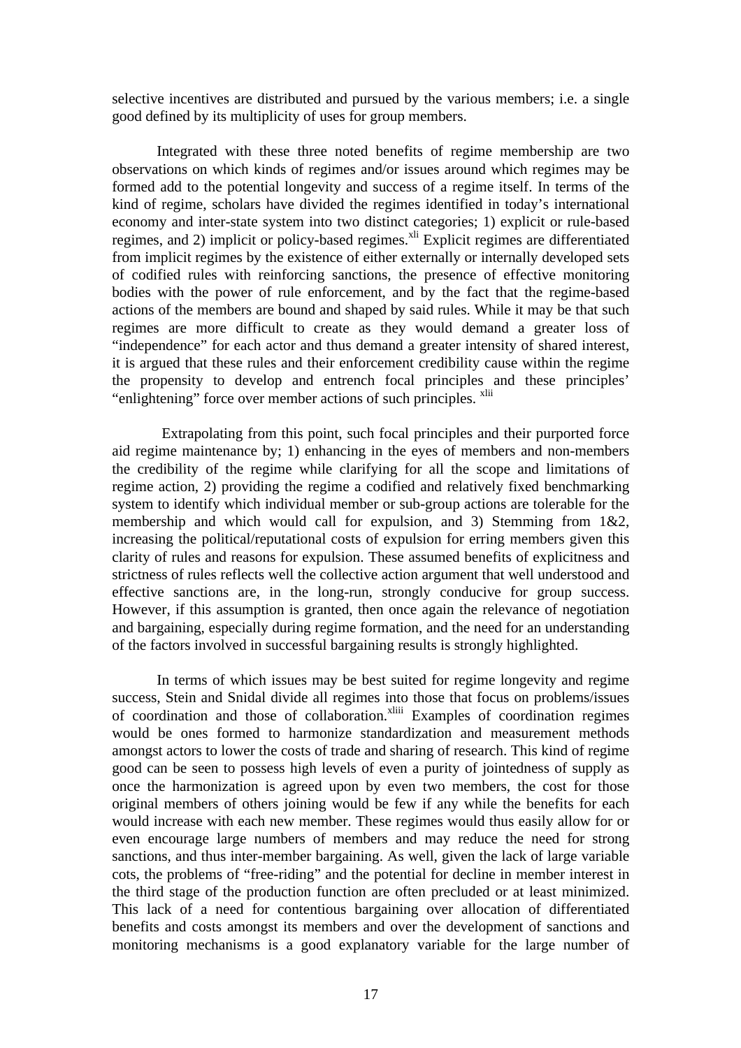selective incentives are distributed and pursued by the various members; i.e. a single good defined by its multiplicity of uses for group members.

Integrated with these three noted benefits of regime membership are two observations on which kinds of regimes and/or issues around which regimes may be formed add to the potential longevity and success of a regime itself. In terms of the kind of regime, scholars have divided the regimes identified in today's international economy and inter-state system into two distinct categories; 1) explicit or rule-based regimes, and 2) implicit or policy-based regimes.[xli] Explicit regimes are differentiated from implicit regimes by the existence of either externally or internally developed sets of codified rules with reinforcing sanctions, the presence of effective monitoring bodies with the power of rule enforcement, and by the fact that the regime-based actions of the members are bound and shaped by said rules. While it may be that such regimes are more difficult to create as they would demand a greater loss of "independence" for each actor and thus demand a greater intensity of shared interest, it is argued that these rules and their enforcement credibility cause within the regime the propensity to develop and entrench focal principles and these principles' "enlightening" force over member actions of such principles.[xlii]

Extrapolating from this point, such focal principles and their purported force aid regime maintenance by; 1) enhancing in the eyes of members and non-members the credibility of the regime while clarifying for all the scope and limitations of regime action, 2) providing the regime a codified and relatively fixed benchmarking system to identify which individual member or sub-group actions are tolerable for the membership and which would call for expulsion, and 3) Stemming from 1&2, increasing the political/reputational costs of expulsion for erring members given this clarity of rules and reasons for expulsion. These assumed benefits of explicitness and strictness of rules reflects well the collective action argument that well understood and effective sanctions are, in the long-run, strongly conducive for group success. However, if this assumption is granted, then once again the relevance of negotiation and bargaining, especially during regime formation, and the need for an understanding of the factors involved in successful bargaining results is strongly highlighted.

In terms of which issues may be best suited for regime longevity and regime success, Stein and Snidal divide all regimes into those that focus on problems/issues of coordination and those of collaboration.[xliii] Examples of coordination regimes would be ones formed to harmonize standardization and measurement methods amongst actors to lower the costs of trade and sharing of research. This kind of regime good can be seen to possess high levels of even a purity of jointedness of supply as once the harmonization is agreed upon by even two members, the cost for those original members of others joining would be few if any while the benefits for each would increase with each new member. These regimes would thus easily allow for or even encourage large numbers of members and may reduce the need for strong sanctions, and thus inter-member bargaining. As well, given the lack of large variable cots, the problems of "free-riding" and the potential for decline in member interest in the third stage of the production function are often precluded or at least minimized. This lack of a need for contentious bargaining over allocation of differentiated benefits and costs amongst its members and over the development of sanctions and monitoring mechanisms is a good explanatory variable for the large number of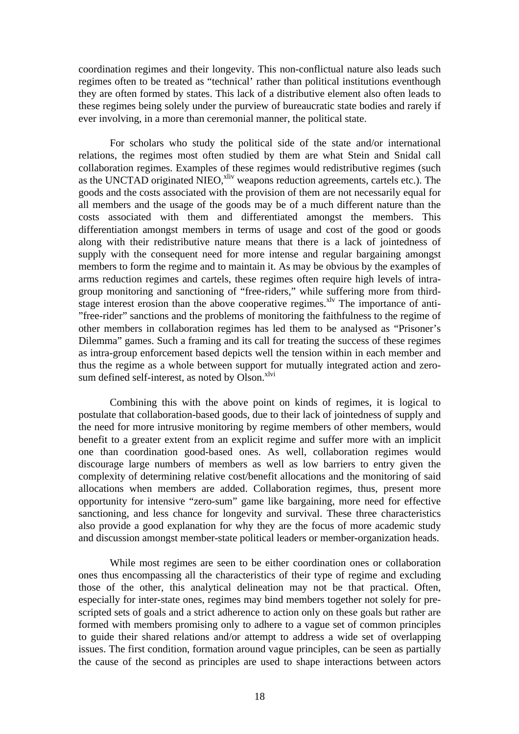coordination regimes and their longevity. This non-conflictual nature also leads such regimes often to be treated as "technical' rather than political institutions eventhough they are often formed by states. This lack of a distributive element also often leads to these regimes being solely under the purview of bureaucratic state bodies and rarely if ever involving, in a more than ceremonial manner, the political state.

For scholars who study the political side of the state and/or international relations, the regimes most often studied by them are what Stein and Snidal call collaboration regimes. Examples of these regimes would redistributive regimes (such as the UNCTAD originated NIEO,[xliv] weapons reduction agreements, cartels etc.). The goods and the costs associated with the provision of them are not necessarily equal for all members and the usage of the goods may be of a much different nature than the costs associated with them and differentiated amongst the members. This differentiation amongst members in terms of usage and cost of the good or goods along with their redistributive nature means that there is a lack of jointedness of supply with the consequent need for more intense and regular bargaining amongst members to form the regime and to maintain it. As may be obvious by the examples of arms reduction regimes and cartels, these regimes often require high levels of intra-group monitoring and sanctioning of "free-riders," while suffering more from third-stage interest erosion than the above cooperative regimes.[xlv] The importance of anti-"free-rider" sanctions and the problems of monitoring the faithfulness to the regime of other members in collaboration regimes has led them to be analysed as "Prisoner's Dilemma" games. Such a framing and its call for treating the success of these regimes as intra-group enforcement based depicts well the tension within in each member and thus the regime as a whole between support for mutually integrated action and zero-sum defined self-interest, as noted by Olson.[xlvi]

Combining this with the above point on kinds of regimes, it is logical to postulate that collaboration-based goods, due to their lack of jointedness of supply and the need for more intrusive monitoring by regime members of other members, would benefit to a greater extent from an explicit regime and suffer more with an implicit one than coordination good-based ones. As well, collaboration regimes would discourage large numbers of members as well as low barriers to entry given the complexity of determining relative cost/benefit allocations and the monitoring of said allocations when members are added. Collaboration regimes, thus, present more opportunity for intensive "zero-sum" game like bargaining, more need for effective sanctioning, and less chance for longevity and survival. These three characteristics also provide a good explanation for why they are the focus of more academic study and discussion amongst member-state political leaders or member-organization heads.

While most regimes are seen to be either coordination ones or collaboration ones thus encompassing all the characteristics of their type of regime and excluding those of the other, this analytical delineation may not be that practical. Often, especially for inter-state ones, regimes may bind members together not solely for pre-scripted sets of goals and a strict adherence to action only on these goals but rather are formed with members promising only to adhere to a vague set of common principles to guide their shared relations and/or attempt to address a wide set of overlapping issues. The first condition, formation around vague principles, can be seen as partially the cause of the second as principles are used to shape interactions between actors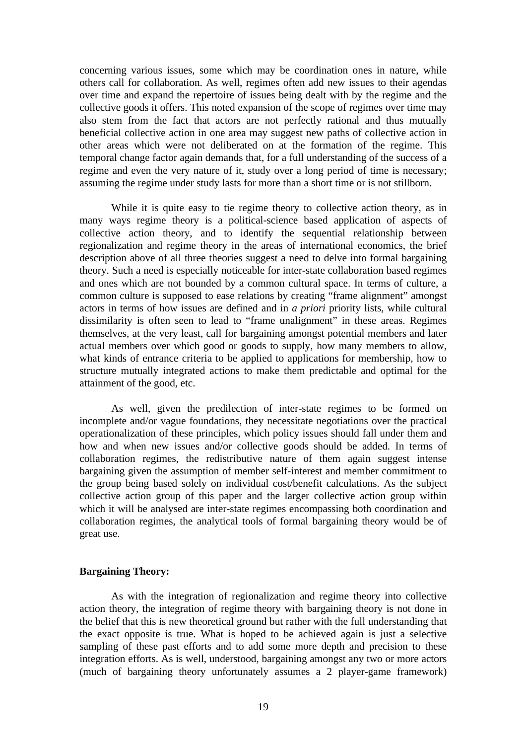concerning various issues, some which may be coordination ones in nature, while others call for collaboration. As well, regimes often add new issues to their agendas over time and expand the repertoire of issues being dealt with by the regime and the collective goods it offers. This noted expansion of the scope of regimes over time may also stem from the fact that actors are not perfectly rational and thus mutually beneficial collective action in one area may suggest new paths of collective action in other areas which were not deliberated on at the formation of the regime. This temporal change factor again demands that, for a full understanding of the success of a regime and even the very nature of it, study over a long period of time is necessary; assuming the regime under study lasts for more than a short time or is not stillborn.

While it is quite easy to tie regime theory to collective action theory, as in many ways regime theory is a political-science based application of aspects of collective action theory, and to identify the sequential relationship between regionalization and regime theory in the areas of international economics, the brief description above of all three theories suggest a need to delve into formal bargaining theory. Such a need is especially noticeable for inter-state collaboration based regimes and ones which are not bounded by a common cultural space. In terms of culture, a common culture is supposed to ease relations by creating "frame alignment" amongst actors in terms of how issues are defined and in *a priori* priority lists, while cultural dissimilarity is often seen to lead to "frame unalignment" in these areas. Regimes themselves, at the very least, call for bargaining amongst potential members and later actual members over which good or goods to supply, how many members to allow, what kinds of entrance criteria to be applied to applications for membership, how to structure mutually integrated actions to make them predictable and optimal for the attainment of the good, etc.

As well, given the predilection of inter-state regimes to be formed on incomplete and/or vague foundations, they necessitate negotiations over the practical operationalization of these principles, which policy issues should fall under them and how and when new issues and/or collective goods should be added. In terms of collaboration regimes, the redistributive nature of them again suggest intense bargaining given the assumption of member self-interest and member commitment to the group being based solely on individual cost/benefit calculations. As the subject collective action group of this paper and the larger collective action group within which it will be analysed are inter-state regimes encompassing both coordination and collaboration regimes, the analytical tools of formal bargaining theory would be of great use.

**Bargaining Theory:**

As with the integration of regionalization and regime theory into collective action theory, the integration of regime theory with bargaining theory is not done in the belief that this is new theoretical ground but rather with the full understanding that the exact opposite is true. What is hoped to be achieved again is just a selective sampling of these past efforts and to add some more depth and precision to these integration efforts. As is well, understood, bargaining amongst any two or more actors (much of bargaining theory unfortunately assumes a 2 player-game framework)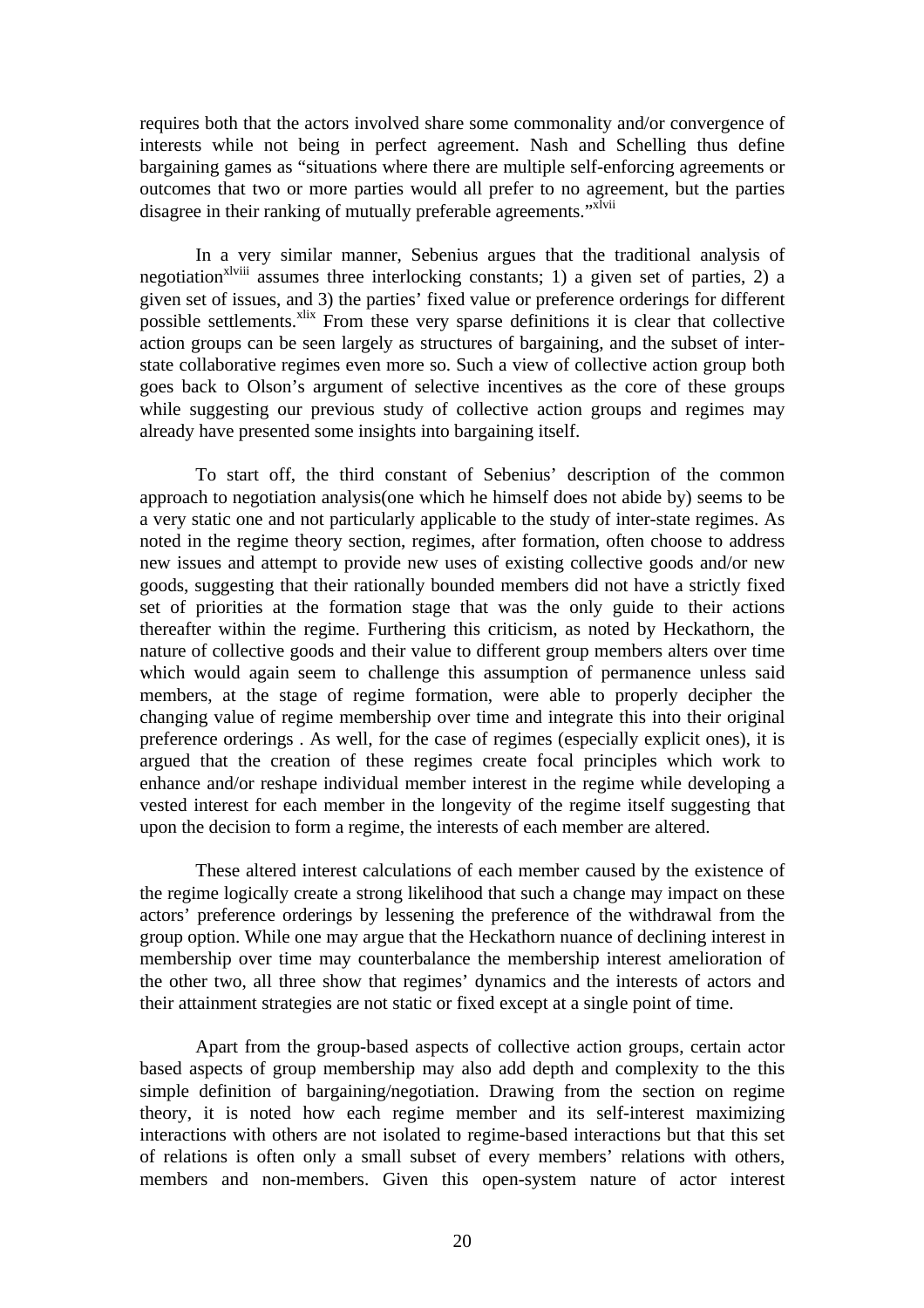requires both that the actors involved share some commonality and/or convergence of interests while not being in perfect agreement. Nash and Schelling thus define bargaining games as "situations where there are multiple self-enforcing agreements or outcomes that two or more parties would all prefer to no agreement, but the parties disagree in their ranking of mutually preferable agreements."[xlvii]

In a very similar manner, Sebenius argues that the traditional analysis of negotiation[xlviii] assumes three interlocking constants; 1) a given set of parties, 2) a given set of issues, and 3) the parties' fixed value or preference orderings for different possible settlements.[xlix] From these very sparse definitions it is clear that collective action groups can be seen largely as structures of bargaining, and the subset of inter-state collaborative regimes even more so. Such a view of collective action group both goes back to Olson's argument of selective incentives as the core of these groups while suggesting our previous study of collective action groups and regimes may already have presented some insights into bargaining itself.

To start off, the third constant of Sebenius' description of the common approach to negotiation analysis(one which he himself does not abide by) seems to be a very static one and not particularly applicable to the study of inter-state regimes. As noted in the regime theory section, regimes, after formation, often choose to address new issues and attempt to provide new uses of existing collective goods and/or new goods, suggesting that their rationally bounded members did not have a strictly fixed set of priorities at the formation stage that was the only guide to their actions thereafter within the regime. Furthering this criticism, as noted by Heckathorn, the nature of collective goods and their value to different group members alters over time which would again seem to challenge this assumption of permanence unless said members, at the stage of regime formation, were able to properly decipher the changing value of regime membership over time and integrate this into their original preference orderings . As well, for the case of regimes (especially explicit ones), it is argued that the creation of these regimes create focal principles which work to enhance and/or reshape individual member interest in the regime while developing a vested interest for each member in the longevity of the regime itself suggesting that upon the decision to form a regime, the interests of each member are altered.

These altered interest calculations of each member caused by the existence of the regime logically create a strong likelihood that such a change may impact on these actors' preference orderings by lessening the preference of the withdrawal from the group option. While one may argue that the Heckathorn nuance of declining interest in membership over time may counterbalance the membership interest amelioration of the other two, all three show that regimes' dynamics and the interests of actors and their attainment strategies are not static or fixed except at a single point of time.

Apart from the group-based aspects of collective action groups, certain actor based aspects of group membership may also add depth and complexity to the this simple definition of bargaining/negotiation. Drawing from the section on regime theory, it is noted how each regime member and its self-interest maximizing interactions with others are not isolated to regime-based interactions but that this set of relations is often only a small subset of every members' relations with others, members and non-members. Given this open-system nature of actor interest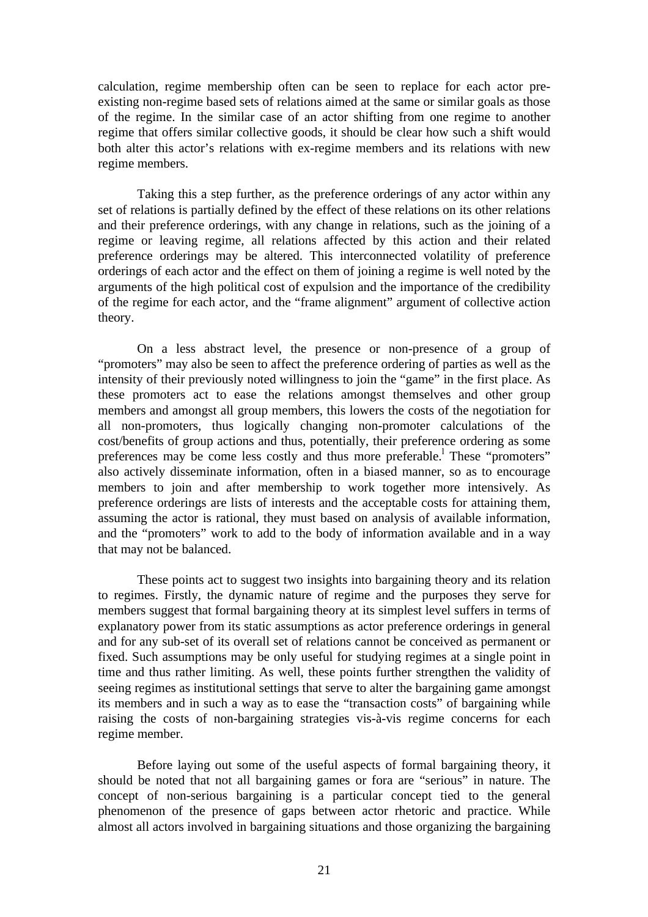calculation, regime membership often can be seen to replace for each actor pre-existing non-regime based sets of relations aimed at the same or similar goals as those of the regime. In the similar case of an actor shifting from one regime to another regime that offers similar collective goods, it should be clear how such a shift would both alter this actor's relations with ex-regime members and its relations with new regime members.

Taking this a step further, as the preference orderings of any actor within any set of relations is partially defined by the effect of these relations on its other relations and their preference orderings, with any change in relations, such as the joining of a regime or leaving regime, all relations affected by this action and their related preference orderings may be altered. This interconnected volatility of preference orderings of each actor and the effect on them of joining a regime is well noted by the arguments of the high political cost of expulsion and the importance of the credibility of the regime for each actor, and the "frame alignment" argument of collective action theory.

On a less abstract level, the presence or non-presence of a group of "promoters" may also be seen to affect the preference ordering of parties as well as the intensity of their previously noted willingness to join the "game" in the first place. As these promoters act to ease the relations amongst themselves and other group members and amongst all group members, this lowers the costs of the negotiation for all non-promoters, thus logically changing non-promoter calculations of the cost/benefits of group actions and thus, potentially, their preference ordering as some preferences may be come less costly and thus more preferable.[l] These "promoters" also actively disseminate information, often in a biased manner, so as to encourage members to join and after membership to work together more intensively. As preference orderings are lists of interests and the acceptable costs for attaining them, assuming the actor is rational, they must based on analysis of available information, and the "promoters" work to add to the body of information available and in a way that may not be balanced.

These points act to suggest two insights into bargaining theory and its relation to regimes. Firstly, the dynamic nature of regime and the purposes they serve for members suggest that formal bargaining theory at its simplest level suffers in terms of explanatory power from its static assumptions as actor preference orderings in general and for any sub-set of its overall set of relations cannot be conceived as permanent or fixed. Such assumptions may be only useful for studying regimes at a single point in time and thus rather limiting. As well, these points further strengthen the validity of seeing regimes as institutional settings that serve to alter the bargaining game amongst its members and in such a way as to ease the "transaction costs" of bargaining while raising the costs of non-bargaining strategies vis-à-vis regime concerns for each regime member.

Before laying out some of the useful aspects of formal bargaining theory, it should be noted that not all bargaining games or fora are "serious" in nature. The concept of non-serious bargaining is a particular concept tied to the general phenomenon of the presence of gaps between actor rhetoric and practice. While almost all actors involved in bargaining situations and those organizing the bargaining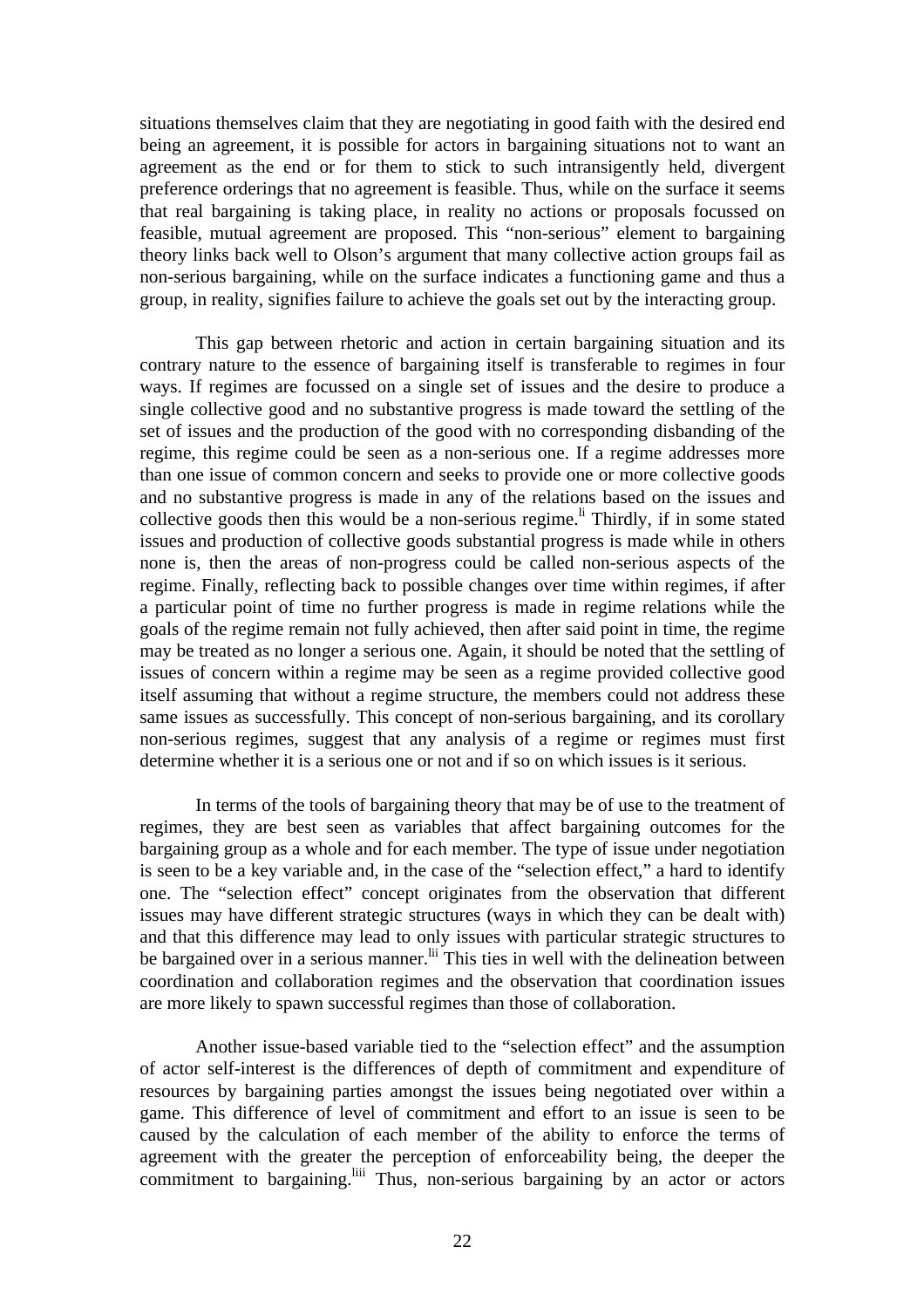situations themselves claim that they are negotiating in good faith with the desired end being an agreement, it is possible for actors in bargaining situations not to want an agreement as the end or for them to stick to such intransigently held, divergent preference orderings that no agreement is feasible. Thus, while on the surface it seems that real bargaining is taking place, in reality no actions or proposals focussed on feasible, mutual agreement are proposed. This "non-serious" element to bargaining theory links back well to Olson's argument that many collective action groups fail as non-serious bargaining, while on the surface indicates a functioning game and thus a group, in reality, signifies failure to achieve the goals set out by the interacting group.

This gap between rhetoric and action in certain bargaining situation and its contrary nature to the essence of bargaining itself is transferable to regimes in four ways. If regimes are focussed on a single set of issues and the desire to produce a single collective good and no substantive progress is made toward the settling of the set of issues and the production of the good with no corresponding disbanding of the regime, this regime could be seen as a non-serious one. If a regime addresses more than one issue of common concern and seeks to provide one or more collective goods and no substantive progress is made in any of the relations based on the issues and collective goods then this would be a non-serious regime.[li] Thirdly, if in some stated issues and production of collective goods substantial progress is made while in others none is, then the areas of non-progress could be called non-serious aspects of the regime. Finally, reflecting back to possible changes over time within regimes, if after a particular point of time no further progress is made in regime relations while the goals of the regime remain not fully achieved, then after said point in time, the regime may be treated as no longer a serious one. Again, it should be noted that the settling of issues of concern within a regime may be seen as a regime provided collective good itself assuming that without a regime structure, the members could not address these same issues as successfully. This concept of non-serious bargaining, and its corollary non-serious regimes, suggest that any analysis of a regime or regimes must first determine whether it is a serious one or not and if so on which issues is it serious.

In terms of the tools of bargaining theory that may be of use to the treatment of regimes, they are best seen as variables that affect bargaining outcomes for the bargaining group as a whole and for each member. The type of issue under negotiation is seen to be a key variable and, in the case of the "selection effect," a hard to identify one. The "selection effect" concept originates from the observation that different issues may have different strategic structures (ways in which they can be dealt with) and that this difference may lead to only issues with particular strategic structures to be bargained over in a serious manner.[lii] This ties in well with the delineation between coordination and collaboration regimes and the observation that coordination issues are more likely to spawn successful regimes than those of collaboration.

Another issue-based variable tied to the "selection effect" and the assumption of actor self-interest is the differences of depth of commitment and expenditure of resources by bargaining parties amongst the issues being negotiated over within a game. This difference of level of commitment and effort to an issue is seen to be caused by the calculation of each member of the ability to enforce the terms of agreement with the greater the perception of enforceability being, the deeper the commitment to bargaining.[liii] Thus, non-serious bargaining by an actor or actors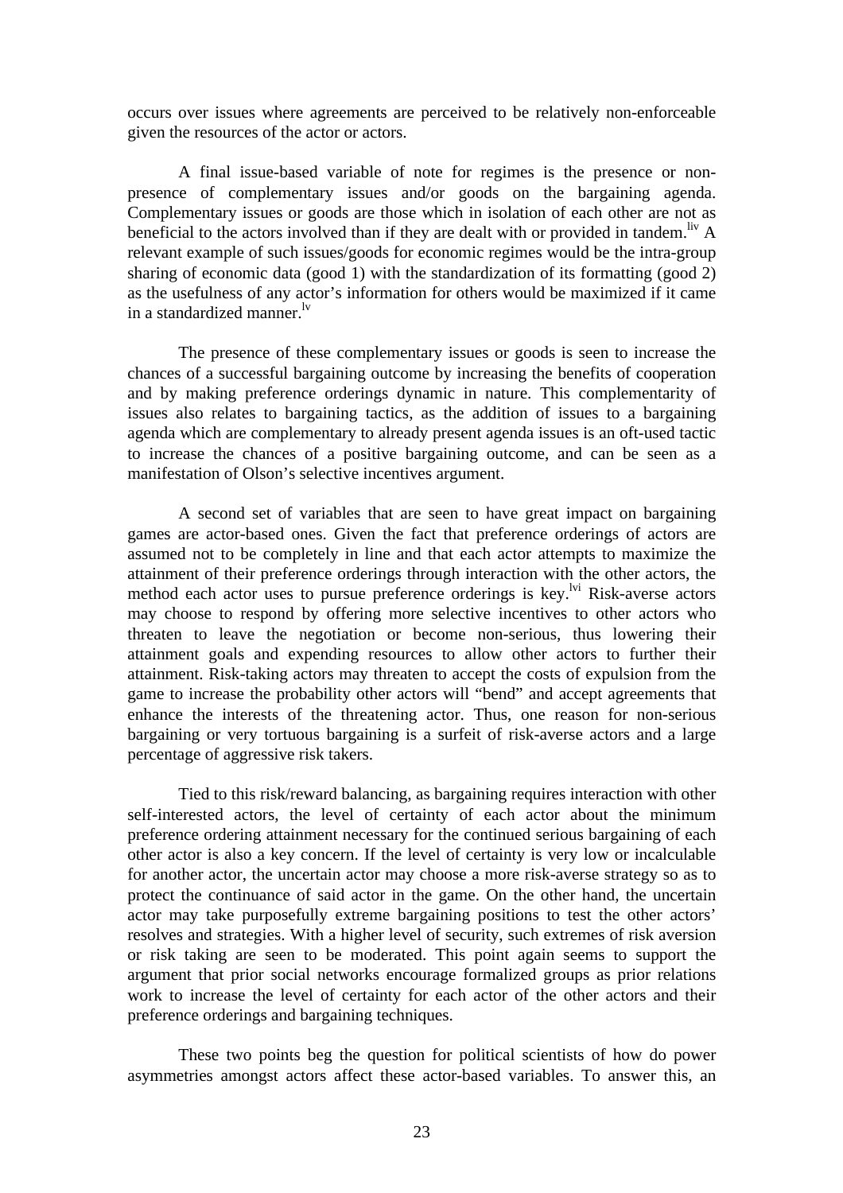occurs over issues where agreements are perceived to be relatively non-enforceable given the resources of the actor or actors.

A final issue-based variable of note for regimes is the presence or non-presence of complementary issues and/or goods on the bargaining agenda. Complementary issues or goods are those which in isolation of each other are not as beneficial to the actors involved than if they are dealt with or provided in tandem.[liv] A relevant example of such issues/goods for economic regimes would be the intra-group sharing of economic data (good 1) with the standardization of its formatting (good 2) as the usefulness of any actor's information for others would be maximized if it came in a standardized manner.[lv]

The presence of these complementary issues or goods is seen to increase the chances of a successful bargaining outcome by increasing the benefits of cooperation and by making preference orderings dynamic in nature. This complementarity of issues also relates to bargaining tactics, as the addition of issues to a bargaining agenda which are complementary to already present agenda issues is an oft-used tactic to increase the chances of a positive bargaining outcome, and can be seen as a manifestation of Olson's selective incentives argument.

A second set of variables that are seen to have great impact on bargaining games are actor-based ones. Given the fact that preference orderings of actors are assumed not to be completely in line and that each actor attempts to maximize the attainment of their preference orderings through interaction with the other actors, the method each actor uses to pursue preference orderings is key.[lvi] Risk-averse actors may choose to respond by offering more selective incentives to other actors who threaten to leave the negotiation or become non-serious, thus lowering their attainment goals and expending resources to allow other actors to further their attainment. Risk-taking actors may threaten to accept the costs of expulsion from the game to increase the probability other actors will "bend" and accept agreements that enhance the interests of the threatening actor. Thus, one reason for non-serious bargaining or very tortuous bargaining is a surfeit of risk-averse actors and a large percentage of aggressive risk takers.

Tied to this risk/reward balancing, as bargaining requires interaction with other self-interested actors, the level of certainty of each actor about the minimum preference ordering attainment necessary for the continued serious bargaining of each other actor is also a key concern. If the level of certainty is very low or incalculable for another actor, the uncertain actor may choose a more risk-averse strategy so as to protect the continuance of said actor in the game. On the other hand, the uncertain actor may take purposefully extreme bargaining positions to test the other actors' resolves and strategies. With a higher level of security, such extremes of risk aversion or risk taking are seen to be moderated. This point again seems to support the argument that prior social networks encourage formalized groups as prior relations work to increase the level of certainty for each actor of the other actors and their preference orderings and bargaining techniques.

These two points beg the question for political scientists of how do power asymmetries amongst actors affect these actor-based variables. To answer this, an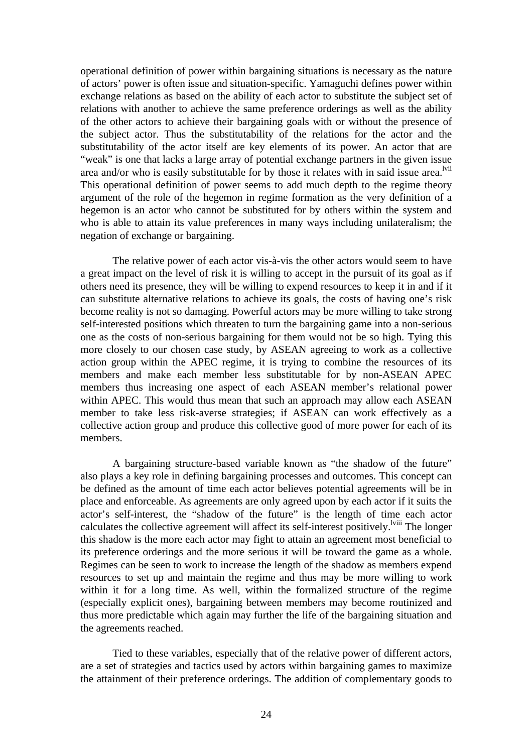operational definition of power within bargaining situations is necessary as the nature of actors' power is often issue and situation-specific. Yamaguchi defines power within exchange relations as based on the ability of each actor to substitute the subject set of relations with another to achieve the same preference orderings as well as the ability of the other actors to achieve their bargaining goals with or without the presence of the subject actor. Thus the substitutability of the relations for the actor and the substitutability of the actor itself are key elements of its power. An actor that are "weak" is one that lacks a large array of potential exchange partners in the given issue area and/or who is easily substitutable for by those it relates with in said issue area.[lvii] This operational definition of power seems to add much depth to the regime theory argument of the role of the hegemon in regime formation as the very definition of a hegemon is an actor who cannot be substituted for by others within the system and who is able to attain its value preferences in many ways including unilateralism; the negation of exchange or bargaining.

The relative power of each actor vis-à-vis the other actors would seem to have a great impact on the level of risk it is willing to accept in the pursuit of its goal as if others need its presence, they will be willing to expend resources to keep it in and if it can substitute alternative relations to achieve its goals, the costs of having one's risk become reality is not so damaging. Powerful actors may be more willing to take strong self-interested positions which threaten to turn the bargaining game into a non-serious one as the costs of non-serious bargaining for them would not be so high. Tying this more closely to our chosen case study, by ASEAN agreeing to work as a collective action group within the APEC regime, it is trying to combine the resources of its members and make each member less substitutable for by non-ASEAN APEC members thus increasing one aspect of each ASEAN member's relational power within APEC. This would thus mean that such an approach may allow each ASEAN member to take less risk-averse strategies; if ASEAN can work effectively as a collective action group and produce this collective good of more power for each of its members.

A bargaining structure-based variable known as "the shadow of the future" also plays a key role in defining bargaining processes and outcomes. This concept can be defined as the amount of time each actor believes potential agreements will be in place and enforceable. As agreements are only agreed upon by each actor if it suits the actor's self-interest, the "shadow of the future" is the length of time each actor calculates the collective agreement will affect its self-interest positively.[lviii] The longer this shadow is the more each actor may fight to attain an agreement most beneficial to its preference orderings and the more serious it will be toward the game as a whole. Regimes can be seen to work to increase the length of the shadow as members expend resources to set up and maintain the regime and thus may be more willing to work within it for a long time. As well, within the formalized structure of the regime (especially explicit ones), bargaining between members may become routinized and thus more predictable which again may further the life of the bargaining situation and the agreements reached.

Tied to these variables, especially that of the relative power of different actors, are a set of strategies and tactics used by actors within bargaining games to maximize the attainment of their preference orderings. The addition of complementary goods to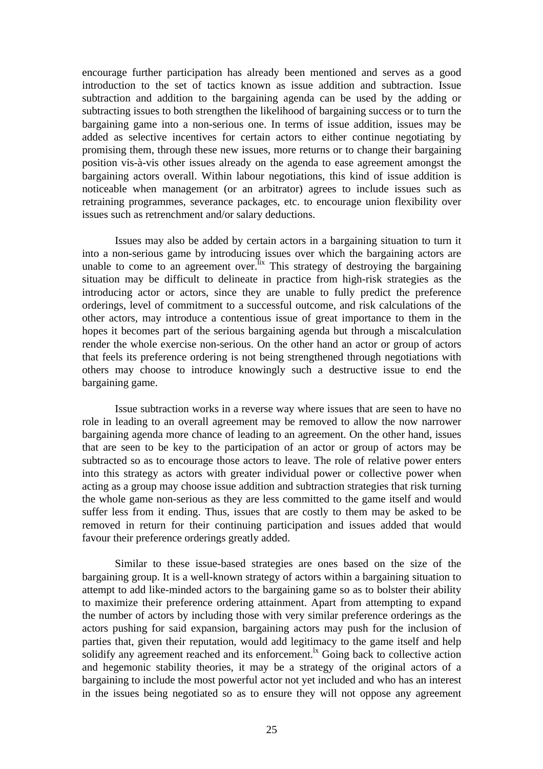encourage further participation has already been mentioned and serves as a good introduction to the set of tactics known as issue addition and subtraction. Issue subtraction and addition to the bargaining agenda can be used by the adding or subtracting issues to both strengthen the likelihood of bargaining success or to turn the bargaining game into a non-serious one. In terms of issue addition, issues may be added as selective incentives for certain actors to either continue negotiating by promising them, through these new issues, more returns or to change their bargaining position vis-à-vis other issues already on the agenda to ease agreement amongst the bargaining actors overall. Within labour negotiations, this kind of issue addition is noticeable when management (or an arbitrator) agrees to include issues such as retraining programmes, severance packages, etc. to encourage union flexibility over issues such as retrenchment and/or salary deductions.

Issues may also be added by certain actors in a bargaining situation to turn it into a non-serious game by introducing issues over which the bargaining actors are unable to come to an agreement over.[lix] This strategy of destroying the bargaining situation may be difficult to delineate in practice from high-risk strategies as the introducing actor or actors, since they are unable to fully predict the preference orderings, level of commitment to a successful outcome, and risk calculations of the other actors, may introduce a contentious issue of great importance to them in the hopes it becomes part of the serious bargaining agenda but through a miscalculation render the whole exercise non-serious. On the other hand an actor or group of actors that feels its preference ordering is not being strengthened through negotiations with others may choose to introduce knowingly such a destructive issue to end the bargaining game.

Issue subtraction works in a reverse way where issues that are seen to have no role in leading to an overall agreement may be removed to allow the now narrower bargaining agenda more chance of leading to an agreement. On the other hand, issues that are seen to be key to the participation of an actor or group of actors may be subtracted so as to encourage those actors to leave. The role of relative power enters into this strategy as actors with greater individual power or collective power when acting as a group may choose issue addition and subtraction strategies that risk turning the whole game non-serious as they are less committed to the game itself and would suffer less from it ending. Thus, issues that are costly to them may be asked to be removed in return for their continuing participation and issues added that would favour their preference orderings greatly added.

Similar to these issue-based strategies are ones based on the size of the bargaining group. It is a well-known strategy of actors within a bargaining situation to attempt to add like-minded actors to the bargaining game so as to bolster their ability to maximize their preference ordering attainment. Apart from attempting to expand the number of actors by including those with very similar preference orderings as the actors pushing for said expansion, bargaining actors may push for the inclusion of parties that, given their reputation, would add legitimacy to the game itself and help solidify any agreement reached and its enforcement.[lx] Going back to collective action and hegemonic stability theories, it may be a strategy of the original actors of a bargaining to include the most powerful actor not yet included and who has an interest in the issues being negotiated so as to ensure they will not oppose any agreement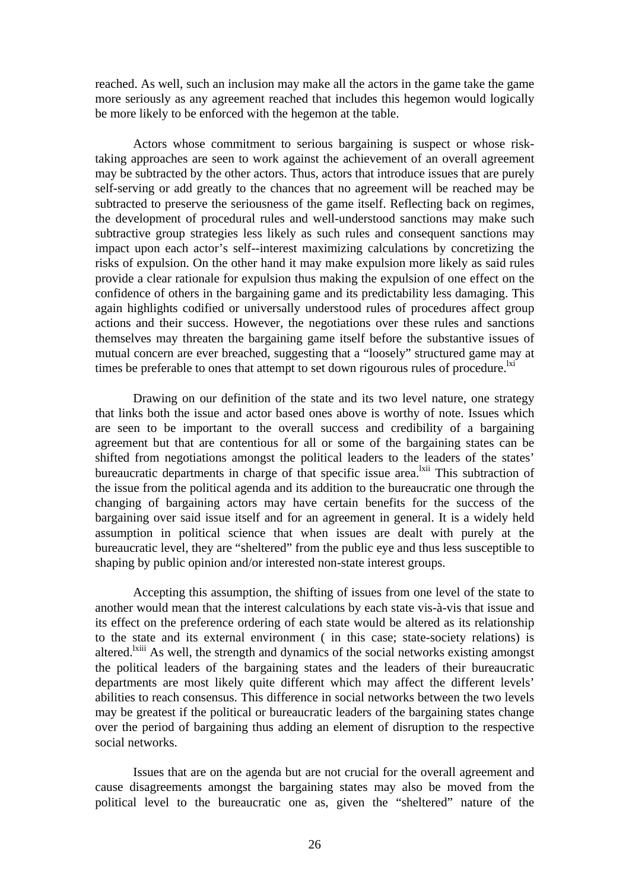reached. As well, such an inclusion may make all the actors in the game take the game more seriously as any agreement reached that includes this hegemon would logically be more likely to be enforced with the hegemon at the table.

Actors whose commitment to serious bargaining is suspect or whose risk-taking approaches are seen to work against the achievement of an overall agreement may be subtracted by the other actors. Thus, actors that introduce issues that are purely self-serving or add greatly to the chances that no agreement will be reached may be subtracted to preserve the seriousness of the game itself. Reflecting back on regimes, the development of procedural rules and well-understood sanctions may make such subtractive group strategies less likely as such rules and consequent sanctions may impact upon each actor's self--interest maximizing calculations by concretizing the risks of expulsion. On the other hand it may make expulsion more likely as said rules provide a clear rationale for expulsion thus making the expulsion of one effect on the confidence of others in the bargaining game and its predictability less damaging. This again highlights codified or universally understood rules of procedures affect group actions and their success. However, the negotiations over these rules and sanctions themselves may threaten the bargaining game itself before the substantive issues of mutual concern are ever breached, suggesting that a "loosely" structured game may at times be preferable to ones that attempt to set down rigourous rules of procedure.[lxi]

Drawing on our definition of the state and its two level nature, one strategy that links both the issue and actor based ones above is worthy of note. Issues which are seen to be important to the overall success and credibility of a bargaining agreement but that are contentious for all or some of the bargaining states can be shifted from negotiations amongst the political leaders to the leaders of the states' bureaucratic departments in charge of that specific issue area.[lxii] This subtraction of the issue from the political agenda and its addition to the bureaucratic one through the changing of bargaining actors may have certain benefits for the success of the bargaining over said issue itself and for an agreement in general. It is a widely held assumption in political science that when issues are dealt with purely at the bureaucratic level, they are "sheltered" from the public eye and thus less susceptible to shaping by public opinion and/or interested non-state interest groups.

Accepting this assumption, the shifting of issues from one level of the state to another would mean that the interest calculations by each state vis-à-vis that issue and its effect on the preference ordering of each state would be altered as its relationship to the state and its external environment ( in this case; state-society relations) is altered.[lxiii] As well, the strength and dynamics of the social networks existing amongst the political leaders of the bargaining states and the leaders of their bureaucratic departments are most likely quite different which may affect the different levels' abilities to reach consensus. This difference in social networks between the two levels may be greatest if the political or bureaucratic leaders of the bargaining states change over the period of bargaining thus adding an element of disruption to the respective social networks.

Issues that are on the agenda but are not crucial for the overall agreement and cause disagreements amongst the bargaining states may also be moved from the political level to the bureaucratic one as, given the "sheltered" nature of the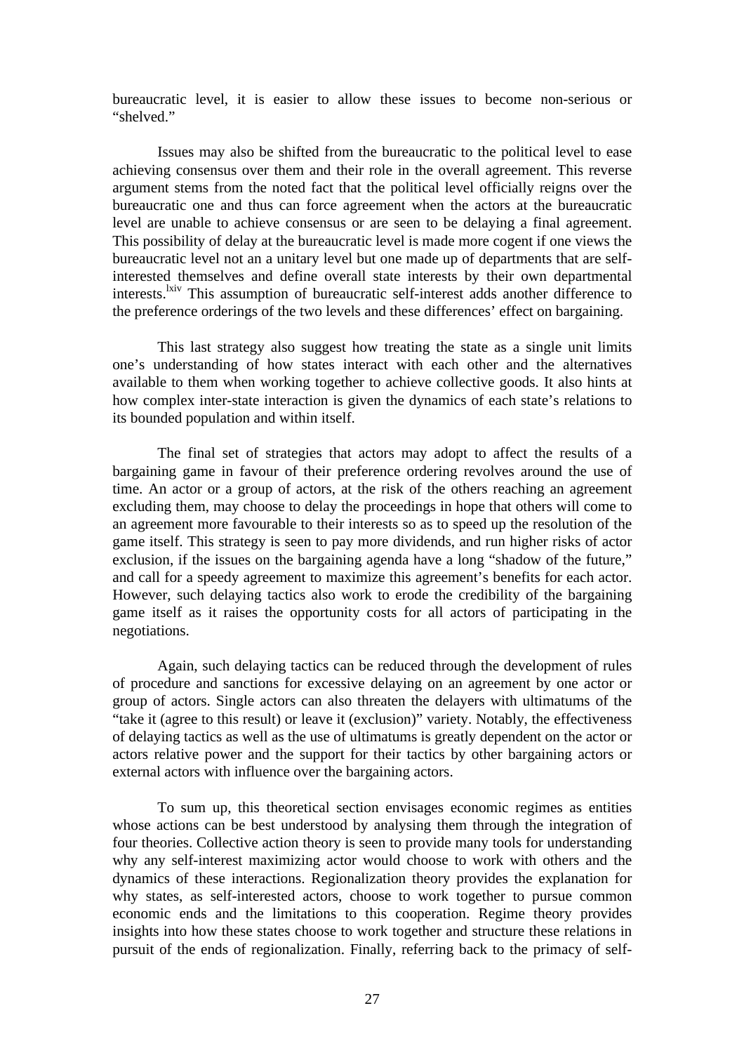bureaucratic level, it is easier to allow these issues to become non-serious or "shelved."

Issues may also be shifted from the bureaucratic to the political level to ease achieving consensus over them and their role in the overall agreement. This reverse argument stems from the noted fact that the political level officially reigns over the bureaucratic one and thus can force agreement when the actors at the bureaucratic level are unable to achieve consensus or are seen to be delaying a final agreement. This possibility of delay at the bureaucratic level is made more cogent if one views the bureaucratic level not an a unitary level but one made up of departments that are self-interested themselves and define overall state interests by their own departmental interests.[lxiv] This assumption of bureaucratic self-interest adds another difference to the preference orderings of the two levels and these differences' effect on bargaining.

This last strategy also suggest how treating the state as a single unit limits one's understanding of how states interact with each other and the alternatives available to them when working together to achieve collective goods. It also hints at how complex inter-state interaction is given the dynamics of each state's relations to its bounded population and within itself.

The final set of strategies that actors may adopt to affect the results of a bargaining game in favour of their preference ordering revolves around the use of time. An actor or a group of actors, at the risk of the others reaching an agreement excluding them, may choose to delay the proceedings in hope that others will come to an agreement more favourable to their interests so as to speed up the resolution of the game itself. This strategy is seen to pay more dividends, and run higher risks of actor exclusion, if the issues on the bargaining agenda have a long "shadow of the future," and call for a speedy agreement to maximize this agreement's benefits for each actor. However, such delaying tactics also work to erode the credibility of the bargaining game itself as it raises the opportunity costs for all actors of participating in the negotiations.

Again, such delaying tactics can be reduced through the development of rules of procedure and sanctions for excessive delaying on an agreement by one actor or group of actors. Single actors can also threaten the delayers with ultimatums of the "take it (agree to this result) or leave it (exclusion)" variety. Notably, the effectiveness of delaying tactics as well as the use of ultimatums is greatly dependent on the actor or actors relative power and the support for their tactics by other bargaining actors or external actors with influence over the bargaining actors.

To sum up, this theoretical section envisages economic regimes as entities whose actions can be best understood by analysing them through the integration of four theories. Collective action theory is seen to provide many tools for understanding why any self-interest maximizing actor would choose to work with others and the dynamics of these interactions. Regionalization theory provides the explanation for why states, as self-interested actors, choose to work together to pursue common economic ends and the limitations to this cooperation. Regime theory provides insights into how these states choose to work together and structure these relations in pursuit of the ends of regionalization. Finally, referring back to the primacy of self-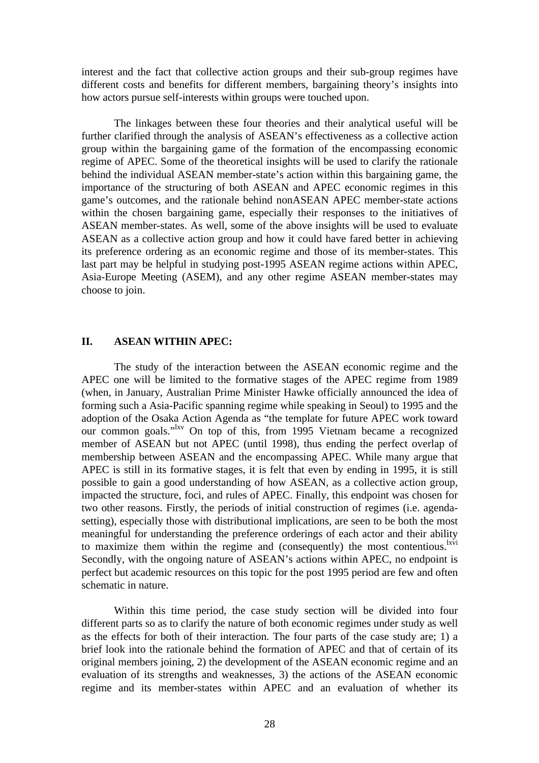interest and the fact that collective action groups and their sub-group regimes have different costs and benefits for different members, bargaining theory's insights into how actors pursue self-interests within groups were touched upon.

The linkages between these four theories and their analytical useful will be further clarified through the analysis of ASEAN's effectiveness as a collective action group within the bargaining game of the formation of the encompassing economic regime of APEC. Some of the theoretical insights will be used to clarify the rationale behind the individual ASEAN member-state's action within this bargaining game, the importance of the structuring of both ASEAN and APEC economic regimes in this game's outcomes, and the rationale behind nonASEAN APEC member-state actions within the chosen bargaining game, especially their responses to the initiatives of ASEAN member-states. As well, some of the above insights will be used to evaluate ASEAN as a collective action group and how it could have fared better in achieving its preference ordering as an economic regime and those of its member-states. This last part may be helpful in studying post-1995 ASEAN regime actions within APEC, Asia-Europe Meeting (ASEM), and any other regime ASEAN member-states may choose to join.

## II. ASEAN WITHIN APEC:

The study of the interaction between the ASEAN economic regime and the APEC one will be limited to the formative stages of the APEC regime from 1989 (when, in January, Australian Prime Minister Hawke officially announced the idea of forming such a Asia-Pacific spanning regime while speaking in Seoul) to 1995 and the adoption of the Osaka Action Agenda as "the template for future APEC work toward our common goals."[lxv] On top of this, from 1995 Vietnam became a recognized member of ASEAN but not APEC (until 1998), thus ending the perfect overlap of membership between ASEAN and the encompassing APEC. While many argue that APEC is still in its formative stages, it is felt that even by ending in 1995, it is still possible to gain a good understanding of how ASEAN, as a collective action group, impacted the structure, foci, and rules of APEC. Finally, this endpoint was chosen for two other reasons. Firstly, the periods of initial construction of regimes (i.e. agenda-setting), especially those with distributional implications, are seen to be both the most meaningful for understanding the preference orderings of each actor and their ability to maximize them within the regime and (consequently) the most contentious.[lxvi] Secondly, with the ongoing nature of ASEAN's actions within APEC, no endpoint is perfect but academic resources on this topic for the post 1995 period are few and often schematic in nature.

Within this time period, the case study section will be divided into four different parts so as to clarify the nature of both economic regimes under study as well as the effects for both of their interaction. The four parts of the case study are; 1) a brief look into the rationale behind the formation of APEC and that of certain of its original members joining, 2) the development of the ASEAN economic regime and an evaluation of its strengths and weaknesses, 3) the actions of the ASEAN economic regime and its member-states within APEC and an evaluation of whether its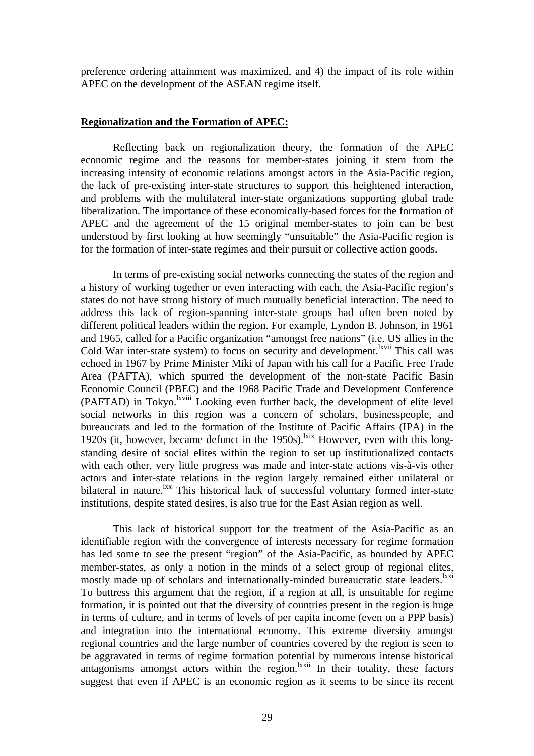preference ordering attainment was maximized, and 4) the impact of its role within APEC on the development of the ASEAN regime itself.

**Regionalization and the Formation of APEC:**

Reflecting back on regionalization theory, the formation of the APEC economic regime and the reasons for member-states joining it stem from the increasing intensity of economic relations amongst actors in the Asia-Pacific region, the lack of pre-existing inter-state structures to support this heightened interaction, and problems with the multilateral inter-state organizations supporting global trade liberalization. The importance of these economically-based forces for the formation of APEC and the agreement of the 15 original member-states to join can be best understood by first looking at how seemingly "unsuitable" the Asia-Pacific region is for the formation of inter-state regimes and their pursuit or collective action goods.

In terms of pre-existing social networks connecting the states of the region and a history of working together or even interacting with each, the Asia-Pacific region's states do not have strong history of much mutually beneficial interaction. The need to address this lack of region-spanning inter-state groups had often been noted by different political leaders within the region. For example, Lyndon B. Johnson, in 1961 and 1965, called for a Pacific organization "amongst free nations" (i.e. US allies in the Cold War inter-state system) to focus on security and development.[lxvii] This call was echoed in 1967 by Prime Minister Miki of Japan with his call for a Pacific Free Trade Area (PAFTA), which spurred the development of the non-state Pacific Basin Economic Council (PBEC) and the 1968 Pacific Trade and Development Conference (PAFTAD) in Tokyo.[lxviii] Looking even further back, the development of elite level social networks in this region was a concern of scholars, businesspeople, and bureaucrats and led to the formation of the Institute of Pacific Affairs (IPA) in the 1920s (it, however, became defunct in the 1950s).[lxix] However, even with this long-standing desire of social elites within the region to set up institutionalized contacts with each other, very little progress was made and inter-state actions vis-à-vis other actors and inter-state relations in the region largely remained either unilateral or bilateral in nature.[lxx] This historical lack of successful voluntary formed inter-state institutions, despite stated desires, is also true for the East Asian region as well.

This lack of historical support for the treatment of the Asia-Pacific as an identifiable region with the convergence of interests necessary for regime formation has led some to see the present "region" of the Asia-Pacific, as bounded by APEC member-states, as only a notion in the minds of a select group of regional elites, mostly made up of scholars and internationally-minded bureaucratic state leaders.[lxxi] To buttress this argument that the region, if a region at all, is unsuitable for regime formation, it is pointed out that the diversity of countries present in the region is huge in terms of culture, and in terms of levels of per capita income (even on a PPP basis) and integration into the international economy. This extreme diversity amongst regional countries and the large number of countries covered by the region is seen to be aggravated in terms of regime formation potential by numerous intense historical antagonisms amongst actors within the region.[lxxii] In their totality, these factors suggest that even if APEC is an economic region as it seems to be since its recent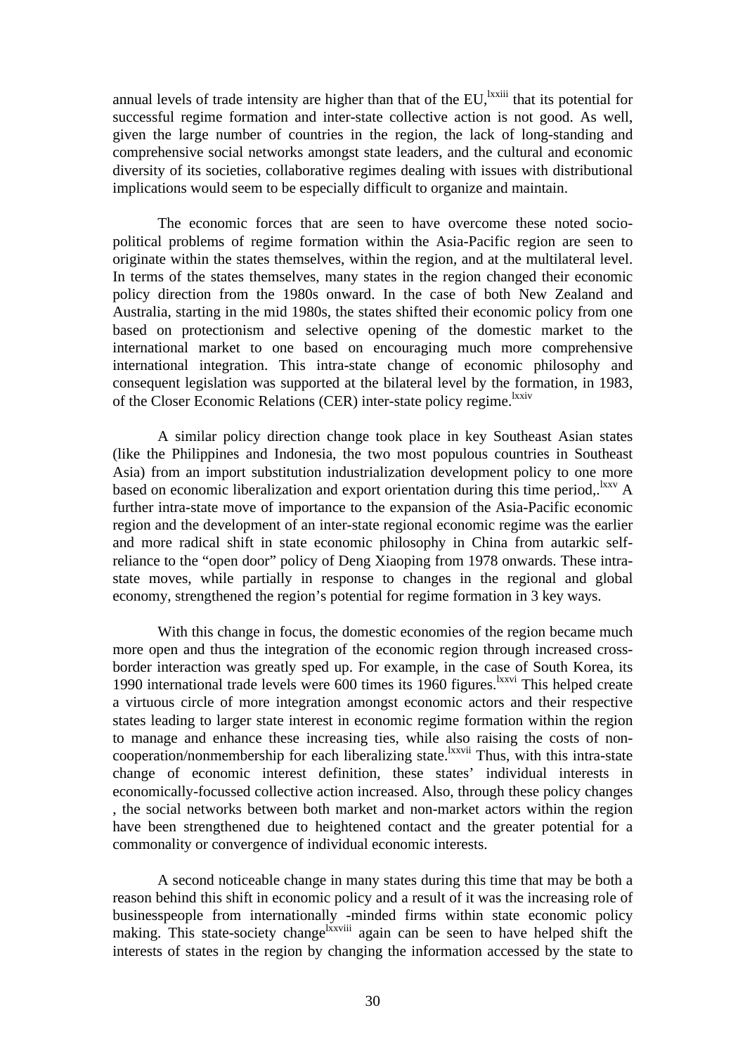annual levels of trade intensity are higher than that of the EU,[lxxiii] that its potential for successful regime formation and inter-state collective action is not good. As well, given the large number of countries in the region, the lack of long-standing and comprehensive social networks amongst state leaders, and the cultural and economic diversity of its societies, collaborative regimes dealing with issues with distributional implications would seem to be especially difficult to organize and maintain.

The economic forces that are seen to have overcome these noted socio-political problems of regime formation within the Asia-Pacific region are seen to originate within the states themselves, within the region, and at the multilateral level. In terms of the states themselves, many states in the region changed their economic policy direction from the 1980s onward. In the case of both New Zealand and Australia, starting in the mid 1980s, the states shifted their economic policy from one based on protectionism and selective opening of the domestic market to the international market to one based on encouraging much more comprehensive international integration. This intra-state change of economic philosophy and consequent legislation was supported at the bilateral level by the formation, in 1983, of the Closer Economic Relations (CER) inter-state policy regime.[lxxiv]

A similar policy direction change took place in key Southeast Asian states (like the Philippines and Indonesia, the two most populous countries in Southeast Asia) from an import substitution industrialization development policy to one more based on economic liberalization and export orientation during this time period,.[lxxv] A further intra-state move of importance to the expansion of the Asia-Pacific economic region and the development of an inter-state regional economic regime was the earlier and more radical shift in state economic philosophy in China from autarkic self-reliance to the "open door" policy of Deng Xiaoping from 1978 onwards. These intra-state moves, while partially in response to changes in the regional and global economy, strengthened the region's potential for regime formation in 3 key ways.

With this change in focus, the domestic economies of the region became much more open and thus the integration of the economic region through increased cross-border interaction was greatly sped up. For example, in the case of South Korea, its 1990 international trade levels were 600 times its 1960 figures.[lxxvi] This helped create a virtuous circle of more integration amongst economic actors and their respective states leading to larger state interest in economic regime formation within the region to manage and enhance these increasing ties, while also raising the costs of non-cooperation/nonmembership for each liberalizing state.[lxxvii] Thus, with this intra-state change of economic interest definition, these states' individual interests in economically-focussed collective action increased. Also, through these policy changes , the social networks between both market and non-market actors within the region have been strengthened due to heightened contact and the greater potential for a commonality or convergence of individual economic interests.

A second noticeable change in many states during this time that may be both a reason behind this shift in economic policy and a result of it was the increasing role of businesspeople from internationally -minded firms within state economic policy making. This state-society change[lxxviii] again can be seen to have helped shift the interests of states in the region by changing the information accessed by the state to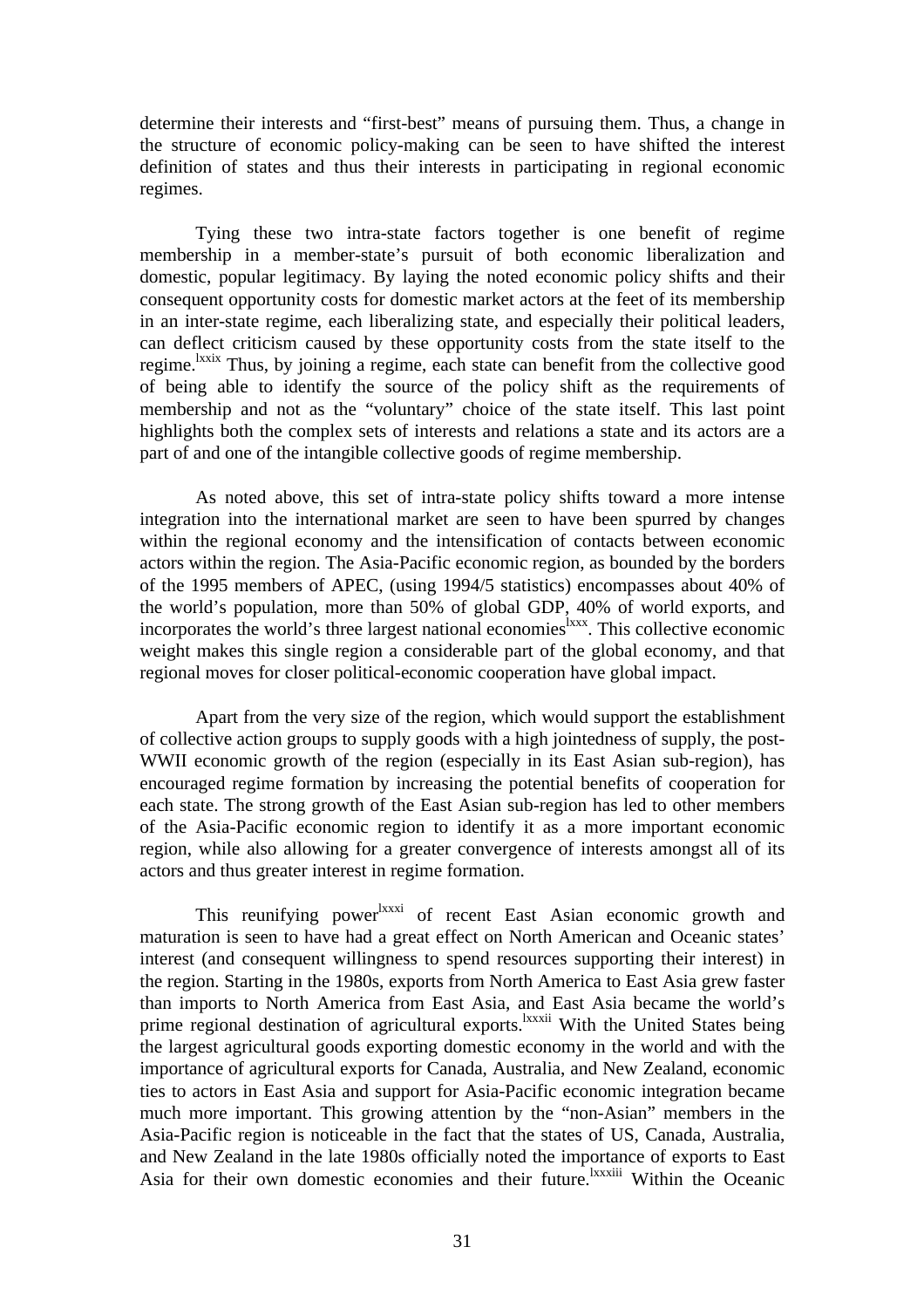determine their interests and "first-best" means of pursuing them. Thus, a change in the structure of economic policy-making can be seen to have shifted the interest definition of states and thus their interests in participating in regional economic regimes.

Tying these two intra-state factors together is one benefit of regime membership in a member-state's pursuit of both economic liberalization and domestic, popular legitimacy. By laying the noted economic policy shifts and their consequent opportunity costs for domestic market actors at the feet of its membership in an inter-state regime, each liberalizing state, and especially their political leaders, can deflect criticism caused by these opportunity costs from the state itself to the regime.[lxxix] Thus, by joining a regime, each state can benefit from the collective good of being able to identify the source of the policy shift as the requirements of membership and not as the "voluntary" choice of the state itself. This last point highlights both the complex sets of interests and relations a state and its actors are a part of and one of the intangible collective goods of regime membership.

As noted above, this set of intra-state policy shifts toward a more intense integration into the international market are seen to have been spurred by changes within the regional economy and the intensification of contacts between economic actors within the region. The Asia-Pacific economic region, as bounded by the borders of the 1995 members of APEC, (using 1994/5 statistics) encompasses about 40% of the world's population, more than 50% of global GDP, 40% of world exports, and incorporates the world's three largest national economies[lxxx]. This collective economic weight makes this single region a considerable part of the global economy, and that regional moves for closer political-economic cooperation have global impact.

Apart from the very size of the region, which would support the establishment of collective action groups to supply goods with a high jointedness of supply, the post-WWII economic growth of the region (especially in its East Asian sub-region), has encouraged regime formation by increasing the potential benefits of cooperation for each state. The strong growth of the East Asian sub-region has led to other members of the Asia-Pacific economic region to identify it as a more important economic region, while also allowing for a greater convergence of interests amongst all of its actors and thus greater interest in regime formation.

This reunifying power[lxxxi] of recent East Asian economic growth and maturation is seen to have had a great effect on North American and Oceanic states' interest (and consequent willingness to spend resources supporting their interest) in the region. Starting in the 1980s, exports from North America to East Asia grew faster than imports to North America from East Asia, and East Asia became the world's prime regional destination of agricultural exports.[lxxxii] With the United States being the largest agricultural goods exporting domestic economy in the world and with the importance of agricultural exports for Canada, Australia, and New Zealand, economic ties to actors in East Asia and support for Asia-Pacific economic integration became much more important. This growing attention by the "non-Asian" members in the Asia-Pacific region is noticeable in the fact that the states of US, Canada, Australia, and New Zealand in the late 1980s officially noted the importance of exports to East Asia for their own domestic economies and their future.[lxxxiii] Within the Oceanic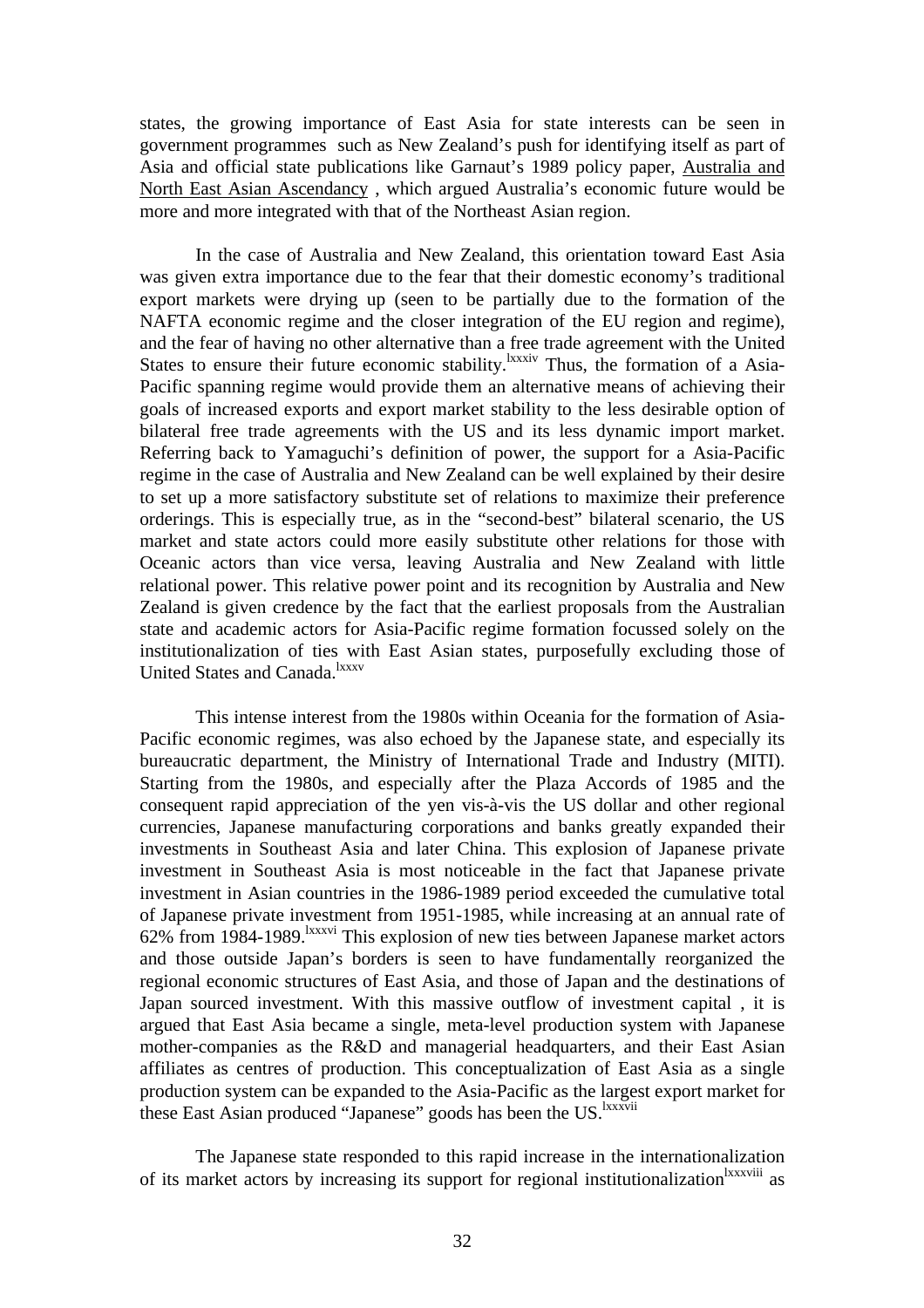states, the growing importance of East Asia for state interests can be seen in government programmes such as New Zealand's push for identifying itself as part of Asia and official state publications like Garnaut's 1989 policy paper, Australia and North East Asian Ascendancy , which argued Australia's economic future would be more and more integrated with that of the Northeast Asian region.

In the case of Australia and New Zealand, this orientation toward East Asia was given extra importance due to the fear that their domestic economy's traditional export markets were drying up (seen to be partially due to the formation of the NAFTA economic regime and the closer integration of the EU region and regime), and the fear of having no other alternative than a free trade agreement with the United States to ensure their future economic stability.[lxxxiv] Thus, the formation of a Asia-Pacific spanning regime would provide them an alternative means of achieving their goals of increased exports and export market stability to the less desirable option of bilateral free trade agreements with the US and its less dynamic import market. Referring back to Yamaguchi's definition of power, the support for a Asia-Pacific regime in the case of Australia and New Zealand can be well explained by their desire to set up a more satisfactory substitute set of relations to maximize their preference orderings. This is especially true, as in the "second-best" bilateral scenario, the US market and state actors could more easily substitute other relations for those with Oceanic actors than vice versa, leaving Australia and New Zealand with little relational power. This relative power point and its recognition by Australia and New Zealand is given credence by the fact that the earliest proposals from the Australian state and academic actors for Asia-Pacific regime formation focussed solely on the institutionalization of ties with East Asian states, purposefully excluding those of United States and Canada.[lxxxv]

This intense interest from the 1980s within Oceania for the formation of Asia-Pacific economic regimes, was also echoed by the Japanese state, and especially its bureaucratic department, the Ministry of International Trade and Industry (MITI). Starting from the 1980s, and especially after the Plaza Accords of 1985 and the consequent rapid appreciation of the yen vis-à-vis the US dollar and other regional currencies, Japanese manufacturing corporations and banks greatly expanded their investments in Southeast Asia and later China. This explosion of Japanese private investment in Southeast Asia is most noticeable in the fact that Japanese private investment in Asian countries in the 1986-1989 period exceeded the cumulative total of Japanese private investment from 1951-1985, while increasing at an annual rate of 62% from 1984-1989.[lxxxvi] This explosion of new ties between Japanese market actors and those outside Japan's borders is seen to have fundamentally reorganized the regional economic structures of East Asia, and those of Japan and the destinations of Japan sourced investment. With this massive outflow of investment capital , it is argued that East Asia became a single, meta-level production system with Japanese mother-companies as the R&D and managerial headquarters, and their East Asian affiliates as centres of production. This conceptualization of East Asia as a single production system can be expanded to the Asia-Pacific as the largest export market for these East Asian produced "Japanese" goods has been the US.[lxxxvii]

The Japanese state responded to this rapid increase in the internationalization of its market actors by increasing its support for regional institutionalization[lxxxviii] as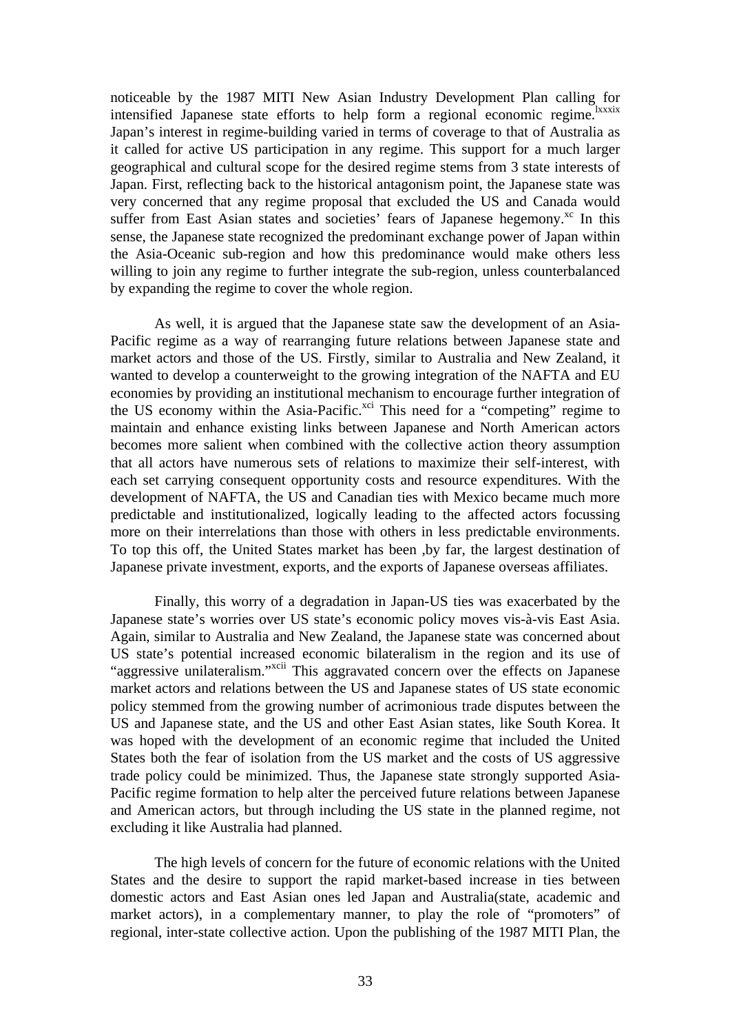noticeable by the 1987 MITI New Asian Industry Development Plan calling for intensified Japanese state efforts to help form a regional economic regime.[lxxxix] Japan's interest in regime-building varied in terms of coverage to that of Australia as it called for active US participation in any regime. This support for a much larger geographical and cultural scope for the desired regime stems from 3 state interests of Japan. First, reflecting back to the historical antagonism point, the Japanese state was very concerned that any regime proposal that excluded the US and Canada would suffer from East Asian states and societies' fears of Japanese hegemony.[xc] In this sense, the Japanese state recognized the predominant exchange power of Japan within the Asia-Oceanic sub-region and how this predominance would make others less willing to join any regime to further integrate the sub-region, unless counterbalanced by expanding the regime to cover the whole region.

As well, it is argued that the Japanese state saw the development of an Asia-Pacific regime as a way of rearranging future relations between Japanese state and market actors and those of the US. Firstly, similar to Australia and New Zealand, it wanted to develop a counterweight to the growing integration of the NAFTA and EU economies by providing an institutional mechanism to encourage further integration of the US economy within the Asia-Pacific.[xci] This need for a "competing" regime to maintain and enhance existing links between Japanese and North American actors becomes more salient when combined with the collective action theory assumption that all actors have numerous sets of relations to maximize their self-interest, with each set carrying consequent opportunity costs and resource expenditures. With the development of NAFTA, the US and Canadian ties with Mexico became much more predictable and institutionalized, logically leading to the affected actors focussing more on their interrelations than those with others in less predictable environments. To top this off, the United States market has been ,by far, the largest destination of Japanese private investment, exports, and the exports of Japanese overseas affiliates.

Finally, this worry of a degradation in Japan-US ties was exacerbated by the Japanese state's worries over US state's economic policy moves vis-à-vis East Asia. Again, similar to Australia and New Zealand, the Japanese state was concerned about US state's potential increased economic bilateralism in the region and its use of "aggressive unilateralism."[xcii] This aggravated concern over the effects on Japanese market actors and relations between the US and Japanese states of US state economic policy stemmed from the growing number of acrimonious trade disputes between the US and Japanese state, and the US and other East Asian states, like South Korea. It was hoped with the development of an economic regime that included the United States both the fear of isolation from the US market and the costs of US aggressive trade policy could be minimized. Thus, the Japanese state strongly supported Asia-Pacific regime formation to help alter the perceived future relations between Japanese and American actors, but through including the US state in the planned regime, not excluding it like Australia had planned.

The high levels of concern for the future of economic relations with the United States and the desire to support the rapid market-based increase in ties between domestic actors and East Asian ones led Japan and Australia(state, academic and market actors), in a complementary manner, to play the role of "promoters" of regional, inter-state collective action. Upon the publishing of the 1987 MITI Plan, the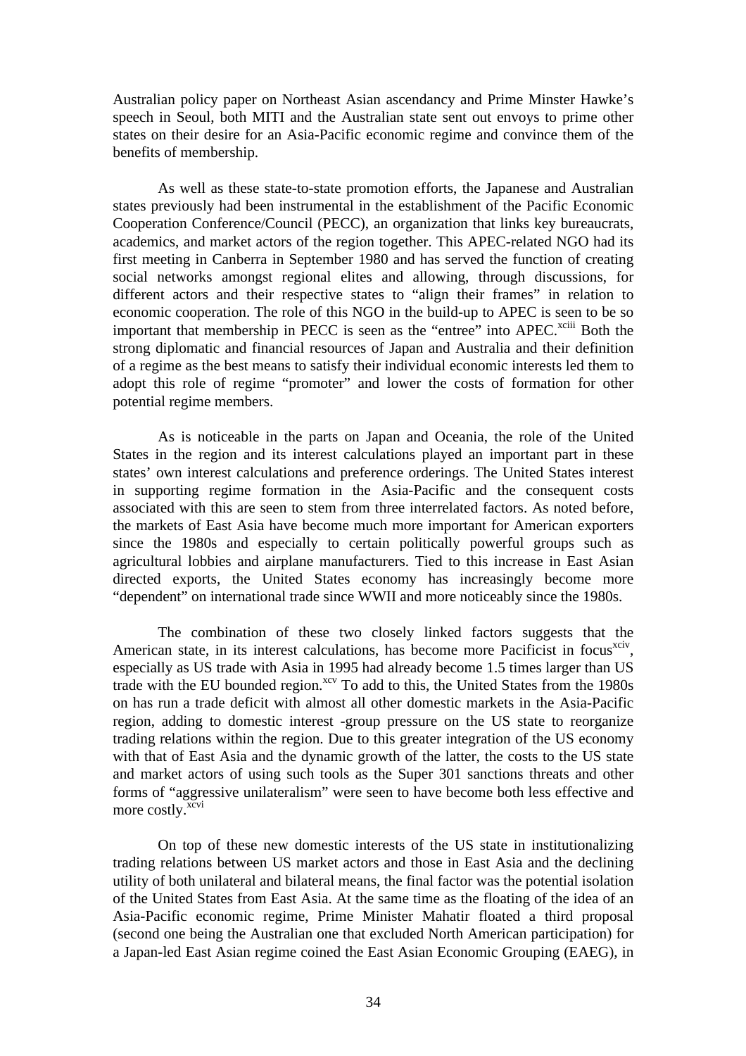Australian policy paper on Northeast Asian ascendancy and Prime Minster Hawke's speech in Seoul, both MITI and the Australian state sent out envoys to prime other states on their desire for an Asia-Pacific economic regime and convince them of the benefits of membership.

As well as these state-to-state promotion efforts, the Japanese and Australian states previously had been instrumental in the establishment of the Pacific Economic Cooperation Conference/Council (PECC), an organization that links key bureaucrats, academics, and market actors of the region together. This APEC-related NGO had its first meeting in Canberra in September 1980 and has served the function of creating social networks amongst regional elites and allowing, through discussions, for different actors and their respective states to "align their frames" in relation to economic cooperation. The role of this NGO in the build-up to APEC is seen to be so important that membership in PECC is seen as the "entree" into APEC.[xciii] Both the strong diplomatic and financial resources of Japan and Australia and their definition of a regime as the best means to satisfy their individual economic interests led them to adopt this role of regime "promoter" and lower the costs of formation for other potential regime members.

As is noticeable in the parts on Japan and Oceania, the role of the United States in the region and its interest calculations played an important part in these states' own interest calculations and preference orderings. The United States interest in supporting regime formation in the Asia-Pacific and the consequent costs associated with this are seen to stem from three interrelated factors. As noted before, the markets of East Asia have become much more important for American exporters since the 1980s and especially to certain politically powerful groups such as agricultural lobbies and airplane manufacturers. Tied to this increase in East Asian directed exports, the United States economy has increasingly become more "dependent" on international trade since WWII and more noticeably since the 1980s.

The combination of these two closely linked factors suggests that the American state, in its interest calculations, has become more Pacificist in focus[xciv], especially as US trade with Asia in 1995 had already become 1.5 times larger than US trade with the EU bounded region.[xcv] To add to this, the United States from the 1980s on has run a trade deficit with almost all other domestic markets in the Asia-Pacific region, adding to domestic interest -group pressure on the US state to reorganize trading relations within the region. Due to this greater integration of the US economy with that of East Asia and the dynamic growth of the latter, the costs to the US state and market actors of using such tools as the Super 301 sanctions threats and other forms of "aggressive unilateralism" were seen to have become both less effective and more costly.[xcvi]

On top of these new domestic interests of the US state in institutionalizing trading relations between US market actors and those in East Asia and the declining utility of both unilateral and bilateral means, the final factor was the potential isolation of the United States from East Asia. At the same time as the floating of the idea of an Asia-Pacific economic regime, Prime Minister Mahatir floated a third proposal (second one being the Australian one that excluded North American participation) for a Japan-led East Asian regime coined the East Asian Economic Grouping (EAEG), in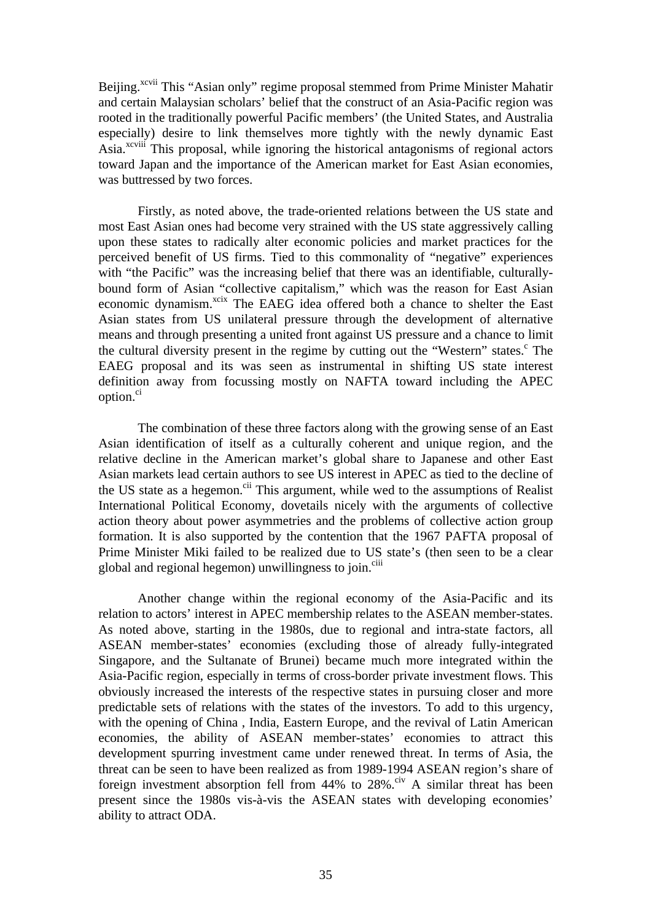Beijing.[xcvii] This "Asian only" regime proposal stemmed from Prime Minister Mahatir and certain Malaysian scholars' belief that the construct of an Asia-Pacific region was rooted in the traditionally powerful Pacific members' (the United States, and Australia especially) desire to link themselves more tightly with the newly dynamic East Asia.[xcviii] This proposal, while ignoring the historical antagonisms of regional actors toward Japan and the importance of the American market for East Asian economies, was buttressed by two forces.

Firstly, as noted above, the trade-oriented relations between the US state and most East Asian ones had become very strained with the US state aggressively calling upon these states to radically alter economic policies and market practices for the perceived benefit of US firms. Tied to this commonality of "negative" experiences with "the Pacific" was the increasing belief that there was an identifiable, culturally-bound form of Asian "collective capitalism," which was the reason for East Asian economic dynamism.[xcix] The EAEG idea offered both a chance to shelter the East Asian states from US unilateral pressure through the development of alternative means and through presenting a united front against US pressure and a chance to limit the cultural diversity present in the regime by cutting out the "Western" states.[c] The EAEG proposal and its was seen as instrumental in shifting US state interest definition away from focussing mostly on NAFTA toward including the APEC option.[ci]

The combination of these three factors along with the growing sense of an East Asian identification of itself as a culturally coherent and unique region, and the relative decline in the American market's global share to Japanese and other East Asian markets lead certain authors to see US interest in APEC as tied to the decline of the US state as a hegemon.[cii] This argument, while wed to the assumptions of Realist International Political Economy, dovetails nicely with the arguments of collective action theory about power asymmetries and the problems of collective action group formation. It is also supported by the contention that the 1967 PAFTA proposal of Prime Minister Miki failed to be realized due to US state's (then seen to be a clear global and regional hegemon) unwillingness to join.[ciii]

Another change within the regional economy of the Asia-Pacific and its relation to actors' interest in APEC membership relates to the ASEAN member-states. As noted above, starting in the 1980s, due to regional and intra-state factors, all ASEAN member-states' economies (excluding those of already fully-integrated Singapore, and the Sultanate of Brunei) became much more integrated within the Asia-Pacific region, especially in terms of cross-border private investment flows. This obviously increased the interests of the respective states in pursuing closer and more predictable sets of relations with the states of the investors. To add to this urgency, with the opening of China , India, Eastern Europe, and the revival of Latin American economies, the ability of ASEAN member-states' economies to attract this development spurring investment came under renewed threat. In terms of Asia, the threat can be seen to have been realized as from 1989-1994 ASEAN region's share of foreign investment absorption fell from 44% to 28%.[civ] A similar threat has been present since the 1980s vis-à-vis the ASEAN states with developing economies' ability to attract ODA.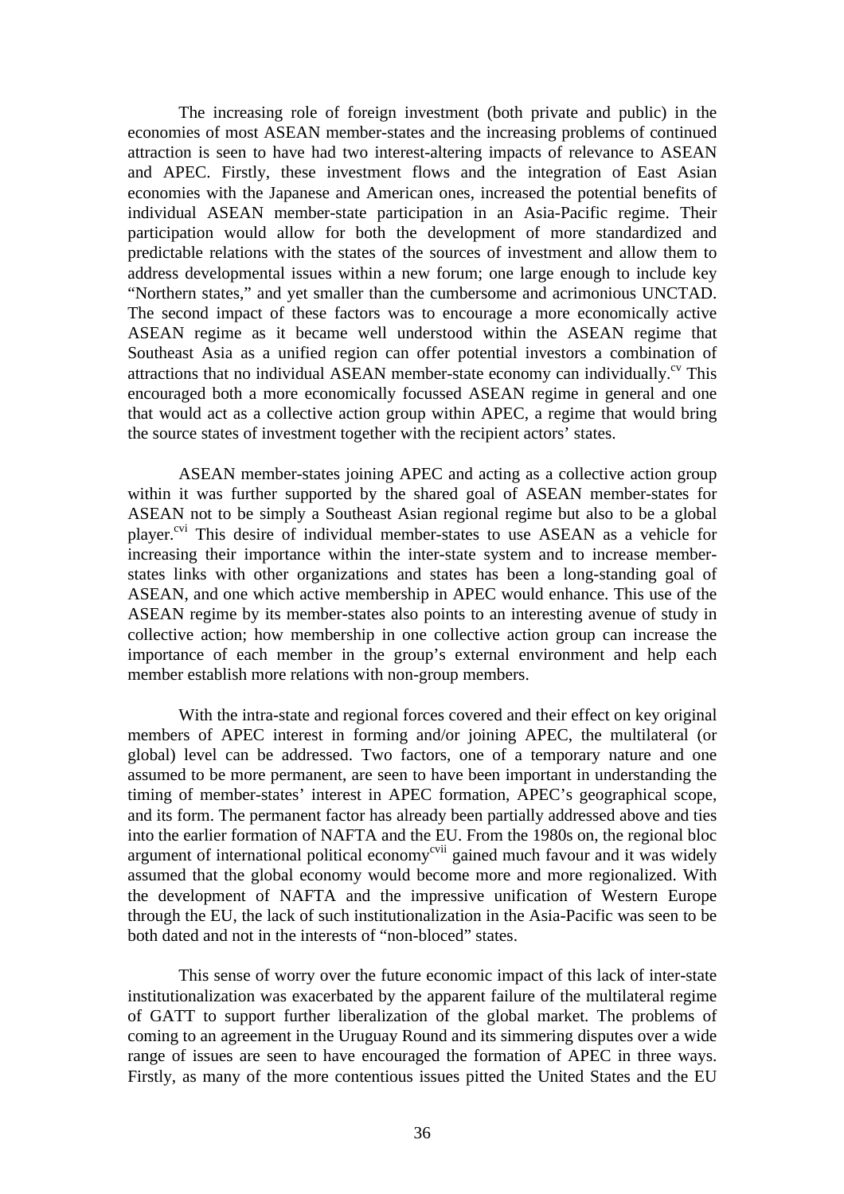The increasing role of foreign investment (both private and public) in the economies of most ASEAN member-states and the increasing problems of continued attraction is seen to have had two interest-altering impacts of relevance to ASEAN and APEC. Firstly, these investment flows and the integration of East Asian economies with the Japanese and American ones, increased the potential benefits of individual ASEAN member-state participation in an Asia-Pacific regime. Their participation would allow for both the development of more standardized and predictable relations with the states of the sources of investment and allow them to address developmental issues within a new forum; one large enough to include key "Northern states," and yet smaller than the cumbersome and acrimonious UNCTAD. The second impact of these factors was to encourage a more economically active ASEAN regime as it became well understood within the ASEAN regime that Southeast Asia as a unified region can offer potential investors a combination of attractions that no individual ASEAN member-state economy can individually.[cv] This encouraged both a more economically focussed ASEAN regime in general and one that would act as a collective action group within APEC, a regime that would bring the source states of investment together with the recipient actors' states.

ASEAN member-states joining APEC and acting as a collective action group within it was further supported by the shared goal of ASEAN member-states for ASEAN not to be simply a Southeast Asian regional regime but also to be a global player.[cvi] This desire of individual member-states to use ASEAN as a vehicle for increasing their importance within the inter-state system and to increase member-states links with other organizations and states has been a long-standing goal of ASEAN, and one which active membership in APEC would enhance. This use of the ASEAN regime by its member-states also points to an interesting avenue of study in collective action; how membership in one collective action group can increase the importance of each member in the group's external environment and help each member establish more relations with non-group members.

With the intra-state and regional forces covered and their effect on key original members of APEC interest in forming and/or joining APEC, the multilateral (or global) level can be addressed. Two factors, one of a temporary nature and one assumed to be more permanent, are seen to have been important in understanding the timing of member-states' interest in APEC formation, APEC's geographical scope, and its form. The permanent factor has already been partially addressed above and ties into the earlier formation of NAFTA and the EU. From the 1980s on, the regional bloc argument of international political economy[cvii] gained much favour and it was widely assumed that the global economy would become more and more regionalized. With the development of NAFTA and the impressive unification of Western Europe through the EU, the lack of such institutionalization in the Asia-Pacific was seen to be both dated and not in the interests of "non-bloced" states.

This sense of worry over the future economic impact of this lack of inter-state institutionalization was exacerbated by the apparent failure of the multilateral regime of GATT to support further liberalization of the global market. The problems of coming to an agreement in the Uruguay Round and its simmering disputes over a wide range of issues are seen to have encouraged the formation of APEC in three ways. Firstly, as many of the more contentious issues pitted the United States and the EU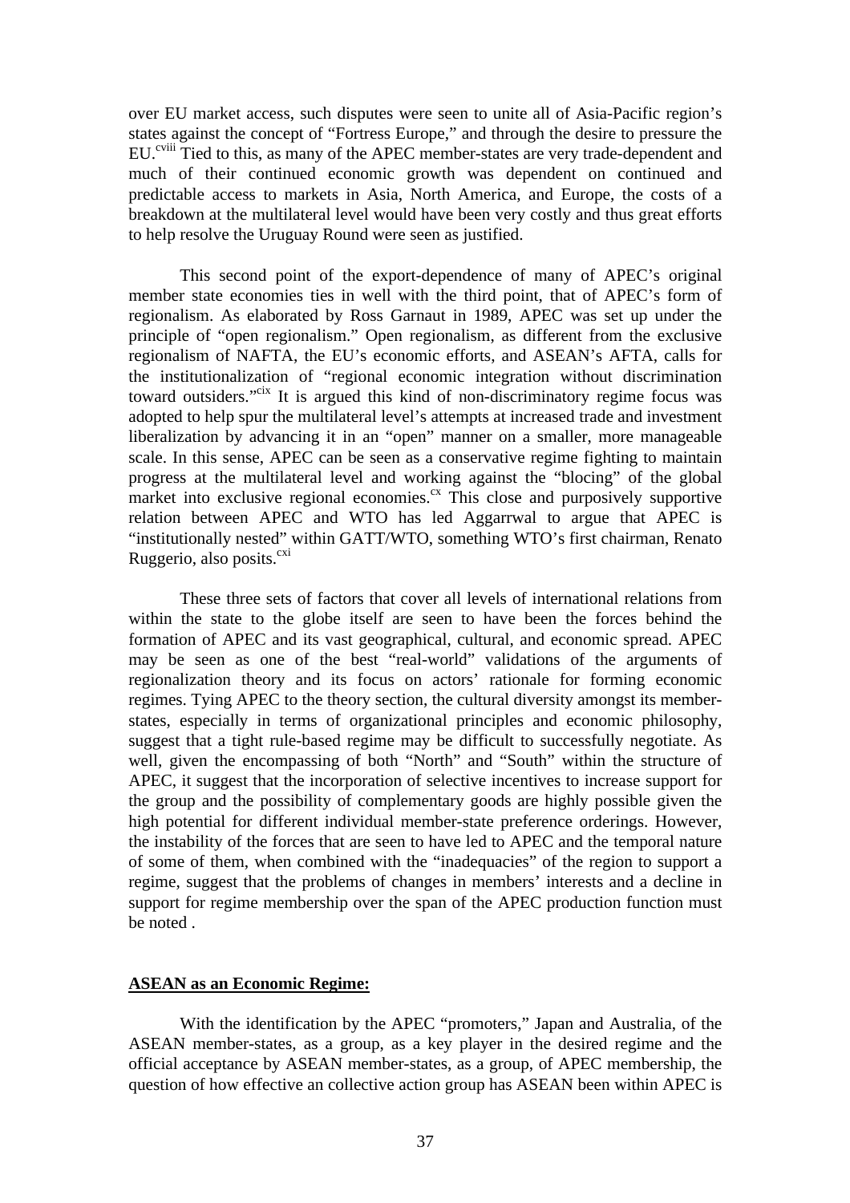over EU market access, such disputes were seen to unite all of Asia-Pacific region's states against the concept of "Fortress Europe," and through the desire to pressure the EU.[cviii] Tied to this, as many of the APEC member-states are very trade-dependent and much of their continued economic growth was dependent on continued and predictable access to markets in Asia, North America, and Europe, the costs of a breakdown at the multilateral level would have been very costly and thus great efforts to help resolve the Uruguay Round were seen as justified.

This second point of the export-dependence of many of APEC's original member state economies ties in well with the third point, that of APEC's form of regionalism. As elaborated by Ross Garnaut in 1989, APEC was set up under the principle of "open regionalism." Open regionalism, as different from the exclusive regionalism of NAFTA, the EU's economic efforts, and ASEAN's AFTA, calls for the institutionalization of "regional economic integration without discrimination toward outsiders."[cix] It is argued this kind of non-discriminatory regime focus was adopted to help spur the multilateral level's attempts at increased trade and investment liberalization by advancing it in an "open" manner on a smaller, more manageable scale. In this sense, APEC can be seen as a conservative regime fighting to maintain progress at the multilateral level and working against the "blocing" of the global market into exclusive regional economies.[cx] This close and purposively supportive relation between APEC and WTO has led Aggarrwal to argue that APEC is "institutionally nested" within GATT/WTO, something WTO's first chairman, Renato Ruggerio, also posits.[cxi]

These three sets of factors that cover all levels of international relations from within the state to the globe itself are seen to have been the forces behind the formation of APEC and its vast geographical, cultural, and economic spread. APEC may be seen as one of the best "real-world" validations of the arguments of regionalization theory and its focus on actors' rationale for forming economic regimes. Tying APEC to the theory section, the cultural diversity amongst its member-states, especially in terms of organizational principles and economic philosophy, suggest that a tight rule-based regime may be difficult to successfully negotiate. As well, given the encompassing of both "North" and "South" within the structure of APEC, it suggest that the incorporation of selective incentives to increase support for the group and the possibility of complementary goods are highly possible given the high potential for different individual member-state preference orderings. However, the instability of the forces that are seen to have led to APEC and the temporal nature of some of them, when combined with the "inadequacies" of the region to support a regime, suggest that the problems of changes in members' interests and a decline in support for regime membership over the span of the APEC production function must be noted .

**ASEAN as an Economic Regime:**

With the identification by the APEC "promoters," Japan and Australia, of the ASEAN member-states, as a group, as a key player in the desired regime and the official acceptance by ASEAN member-states, as a group, of APEC membership, the question of how effective an collective action group has ASEAN been within APEC is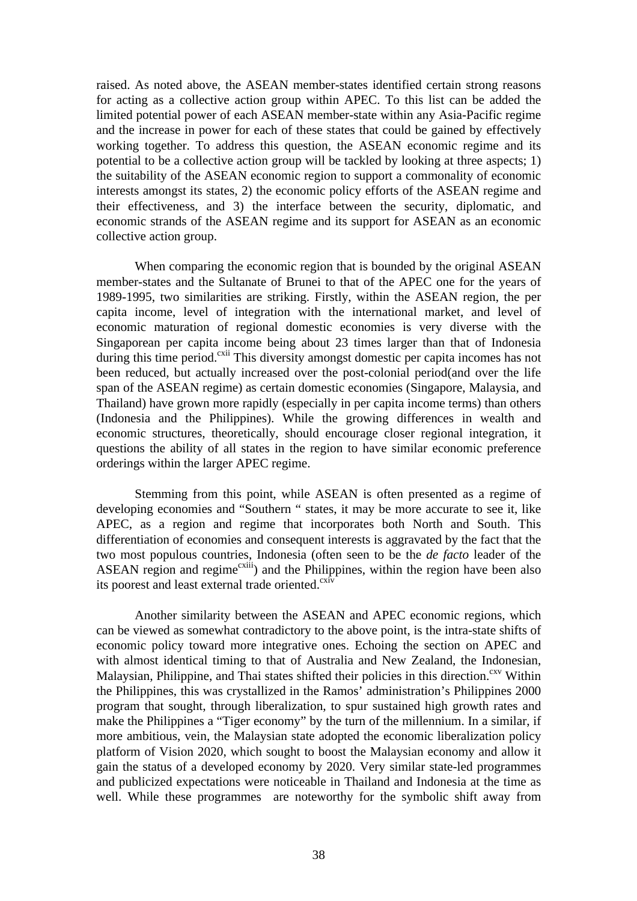raised. As noted above, the ASEAN member-states identified certain strong reasons for acting as a collective action group within APEC. To this list can be added the limited potential power of each ASEAN member-state within any Asia-Pacific regime and the increase in power for each of these states that could be gained by effectively working together. To address this question, the ASEAN economic regime and its potential to be a collective action group will be tackled by looking at three aspects; 1) the suitability of the ASEAN economic region to support a commonality of economic interests amongst its states, 2) the economic policy efforts of the ASEAN regime and their effectiveness, and 3) the interface between the security, diplomatic, and economic strands of the ASEAN regime and its support for ASEAN as an economic collective action group.

When comparing the economic region that is bounded by the original ASEAN member-states and the Sultanate of Brunei to that of the APEC one for the years of 1989-1995, two similarities are striking. Firstly, within the ASEAN region, the per capita income, level of integration with the international market, and level of economic maturation of regional domestic economies is very diverse with the Singaporean per capita income being about 23 times larger than that of Indonesia during this time period.[cxii] This diversity amongst domestic per capita incomes has not been reduced, but actually increased over the post-colonial period(and over the life span of the ASEAN regime) as certain domestic economies (Singapore, Malaysia, and Thailand) have grown more rapidly (especially in per capita income terms) than others (Indonesia and the Philippines). While the growing differences in wealth and economic structures, theoretically, should encourage closer regional integration, it questions the ability of all states in the region to have similar economic preference orderings within the larger APEC regime.

Stemming from this point, while ASEAN is often presented as a regime of developing economies and "Southern " states, it may be more accurate to see it, like APEC, as a region and regime that incorporates both North and South. This differentiation of economies and consequent interests is aggravated by the fact that the two most populous countries, Indonesia (often seen to be the *de facto* leader of the ASEAN region and regime[cxiii]) and the Philippines, within the region have been also its poorest and least external trade oriented.[cxiv]

Another similarity between the ASEAN and APEC economic regions, which can be viewed as somewhat contradictory to the above point, is the intra-state shifts of economic policy toward more integrative ones. Echoing the section on APEC and with almost identical timing to that of Australia and New Zealand, the Indonesian, Malaysian, Philippine, and Thai states shifted their policies in this direction.[cxv] Within the Philippines, this was crystallized in the Ramos' administration's Philippines 2000 program that sought, through liberalization, to spur sustained high growth rates and make the Philippines a "Tiger economy" by the turn of the millennium. In a similar, if more ambitious, vein, the Malaysian state adopted the economic liberalization policy platform of Vision 2020, which sought to boost the Malaysian economy and allow it gain the status of a developed economy by 2020. Very similar state-led programmes and publicized expectations were noticeable in Thailand and Indonesia at the time as well. While these programmes are noteworthy for the symbolic shift away from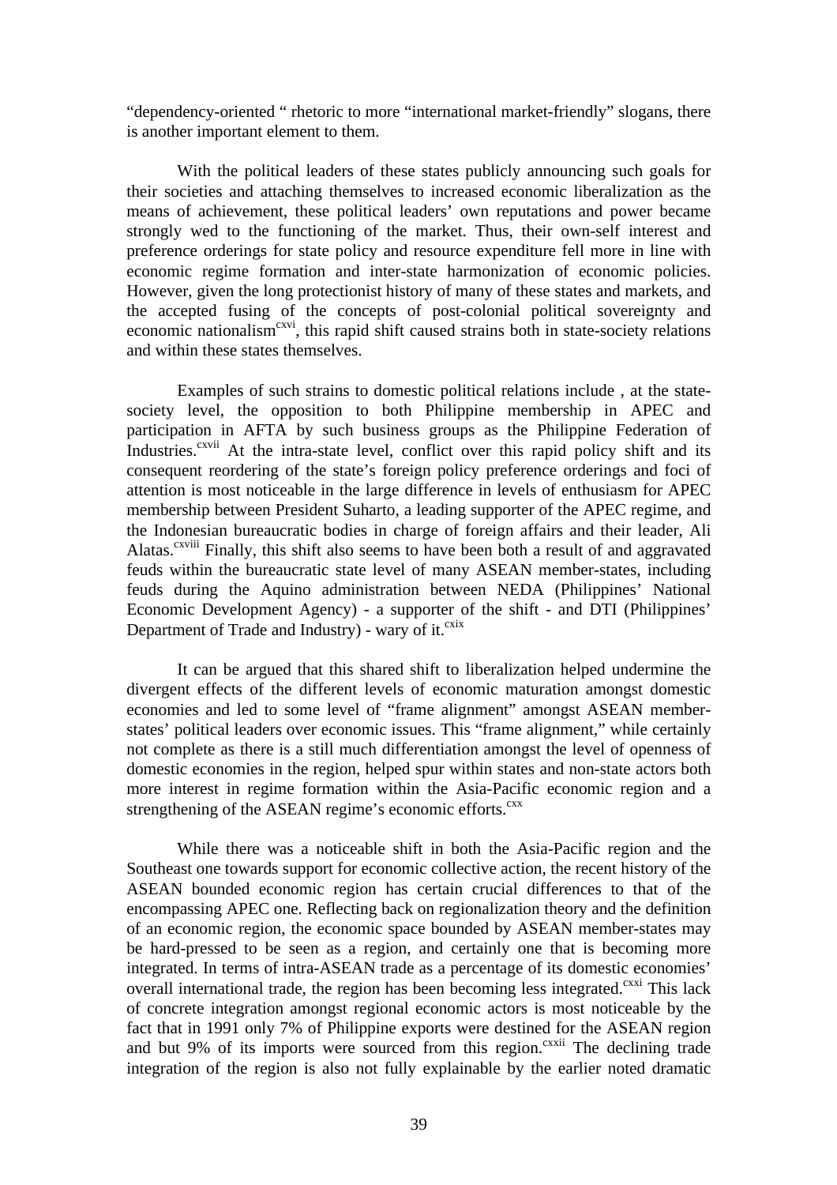"dependency-oriented " rhetoric to more "international market-friendly" slogans, there is another important element to them.

With the political leaders of these states publicly announcing such goals for their societies and attaching themselves to increased economic liberalization as the means of achievement, these political leaders' own reputations and power became strongly wed to the functioning of the market. Thus, their own-self interest and preference orderings for state policy and resource expenditure fell more in line with economic regime formation and inter-state harmonization of economic policies. However, given the long protectionist history of many of these states and markets, and the accepted fusing of the concepts of post-colonial political sovereignty and economic nationalism[cxvi], this rapid shift caused strains both in state-society relations and within these states themselves.

Examples of such strains to domestic political relations include , at the state-society level, the opposition to both Philippine membership in APEC and participation in AFTA by such business groups as the Philippine Federation of Industries.[cxvii] At the intra-state level, conflict over this rapid policy shift and its consequent reordering of the state's foreign policy preference orderings and foci of attention is most noticeable in the large difference in levels of enthusiasm for APEC membership between President Suharto, a leading supporter of the APEC regime, and the Indonesian bureaucratic bodies in charge of foreign affairs and their leader, Ali Alatas.[cxviii] Finally, this shift also seems to have been both a result of and aggravated feuds within the bureaucratic state level of many ASEAN member-states, including feuds during the Aquino administration between NEDA (Philippines' National Economic Development Agency) - a supporter of the shift - and DTI (Philippines' Department of Trade and Industry) - wary of it.[cxix]

It can be argued that this shared shift to liberalization helped undermine the divergent effects of the different levels of economic maturation amongst domestic economies and led to some level of "frame alignment" amongst ASEAN member-states' political leaders over economic issues. This "frame alignment," while certainly not complete as there is a still much differentiation amongst the level of openness of domestic economies in the region, helped spur within states and non-state actors both more interest in regime formation within the Asia-Pacific economic region and a strengthening of the ASEAN regime's economic efforts.[cxx]

While there was a noticeable shift in both the Asia-Pacific region and the Southeast one towards support for economic collective action, the recent history of the ASEAN bounded economic region has certain crucial differences to that of the encompassing APEC one. Reflecting back on regionalization theory and the definition of an economic region, the economic space bounded by ASEAN member-states may be hard-pressed to be seen as a region, and certainly one that is becoming more integrated. In terms of intra-ASEAN trade as a percentage of its domestic economies' overall international trade, the region has been becoming less integrated.[cxxi] This lack of concrete integration amongst regional economic actors is most noticeable by the fact that in 1991 only 7% of Philippine exports were destined for the ASEAN region and but 9% of its imports were sourced from this region.[cxxii] The declining trade integration of the region is also not fully explainable by the earlier noted dramatic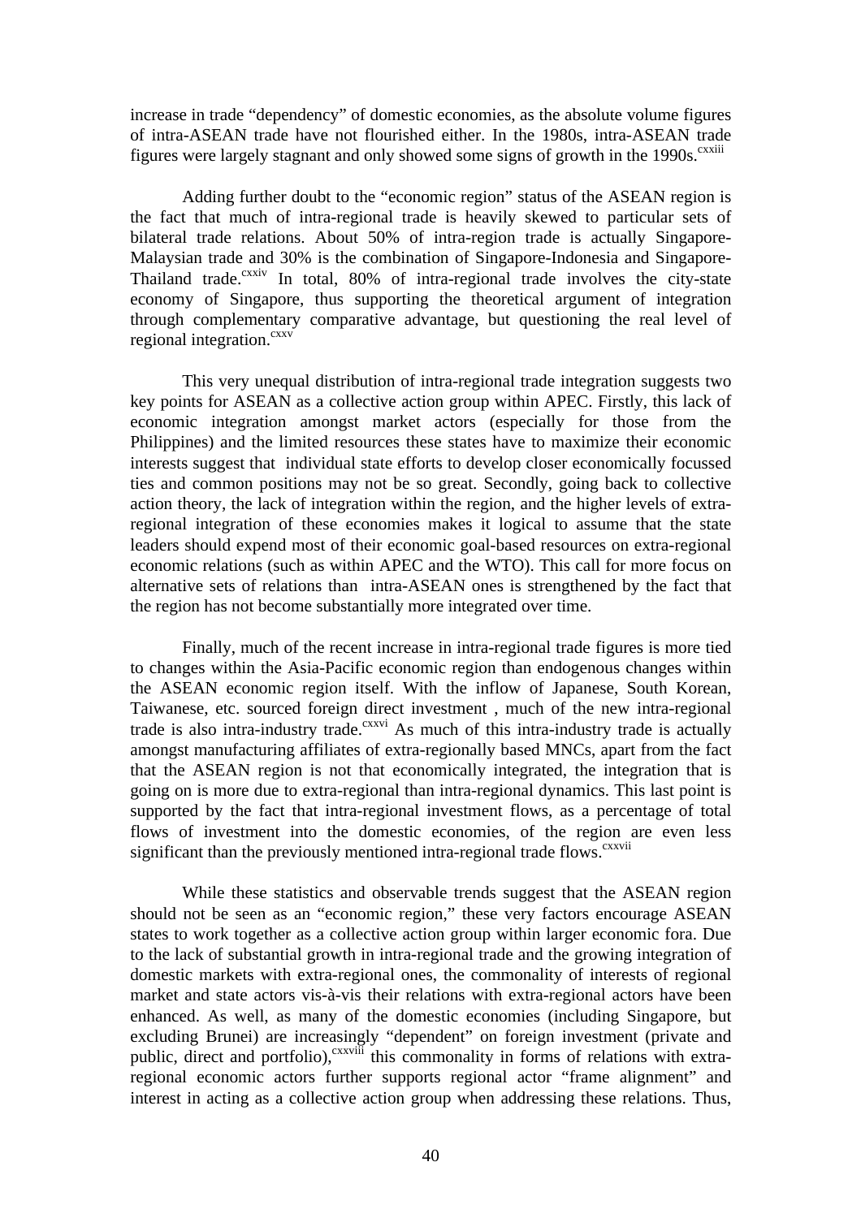increase in trade "dependency" of domestic economies, as the absolute volume figures of intra-ASEAN trade have not flourished either. In the 1980s, intra-ASEAN trade figures were largely stagnant and only showed some signs of growth in the 1990s.[cxxiii]

Adding further doubt to the "economic region" status of the ASEAN region is the fact that much of intra-regional trade is heavily skewed to particular sets of bilateral trade relations. About 50% of intra-region trade is actually Singapore-Malaysian trade and 30% is the combination of Singapore-Indonesia and Singapore-Thailand trade.[cxxiv] In total, 80% of intra-regional trade involves the city-state economy of Singapore, thus supporting the theoretical argument of integration through complementary comparative advantage, but questioning the real level of regional integration.[cxxv]

This very unequal distribution of intra-regional trade integration suggests two key points for ASEAN as a collective action group within APEC. Firstly, this lack of economic integration amongst market actors (especially for those from the Philippines) and the limited resources these states have to maximize their economic interests suggest that individual state efforts to develop closer economically focussed ties and common positions may not be so great. Secondly, going back to collective action theory, the lack of integration within the region, and the higher levels of extra-regional integration of these economies makes it logical to assume that the state leaders should expend most of their economic goal-based resources on extra-regional economic relations (such as within APEC and the WTO). This call for more focus on alternative sets of relations than intra-ASEAN ones is strengthened by the fact that the region has not become substantially more integrated over time.

Finally, much of the recent increase in intra-regional trade figures is more tied to changes within the Asia-Pacific economic region than endogenous changes within the ASEAN economic region itself. With the inflow of Japanese, South Korean, Taiwanese, etc. sourced foreign direct investment , much of the new intra-regional trade is also intra-industry trade.[cxxvi] As much of this intra-industry trade is actually amongst manufacturing affiliates of extra-regionally based MNCs, apart from the fact that the ASEAN region is not that economically integrated, the integration that is going on is more due to extra-regional than intra-regional dynamics. This last point is supported by the fact that intra-regional investment flows, as a percentage of total flows of investment into the domestic economies, of the region are even less significant than the previously mentioned intra-regional trade flows.[cxxvii]

While these statistics and observable trends suggest that the ASEAN region should not be seen as an "economic region," these very factors encourage ASEAN states to work together as a collective action group within larger economic fora. Due to the lack of substantial growth in intra-regional trade and the growing integration of domestic markets with extra-regional ones, the commonality of interests of regional market and state actors vis-à-vis their relations with extra-regional actors have been enhanced. As well, as many of the domestic economies (including Singapore, but excluding Brunei) are increasingly "dependent" on foreign investment (private and public, direct and portfolio),[cxxviii] this commonality in forms of relations with extra-regional economic actors further supports regional actor "frame alignment" and interest in acting as a collective action group when addressing these relations. Thus,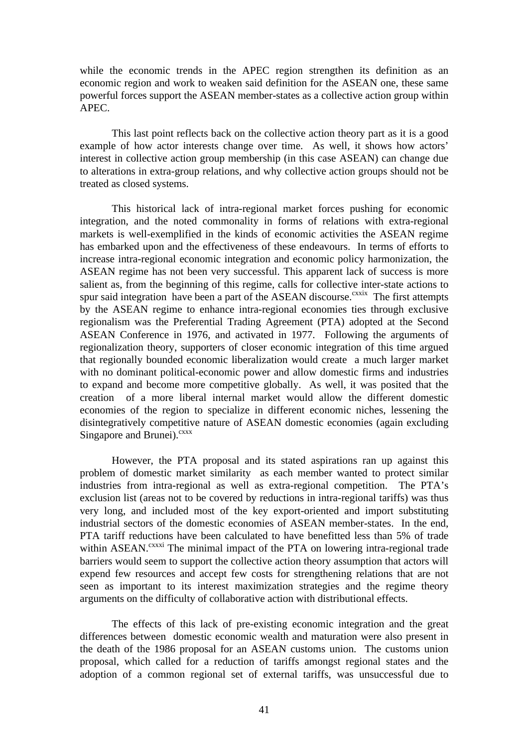while the economic trends in the APEC region strengthen its definition as an economic region and work to weaken said definition for the ASEAN one, these same powerful forces support the ASEAN member-states as a collective action group within APEC.

This last point reflects back on the collective action theory part as it is a good example of how actor interests change over time. As well, it shows how actors' interest in collective action group membership (in this case ASEAN) can change due to alterations in extra-group relations, and why collective action groups should not be treated as closed systems.

This historical lack of intra-regional market forces pushing for economic integration, and the noted commonality in forms of relations with extra-regional markets is well-exemplified in the kinds of economic activities the ASEAN regime has embarked upon and the effectiveness of these endeavours. In terms of efforts to increase intra-regional economic integration and economic policy harmonization, the ASEAN regime has not been very successful. This apparent lack of success is more salient as, from the beginning of this regime, calls for collective inter-state actions to spur said integration have been a part of the ASEAN discourse.[cxxix] The first attempts by the ASEAN regime to enhance intra-regional economies ties through exclusive regionalism was the Preferential Trading Agreement (PTA) adopted at the Second ASEAN Conference in 1976, and activated in 1977. Following the arguments of regionalization theory, supporters of closer economic integration of this time argued that regionally bounded economic liberalization would create a much larger market with no dominant political-economic power and allow domestic firms and industries to expand and become more competitive globally. As well, it was posited that the creation of a more liberal internal market would allow the different domestic economies of the region to specialize in different economic niches, lessening the disintegratively competitive nature of ASEAN domestic economies (again excluding Singapore and Brunei).[cxxx]

However, the PTA proposal and its stated aspirations ran up against this problem of domestic market similarity as each member wanted to protect similar industries from intra-regional as well as extra-regional competition. The PTA's exclusion list (areas not to be covered by reductions in intra-regional tariffs) was thus very long, and included most of the key export-oriented and import substituting industrial sectors of the domestic economies of ASEAN member-states. In the end, PTA tariff reductions have been calculated to have benefitted less than 5% of trade within ASEAN.[cxxxi] The minimal impact of the PTA on lowering intra-regional trade barriers would seem to support the collective action theory assumption that actors will expend few resources and accept few costs for strengthening relations that are not seen as important to its interest maximization strategies and the regime theory arguments on the difficulty of collaborative action with distributional effects.

The effects of this lack of pre-existing economic integration and the great differences between domestic economic wealth and maturation were also present in the death of the 1986 proposal for an ASEAN customs union. The customs union proposal, which called for a reduction of tariffs amongst regional states and the adoption of a common regional set of external tariffs, was unsuccessful due to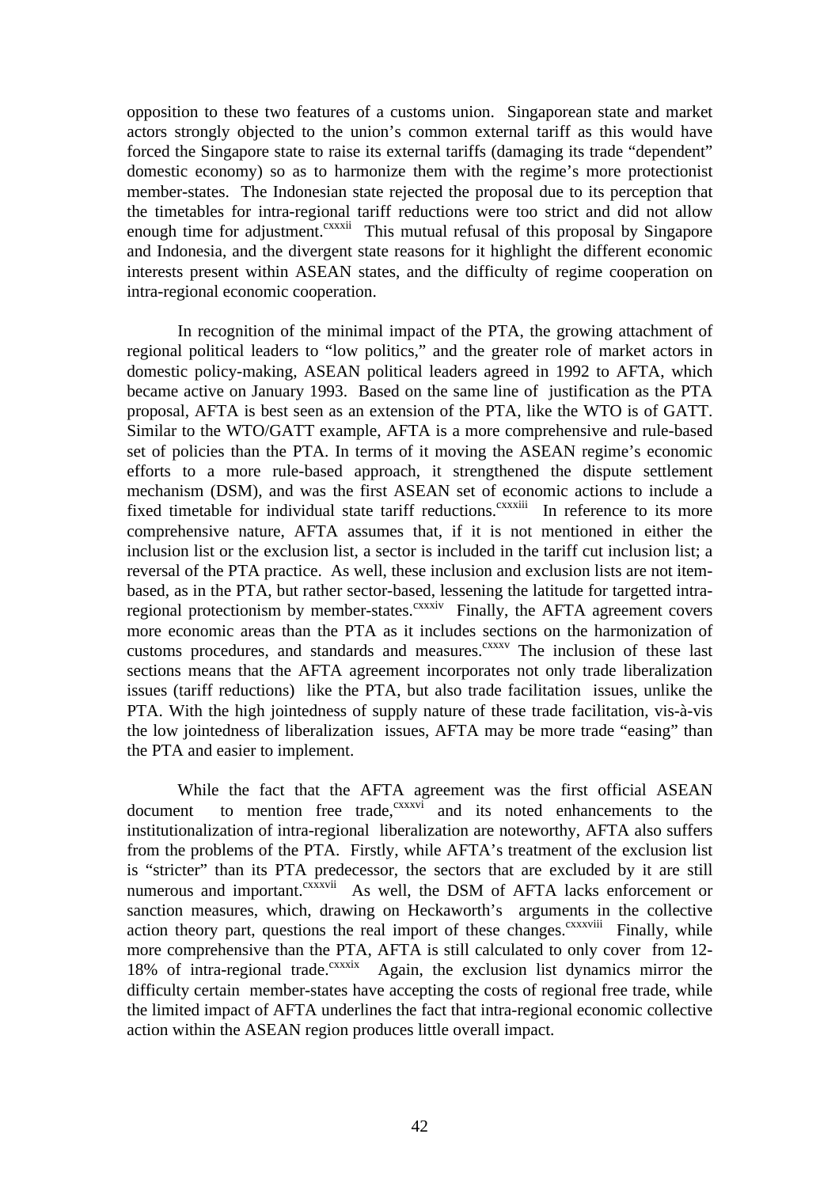opposition to these two features of a customs union. Singaporean state and market actors strongly objected to the union's common external tariff as this would have forced the Singapore state to raise its external tariffs (damaging its trade "dependent" domestic economy) so as to harmonize them with the regime's more protectionist member-states. The Indonesian state rejected the proposal due to its perception that the timetables for intra-regional tariff reductions were too strict and did not allow enough time for adjustment.[cxxxii] This mutual refusal of this proposal by Singapore and Indonesia, and the divergent state reasons for it highlight the different economic interests present within ASEAN states, and the difficulty of regime cooperation on intra-regional economic cooperation.

In recognition of the minimal impact of the PTA, the growing attachment of regional political leaders to "low politics," and the greater role of market actors in domestic policy-making, ASEAN political leaders agreed in 1992 to AFTA, which became active on January 1993. Based on the same line of justification as the PTA proposal, AFTA is best seen as an extension of the PTA, like the WTO is of GATT. Similar to the WTO/GATT example, AFTA is a more comprehensive and rule-based set of policies than the PTA. In terms of it moving the ASEAN regime's economic efforts to a more rule-based approach, it strengthened the dispute settlement mechanism (DSM), and was the first ASEAN set of economic actions to include a fixed timetable for individual state tariff reductions.[cxxxiii] In reference to its more comprehensive nature, AFTA assumes that, if it is not mentioned in either the inclusion list or the exclusion list, a sector is included in the tariff cut inclusion list; a reversal of the PTA practice. As well, these inclusion and exclusion lists are not item-based, as in the PTA, but rather sector-based, lessening the latitude for targetted intra-regional protectionism by member-states.[cxxxiv] Finally, the AFTA agreement covers more economic areas than the PTA as it includes sections on the harmonization of customs procedures, and standards and measures.[cxxxv] The inclusion of these last sections means that the AFTA agreement incorporates not only trade liberalization issues (tariff reductions) like the PTA, but also trade facilitation issues, unlike the PTA. With the high jointedness of supply nature of these trade facilitation, vis-à-vis the low jointedness of liberalization issues, AFTA may be more trade "easing" than the PTA and easier to implement.

While the fact that the AFTA agreement was the first official ASEAN document to mention free trade,[cxxxvi] and its noted enhancements to the institutionalization of intra-regional liberalization are noteworthy, AFTA also suffers from the problems of the PTA. Firstly, while AFTA's treatment of the exclusion list is "stricter" than its PTA predecessor, the sectors that are excluded by it are still numerous and important.[cxxxvii] As well, the DSM of AFTA lacks enforcement or sanction measures, which, drawing on Heckaworth's arguments in the collective action theory part, questions the real import of these changes.[cxxxviii] Finally, while more comprehensive than the PTA, AFTA is still calculated to only cover from 12-18% of intra-regional trade.[cxxxix] Again, the exclusion list dynamics mirror the difficulty certain member-states have accepting the costs of regional free trade, while the limited impact of AFTA underlines the fact that intra-regional economic collective action within the ASEAN region produces little overall impact.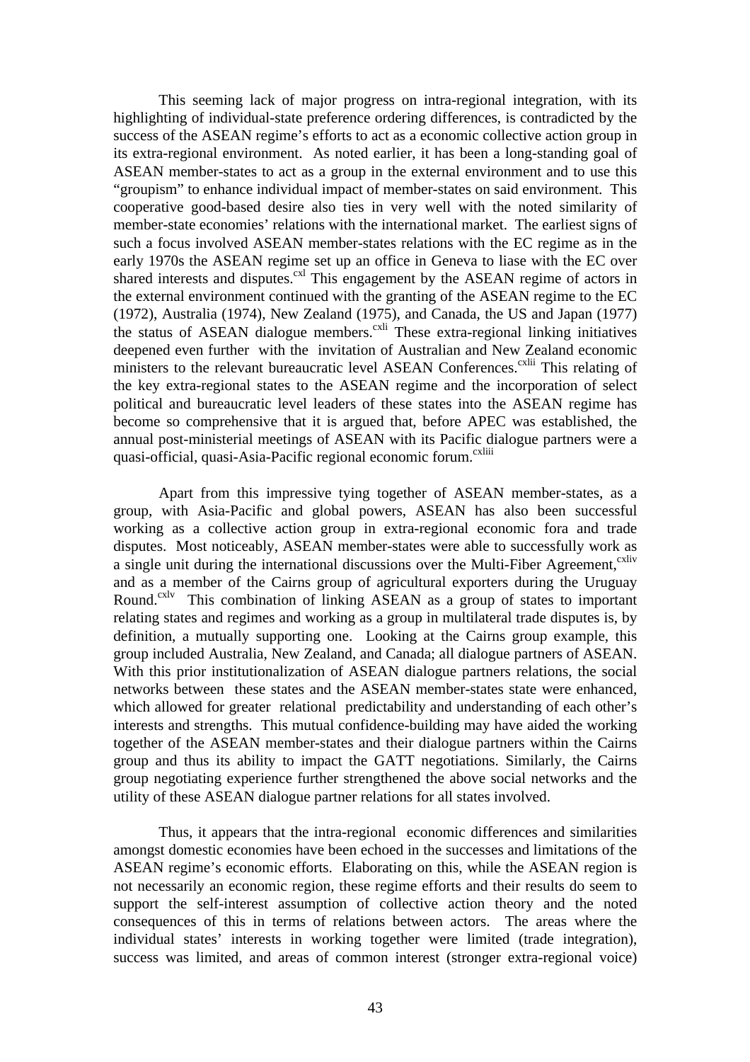This seeming lack of major progress on intra-regional integration, with its highlighting of individual-state preference ordering differences, is contradicted by the success of the ASEAN regime's efforts to act as a economic collective action group in its extra-regional environment. As noted earlier, it has been a long-standing goal of ASEAN member-states to act as a group in the external environment and to use this "groupism" to enhance individual impact of member-states on said environment. This cooperative good-based desire also ties in very well with the noted similarity of member-state economies' relations with the international market. The earliest signs of such a focus involved ASEAN member-states relations with the EC regime as in the early 1970s the ASEAN regime set up an office in Geneva to liase with the EC over shared interests and disputes.[cxl] This engagement by the ASEAN regime of actors in the external environment continued with the granting of the ASEAN regime to the EC (1972), Australia (1974), New Zealand (1975), and Canada, the US and Japan (1977) the status of ASEAN dialogue members.[cxli] These extra-regional linking initiatives deepened even further with the invitation of Australian and New Zealand economic ministers to the relevant bureaucratic level ASEAN Conferences.[cxlii] This relating of the key extra-regional states to the ASEAN regime and the incorporation of select political and bureaucratic level leaders of these states into the ASEAN regime has become so comprehensive that it is argued that, before APEC was established, the annual post-ministerial meetings of ASEAN with its Pacific dialogue partners were a quasi-official, quasi-Asia-Pacific regional economic forum.[cxliii]

Apart from this impressive tying together of ASEAN member-states, as a group, with Asia-Pacific and global powers, ASEAN has also been successful working as a collective action group in extra-regional economic fora and trade disputes. Most noticeably, ASEAN member-states were able to successfully work as a single unit during the international discussions over the Multi-Fiber Agreement,[cxliv] and as a member of the Cairns group of agricultural exporters during the Uruguay Round.[cxlv] This combination of linking ASEAN as a group of states to important relating states and regimes and working as a group in multilateral trade disputes is, by definition, a mutually supporting one. Looking at the Cairns group example, this group included Australia, New Zealand, and Canada; all dialogue partners of ASEAN. With this prior institutionalization of ASEAN dialogue partners relations, the social networks between these states and the ASEAN member-states state were enhanced, which allowed for greater relational predictability and understanding of each other's interests and strengths. This mutual confidence-building may have aided the working together of the ASEAN member-states and their dialogue partners within the Cairns group and thus its ability to impact the GATT negotiations. Similarly, the Cairns group negotiating experience further strengthened the above social networks and the utility of these ASEAN dialogue partner relations for all states involved.

Thus, it appears that the intra-regional economic differences and similarities amongst domestic economies have been echoed in the successes and limitations of the ASEAN regime's economic efforts. Elaborating on this, while the ASEAN region is not necessarily an economic region, these regime efforts and their results do seem to support the self-interest assumption of collective action theory and the noted consequences of this in terms of relations between actors. The areas where the individual states' interests in working together were limited (trade integration), success was limited, and areas of common interest (stronger extra-regional voice)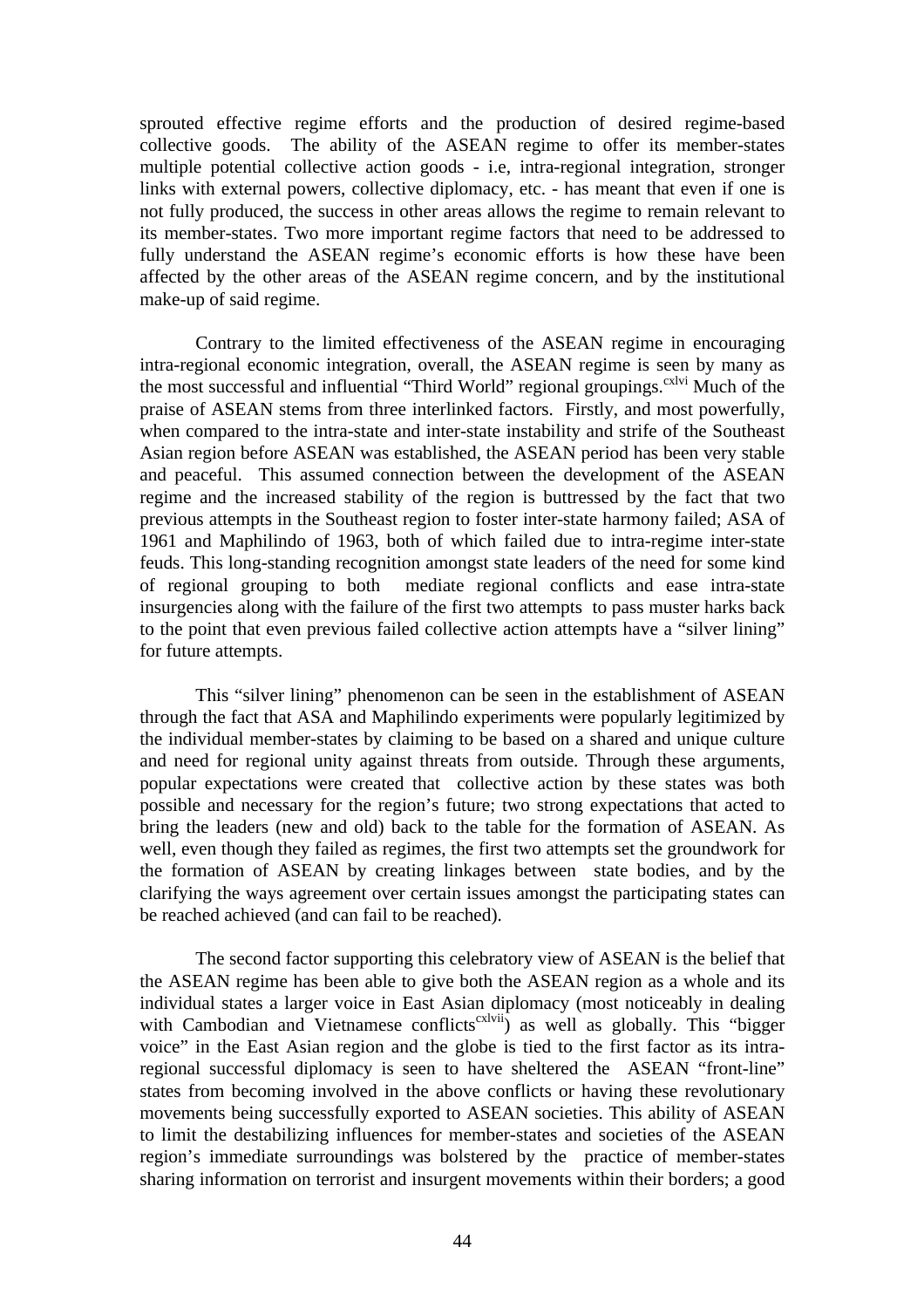sprouted effective regime efforts and the production of desired regime-based collective goods. The ability of the ASEAN regime to offer its member-states multiple potential collective action goods - i.e, intra-regional integration, stronger links with external powers, collective diplomacy, etc. - has meant that even if one is not fully produced, the success in other areas allows the regime to remain relevant to its member-states. Two more important regime factors that need to be addressed to fully understand the ASEAN regime's economic efforts is how these have been affected by the other areas of the ASEAN regime concern, and by the institutional make-up of said regime.

Contrary to the limited effectiveness of the ASEAN regime in encouraging intra-regional economic integration, overall, the ASEAN regime is seen by many as the most successful and influential "Third World" regional groupings.[cxlvi] Much of the praise of ASEAN stems from three interlinked factors. Firstly, and most powerfully, when compared to the intra-state and inter-state instability and strife of the Southeast Asian region before ASEAN was established, the ASEAN period has been very stable and peaceful. This assumed connection between the development of the ASEAN regime and the increased stability of the region is buttressed by the fact that two previous attempts in the Southeast region to foster inter-state harmony failed; ASA of 1961 and Maphilindo of 1963, both of which failed due to intra-regime inter-state feuds. This long-standing recognition amongst state leaders of the need for some kind of regional grouping to both mediate regional conflicts and ease intra-state insurgencies along with the failure of the first two attempts to pass muster harks back to the point that even previous failed collective action attempts have a "silver lining" for future attempts.

This "silver lining" phenomenon can be seen in the establishment of ASEAN through the fact that ASA and Maphilindo experiments were popularly legitimized by the individual member-states by claiming to be based on a shared and unique culture and need for regional unity against threats from outside. Through these arguments, popular expectations were created that collective action by these states was both possible and necessary for the region's future; two strong expectations that acted to bring the leaders (new and old) back to the table for the formation of ASEAN. As well, even though they failed as regimes, the first two attempts set the groundwork for the formation of ASEAN by creating linkages between state bodies, and by the clarifying the ways agreement over certain issues amongst the participating states can be reached achieved (and can fail to be reached).

The second factor supporting this celebratory view of ASEAN is the belief that the ASEAN regime has been able to give both the ASEAN region as a whole and its individual states a larger voice in East Asian diplomacy (most noticeably in dealing with Cambodian and Vietnamese conflicts[cxlvii]) as well as globally. This "bigger voice" in the East Asian region and the globe is tied to the first factor as its intra-regional successful diplomacy is seen to have sheltered the ASEAN "front-line" states from becoming involved in the above conflicts or having these revolutionary movements being successfully exported to ASEAN societies. This ability of ASEAN to limit the destabilizing influences for member-states and societies of the ASEAN region's immediate surroundings was bolstered by the practice of member-states sharing information on terrorist and insurgent movements within their borders; a good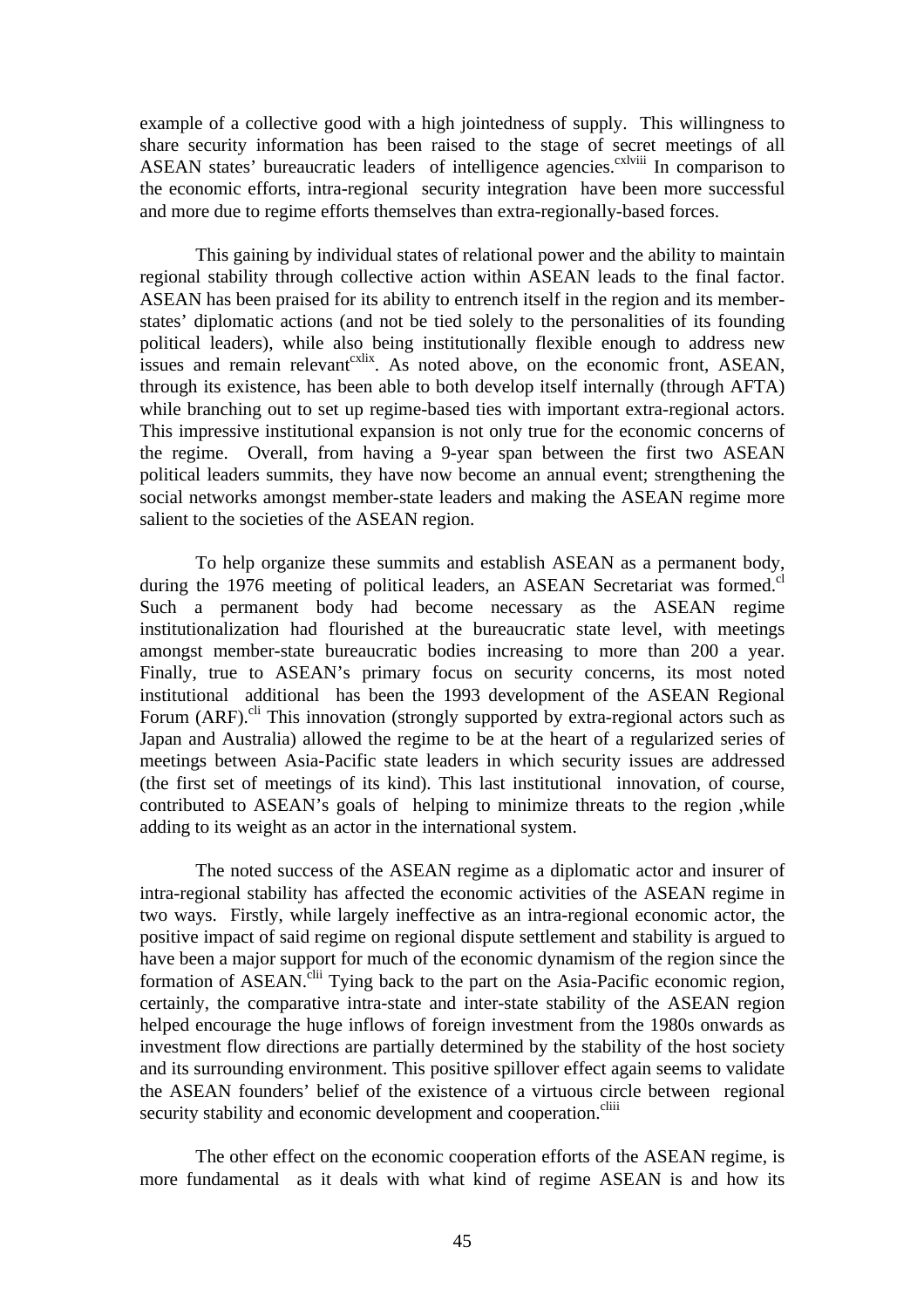example of a collective good with a high jointedness of supply. This willingness to share security information has been raised to the stage of secret meetings of all ASEAN states' bureaucratic leaders of intelligence agencies.[cxlviii] In comparison to the economic efforts, intra-regional security integration have been more successful and more due to regime efforts themselves than extra-regionally-based forces.

This gaining by individual states of relational power and the ability to maintain regional stability through collective action within ASEAN leads to the final factor. ASEAN has been praised for its ability to entrench itself in the region and its member-states' diplomatic actions (and not be tied solely to the personalities of its founding political leaders), while also being institutionally flexible enough to address new issues and remain relevant[cxlix]. As noted above, on the economic front, ASEAN, through its existence, has been able to both develop itself internally (through AFTA) while branching out to set up regime-based ties with important extra-regional actors. This impressive institutional expansion is not only true for the economic concerns of the regime. Overall, from having a 9-year span between the first two ASEAN political leaders summits, they have now become an annual event; strengthening the social networks amongst member-state leaders and making the ASEAN regime more salient to the societies of the ASEAN region.

To help organize these summits and establish ASEAN as a permanent body, during the 1976 meeting of political leaders, an ASEAN Secretariat was formed.[cl] Such a permanent body had become necessary as the ASEAN regime institutionalization had flourished at the bureaucratic state level, with meetings amongst member-state bureaucratic bodies increasing to more than 200 a year. Finally, true to ASEAN's primary focus on security concerns, its most noted institutional additional has been the 1993 development of the ASEAN Regional Forum (ARF).[cli] This innovation (strongly supported by extra-regional actors such as Japan and Australia) allowed the regime to be at the heart of a regularized series of meetings between Asia-Pacific state leaders in which security issues are addressed (the first set of meetings of its kind). This last institutional innovation, of course, contributed to ASEAN's goals of helping to minimize threats to the region ,while adding to its weight as an actor in the international system.

The noted success of the ASEAN regime as a diplomatic actor and insurer of intra-regional stability has affected the economic activities of the ASEAN regime in two ways. Firstly, while largely ineffective as an intra-regional economic actor, the positive impact of said regime on regional dispute settlement and stability is argued to have been a major support for much of the economic dynamism of the region since the formation of ASEAN.[clii] Tying back to the part on the Asia-Pacific economic region, certainly, the comparative intra-state and inter-state stability of the ASEAN region helped encourage the huge inflows of foreign investment from the 1980s onwards as investment flow directions are partially determined by the stability of the host society and its surrounding environment. This positive spillover effect again seems to validate the ASEAN founders' belief of the existence of a virtuous circle between regional security stability and economic development and cooperation.[cliii]

The other effect on the economic cooperation efforts of the ASEAN regime, is more fundamental as it deals with what kind of regime ASEAN is and how its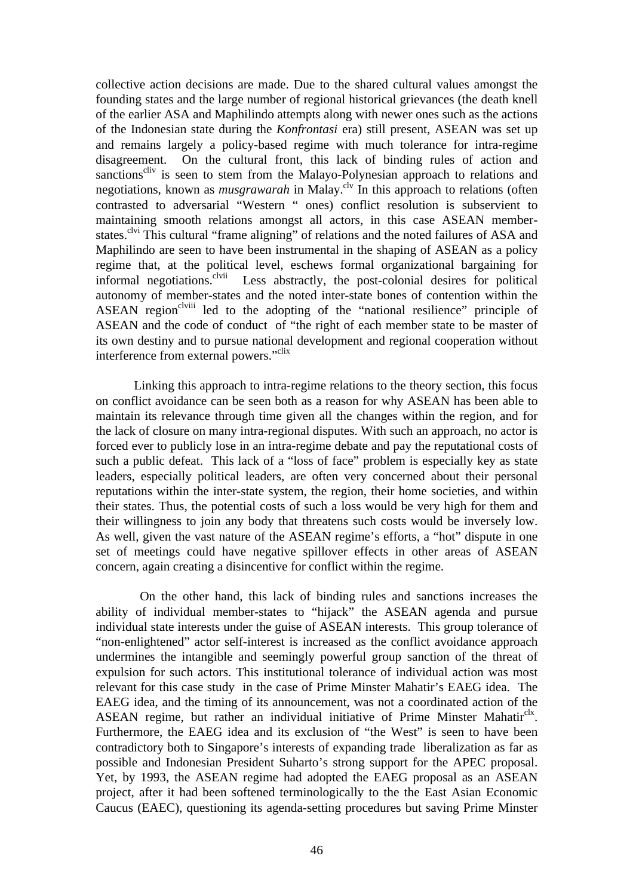collective action decisions are made. Due to the shared cultural values amongst the founding states and the large number of regional historical grievances (the death knell of the earlier ASA and Maphilindo attempts along with newer ones such as the actions of the Indonesian state during the *Konfrontasi* era) still present, ASEAN was set up and remains largely a policy-based regime with much tolerance for intra-regime disagreement. On the cultural front, this lack of binding rules of action and sanctions[cliv] is seen to stem from the Malayo-Polynesian approach to relations and negotiations, known as *musgrawarah* in Malay.[clv] In this approach to relations (often contrasted to adversarial "Western " ones) conflict resolution is subservient to maintaining smooth relations amongst all actors, in this case ASEAN member-states.[clvi] This cultural "frame aligning" of relations and the noted failures of ASA and Maphilindo are seen to have been instrumental in the shaping of ASEAN as a policy regime that, at the political level, eschews formal organizational bargaining for informal negotiations.[clvii] Less abstractly, the post-colonial desires for political autonomy of member-states and the noted inter-state bones of contention within the ASEAN region[clviii] led to the adopting of the "national resilience" principle of ASEAN and the code of conduct of "the right of each member state to be master of its own destiny and to pursue national development and regional cooperation without interference from external powers."[clix]

Linking this approach to intra-regime relations to the theory section, this focus on conflict avoidance can be seen both as a reason for why ASEAN has been able to maintain its relevance through time given all the changes within the region, and for the lack of closure on many intra-regional disputes. With such an approach, no actor is forced ever to publicly lose in an intra-regime debate and pay the reputational costs of such a public defeat. This lack of a "loss of face" problem is especially key as state leaders, especially political leaders, are often very concerned about their personal reputations within the inter-state system, the region, their home societies, and within their states. Thus, the potential costs of such a loss would be very high for them and their willingness to join any body that threatens such costs would be inversely low. As well, given the vast nature of the ASEAN regime's efforts, a "hot" dispute in one set of meetings could have negative spillover effects in other areas of ASEAN concern, again creating a disincentive for conflict within the regime.

On the other hand, this lack of binding rules and sanctions increases the ability of individual member-states to "hijack" the ASEAN agenda and pursue individual state interests under the guise of ASEAN interests. This group tolerance of "non-enlightened" actor self-interest is increased as the conflict avoidance approach undermines the intangible and seemingly powerful group sanction of the threat of expulsion for such actors. This institutional tolerance of individual action was most relevant for this case study in the case of Prime Minster Mahatir's EAEG idea. The EAEG idea, and the timing of its announcement, was not a coordinated action of the ASEAN regime, but rather an individual initiative of Prime Minster Mahatir[clx]. Furthermore, the EAEG idea and its exclusion of "the West" is seen to have been contradictory both to Singapore's interests of expanding trade liberalization as far as possible and Indonesian President Suharto's strong support for the APEC proposal. Yet, by 1993, the ASEAN regime had adopted the EAEG proposal as an ASEAN project, after it had been softened terminologically to the the East Asian Economic Caucus (EAEC), questioning its agenda-setting procedures but saving Prime Minster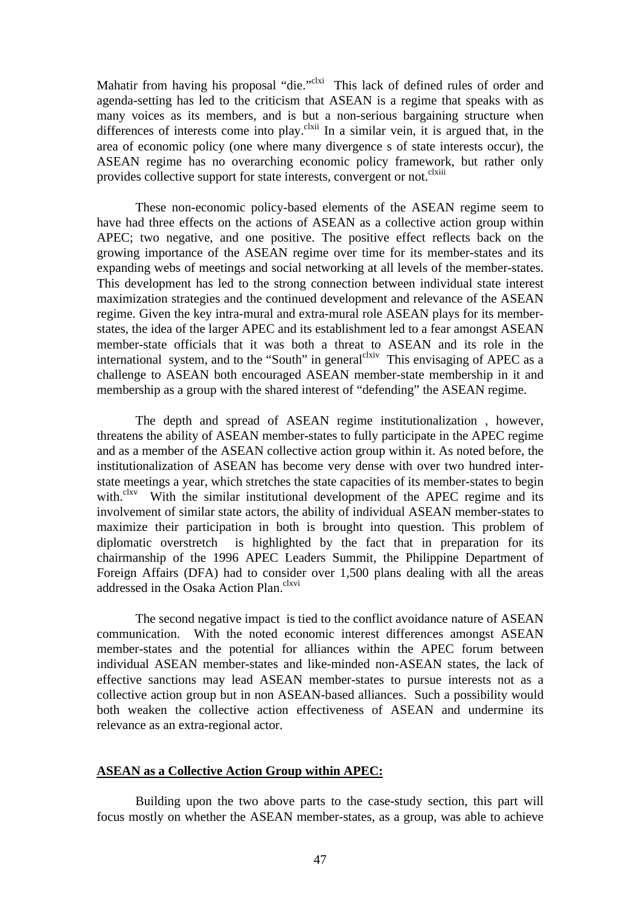Mahatir from having his proposal "die."[clxi] This lack of defined rules of order and agenda-setting has led to the criticism that ASEAN is a regime that speaks with as many voices as its members, and is but a non-serious bargaining structure when differences of interests come into play.[clxii] In a similar vein, it is argued that, in the area of economic policy (one where many divergence s of state interests occur), the ASEAN regime has no overarching economic policy framework, but rather only provides collective support for state interests, convergent or not.[clxiii]

These non-economic policy-based elements of the ASEAN regime seem to have had three effects on the actions of ASEAN as a collective action group within APEC; two negative, and one positive. The positive effect reflects back on the growing importance of the ASEAN regime over time for its member-states and its expanding webs of meetings and social networking at all levels of the member-states. This development has led to the strong connection between individual state interest maximization strategies and the continued development and relevance of the ASEAN regime. Given the key intra-mural and extra-mural role ASEAN plays for its member-states, the idea of the larger APEC and its establishment led to a fear amongst ASEAN member-state officials that it was both a threat to ASEAN and its role in the international system, and to the "South" in general[clxiv] This envisaging of APEC as a challenge to ASEAN both encouraged ASEAN member-state membership in it and membership as a group with the shared interest of "defending" the ASEAN regime.

The depth and spread of ASEAN regime institutionalization , however, threatens the ability of ASEAN member-states to fully participate in the APEC regime and as a member of the ASEAN collective action group within it. As noted before, the institutionalization of ASEAN has become very dense with over two hundred inter-state meetings a year, which stretches the state capacities of its member-states to begin with.[clxv] With the similar institutional development of the APEC regime and its involvement of similar state actors, the ability of individual ASEAN member-states to maximize their participation in both is brought into question. This problem of diplomatic overstretch is highlighted by the fact that in preparation for its chairmanship of the 1996 APEC Leaders Summit, the Philippine Department of Foreign Affairs (DFA) had to consider over 1,500 plans dealing with all the areas addressed in the Osaka Action Plan.[clxvi]

The second negative impact is tied to the conflict avoidance nature of ASEAN communication. With the noted economic interest differences amongst ASEAN member-states and the potential for alliances within the APEC forum between individual ASEAN member-states and like-minded non-ASEAN states, the lack of effective sanctions may lead ASEAN member-states to pursue interests not as a collective action group but in non ASEAN-based alliances. Such a possibility would both weaken the collective action effectiveness of ASEAN and undermine its relevance as an extra-regional actor.

**ASEAN as a Collective Action Group within APEC:**

Building upon the two above parts to the case-study section, this part will focus mostly on whether the ASEAN member-states, as a group, was able to achieve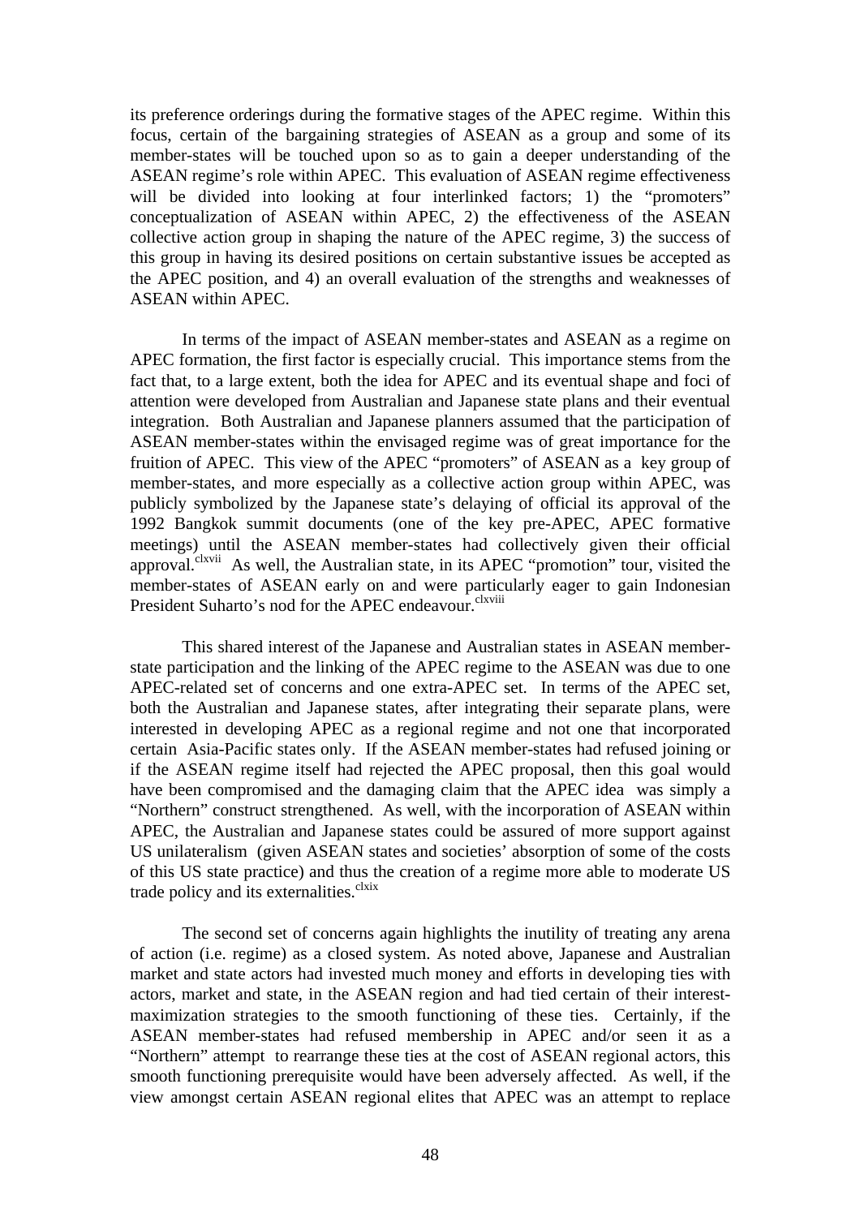its preference orderings during the formative stages of the APEC regime. Within this focus, certain of the bargaining strategies of ASEAN as a group and some of its member-states will be touched upon so as to gain a deeper understanding of the ASEAN regime's role within APEC. This evaluation of ASEAN regime effectiveness will be divided into looking at four interlinked factors; 1) the "promoters" conceptualization of ASEAN within APEC, 2) the effectiveness of the ASEAN collective action group in shaping the nature of the APEC regime, 3) the success of this group in having its desired positions on certain substantive issues be accepted as the APEC position, and 4) an overall evaluation of the strengths and weaknesses of ASEAN within APEC.

In terms of the impact of ASEAN member-states and ASEAN as a regime on APEC formation, the first factor is especially crucial. This importance stems from the fact that, to a large extent, both the idea for APEC and its eventual shape and foci of attention were developed from Australian and Japanese state plans and their eventual integration. Both Australian and Japanese planners assumed that the participation of ASEAN member-states within the envisaged regime was of great importance for the fruition of APEC. This view of the APEC "promoters" of ASEAN as a key group of member-states, and more especially as a collective action group within APEC, was publicly symbolized by the Japanese state's delaying of official its approval of the 1992 Bangkok summit documents (one of the key pre-APEC, APEC formative meetings) until the ASEAN member-states had collectively given their official approval.[clxvii] As well, the Australian state, in its APEC "promotion" tour, visited the member-states of ASEAN early on and were particularly eager to gain Indonesian President Suharto's nod for the APEC endeavour.[clxviii]

This shared interest of the Japanese and Australian states in ASEAN member-state participation and the linking of the APEC regime to the ASEAN was due to one APEC-related set of concerns and one extra-APEC set. In terms of the APEC set, both the Australian and Japanese states, after integrating their separate plans, were interested in developing APEC as a regional regime and not one that incorporated certain Asia-Pacific states only. If the ASEAN member-states had refused joining or if the ASEAN regime itself had rejected the APEC proposal, then this goal would have been compromised and the damaging claim that the APEC idea was simply a "Northern" construct strengthened. As well, with the incorporation of ASEAN within APEC, the Australian and Japanese states could be assured of more support against US unilateralism (given ASEAN states and societies' absorption of some of the costs of this US state practice) and thus the creation of a regime more able to moderate US trade policy and its externalities.[clxix]

The second set of concerns again highlights the inutility of treating any arena of action (i.e. regime) as a closed system. As noted above, Japanese and Australian market and state actors had invested much money and efforts in developing ties with actors, market and state, in the ASEAN region and had tied certain of their interest-maximization strategies to the smooth functioning of these ties. Certainly, if the ASEAN member-states had refused membership in APEC and/or seen it as a "Northern" attempt to rearrange these ties at the cost of ASEAN regional actors, this smooth functioning prerequisite would have been adversely affected. As well, if the view amongst certain ASEAN regional elites that APEC was an attempt to replace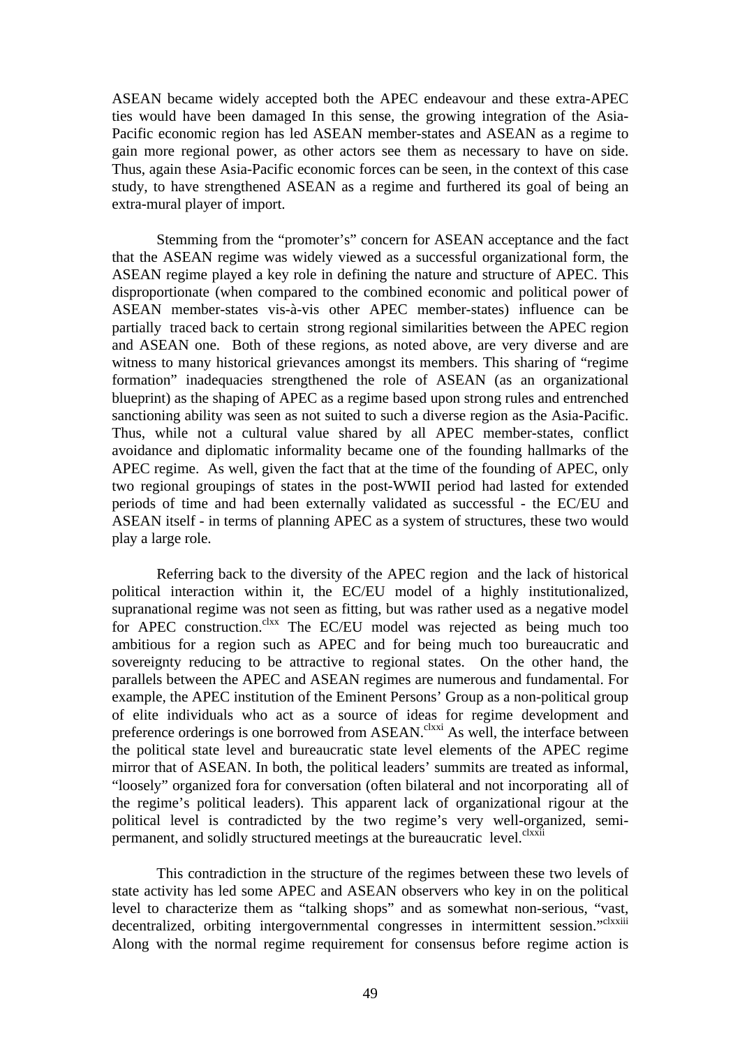ASEAN became widely accepted both the APEC endeavour and these extra-APEC ties would have been damaged In this sense, the growing integration of the Asia-Pacific economic region has led ASEAN member-states and ASEAN as a regime to gain more regional power, as other actors see them as necessary to have on side. Thus, again these Asia-Pacific economic forces can be seen, in the context of this case study, to have strengthened ASEAN as a regime and furthered its goal of being an extra-mural player of import.

Stemming from the "promoter's" concern for ASEAN acceptance and the fact that the ASEAN regime was widely viewed as a successful organizational form, the ASEAN regime played a key role in defining the nature and structure of APEC. This disproportionate (when compared to the combined economic and political power of ASEAN member-states vis-à-vis other APEC member-states) influence can be partially traced back to certain strong regional similarities between the APEC region and ASEAN one. Both of these regions, as noted above, are very diverse and are witness to many historical grievances amongst its members. This sharing of "regime formation" inadequacies strengthened the role of ASEAN (as an organizational blueprint) as the shaping of APEC as a regime based upon strong rules and entrenched sanctioning ability was seen as not suited to such a diverse region as the Asia-Pacific. Thus, while not a cultural value shared by all APEC member-states, conflict avoidance and diplomatic informality became one of the founding hallmarks of the APEC regime. As well, given the fact that at the time of the founding of APEC, only two regional groupings of states in the post-WWII period had lasted for extended periods of time and had been externally validated as successful - the EC/EU and ASEAN itself - in terms of planning APEC as a system of structures, these two would play a large role.

Referring back to the diversity of the APEC region and the lack of historical political interaction within it, the EC/EU model of a highly institutionalized, supranational regime was not seen as fitting, but was rather used as a negative model for APEC construction.[clxx] The EC/EU model was rejected as being much too ambitious for a region such as APEC and for being much too bureaucratic and sovereignty reducing to be attractive to regional states. On the other hand, the parallels between the APEC and ASEAN regimes are numerous and fundamental. For example, the APEC institution of the Eminent Persons' Group as a non-political group of elite individuals who act as a source of ideas for regime development and preference orderings is one borrowed from ASEAN.[clxxi] As well, the interface between the political state level and bureaucratic state level elements of the APEC regime mirror that of ASEAN. In both, the political leaders' summits are treated as informal, "loosely" organized fora for conversation (often bilateral and not incorporating all of the regime's political leaders). This apparent lack of organizational rigour at the political level is contradicted by the two regime's very well-organized, semi-permanent, and solidly structured meetings at the bureaucratic level.[clxxii]

This contradiction in the structure of the regimes between these two levels of state activity has led some APEC and ASEAN observers who key in on the political level to characterize them as "talking shops" and as somewhat non-serious, "vast, decentralized, orbiting intergovernmental congresses in intermittent session."[clxxiii] Along with the normal regime requirement for consensus before regime action is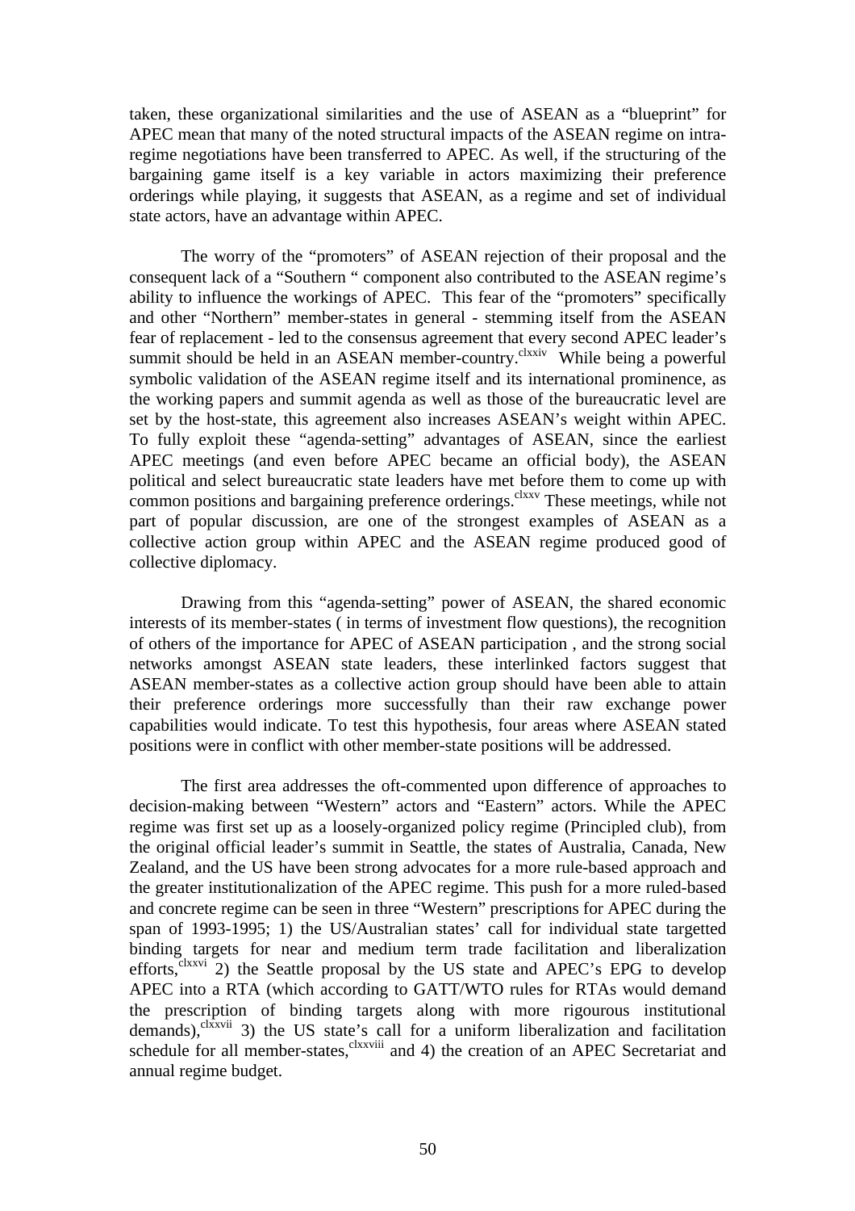taken, these organizational similarities and the use of ASEAN as a "blueprint" for APEC mean that many of the noted structural impacts of the ASEAN regime on intra-regime negotiations have been transferred to APEC. As well, if the structuring of the bargaining game itself is a key variable in actors maximizing their preference orderings while playing, it suggests that ASEAN, as a regime and set of individual state actors, have an advantage within APEC.

The worry of the "promoters" of ASEAN rejection of their proposal and the consequent lack of a "Southern " component also contributed to the ASEAN regime's ability to influence the workings of APEC. This fear of the "promoters" specifically and other "Northern" member-states in general - stemming itself from the ASEAN fear of replacement - led to the consensus agreement that every second APEC leader's summit should be held in an ASEAN member-country.[clxxiv] While being a powerful symbolic validation of the ASEAN regime itself and its international prominence, as the working papers and summit agenda as well as those of the bureaucratic level are set by the host-state, this agreement also increases ASEAN's weight within APEC. To fully exploit these "agenda-setting" advantages of ASEAN, since the earliest APEC meetings (and even before APEC became an official body), the ASEAN political and select bureaucratic state leaders have met before them to come up with common positions and bargaining preference orderings.[clxxv] These meetings, while not part of popular discussion, are one of the strongest examples of ASEAN as a collective action group within APEC and the ASEAN regime produced good of collective diplomacy.

Drawing from this "agenda-setting" power of ASEAN, the shared economic interests of its member-states ( in terms of investment flow questions), the recognition of others of the importance for APEC of ASEAN participation , and the strong social networks amongst ASEAN state leaders, these interlinked factors suggest that ASEAN member-states as a collective action group should have been able to attain their preference orderings more successfully than their raw exchange power capabilities would indicate. To test this hypothesis, four areas where ASEAN stated positions were in conflict with other member-state positions will be addressed.

The first area addresses the oft-commented upon difference of approaches to decision-making between "Western" actors and "Eastern" actors. While the APEC regime was first set up as a loosely-organized policy regime (Principled club), from the original official leader's summit in Seattle, the states of Australia, Canada, New Zealand, and the US have been strong advocates for a more rule-based approach and the greater institutionalization of the APEC regime. This push for a more ruled-based and concrete regime can be seen in three "Western" prescriptions for APEC during the span of 1993-1995; 1) the US/Australian states' call for individual state targetted binding targets for near and medium term trade facilitation and liberalization efforts,[clxxvi] 2) the Seattle proposal by the US state and APEC's EPG to develop APEC into a RTA (which according to GATT/WTO rules for RTAs would demand the prescription of binding targets along with more rigourous institutional demands),[clxxvii] 3) the US state's call for a uniform liberalization and facilitation schedule for all member-states,[clxxviii] and 4) the creation of an APEC Secretariat and annual regime budget.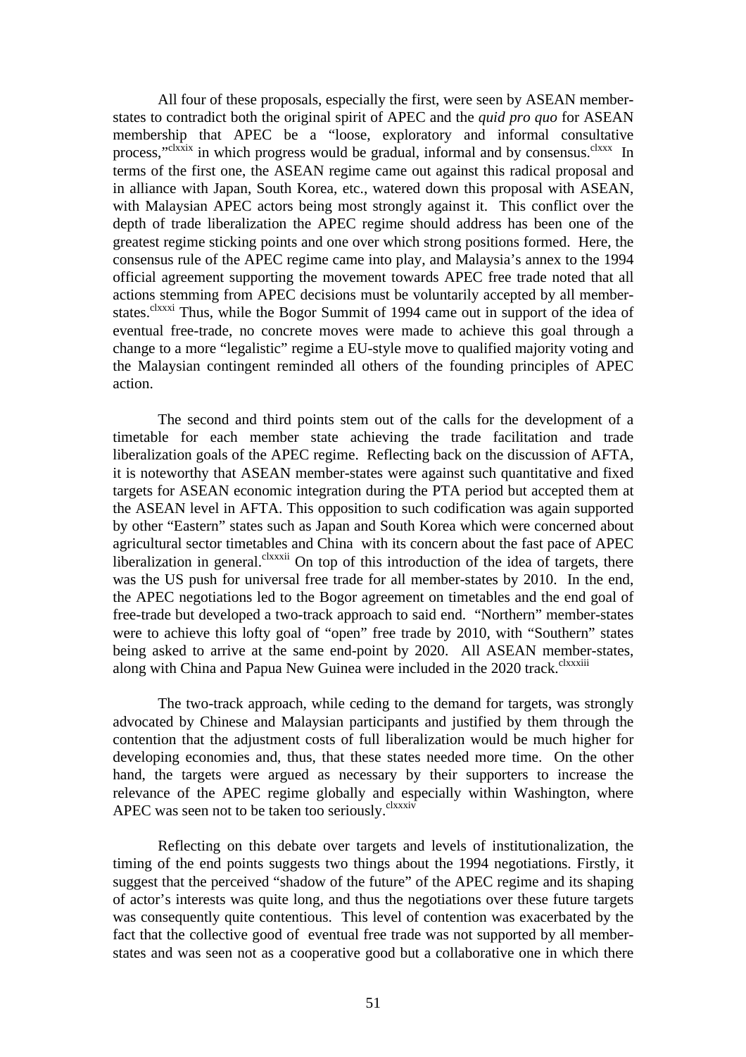All four of these proposals, especially the first, were seen by ASEAN member-states to contradict both the original spirit of APEC and the *quid pro quo* for ASEAN membership that APEC be a "loose, exploratory and informal consultative process,"[clxxix] in which progress would be gradual, informal and by consensus.[clxxx] In terms of the first one, the ASEAN regime came out against this radical proposal and in alliance with Japan, South Korea, etc., watered down this proposal with ASEAN, with Malaysian APEC actors being most strongly against it. This conflict over the depth of trade liberalization the APEC regime should address has been one of the greatest regime sticking points and one over which strong positions formed. Here, the consensus rule of the APEC regime came into play, and Malaysia's annex to the 1994 official agreement supporting the movement towards APEC free trade noted that all actions stemming from APEC decisions must be voluntarily accepted by all member-states.[clxxxi] Thus, while the Bogor Summit of 1994 came out in support of the idea of eventual free-trade, no concrete moves were made to achieve this goal through a change to a more "legalistic" regime a EU-style move to qualified majority voting and the Malaysian contingent reminded all others of the founding principles of APEC action.

The second and third points stem out of the calls for the development of a timetable for each member state achieving the trade facilitation and trade liberalization goals of the APEC regime. Reflecting back on the discussion of AFTA, it is noteworthy that ASEAN member-states were against such quantitative and fixed targets for ASEAN economic integration during the PTA period but accepted them at the ASEAN level in AFTA. This opposition to such codification was again supported by other "Eastern" states such as Japan and South Korea which were concerned about agricultural sector timetables and China with its concern about the fast pace of APEC liberalization in general.[clxxxii] On top of this introduction of the idea of targets, there was the US push for universal free trade for all member-states by 2010. In the end, the APEC negotiations led to the Bogor agreement on timetables and the end goal of free-trade but developed a two-track approach to said end. "Northern" member-states were to achieve this lofty goal of "open" free trade by 2010, with "Southern" states being asked to arrive at the same end-point by 2020. All ASEAN member-states, along with China and Papua New Guinea were included in the 2020 track.[clxxxiii]

The two-track approach, while ceding to the demand for targets, was strongly advocated by Chinese and Malaysian participants and justified by them through the contention that the adjustment costs of full liberalization would be much higher for developing economies and, thus, that these states needed more time. On the other hand, the targets were argued as necessary by their supporters to increase the relevance of the APEC regime globally and especially within Washington, where APEC was seen not to be taken too seriously.[clxxxiv]

Reflecting on this debate over targets and levels of institutionalization, the timing of the end points suggests two things about the 1994 negotiations. Firstly, it suggest that the perceived "shadow of the future" of the APEC regime and its shaping of actor's interests was quite long, and thus the negotiations over these future targets was consequently quite contentious. This level of contention was exacerbated by the fact that the collective good of eventual free trade was not supported by all member-states and was seen not as a cooperative good but a collaborative one in which there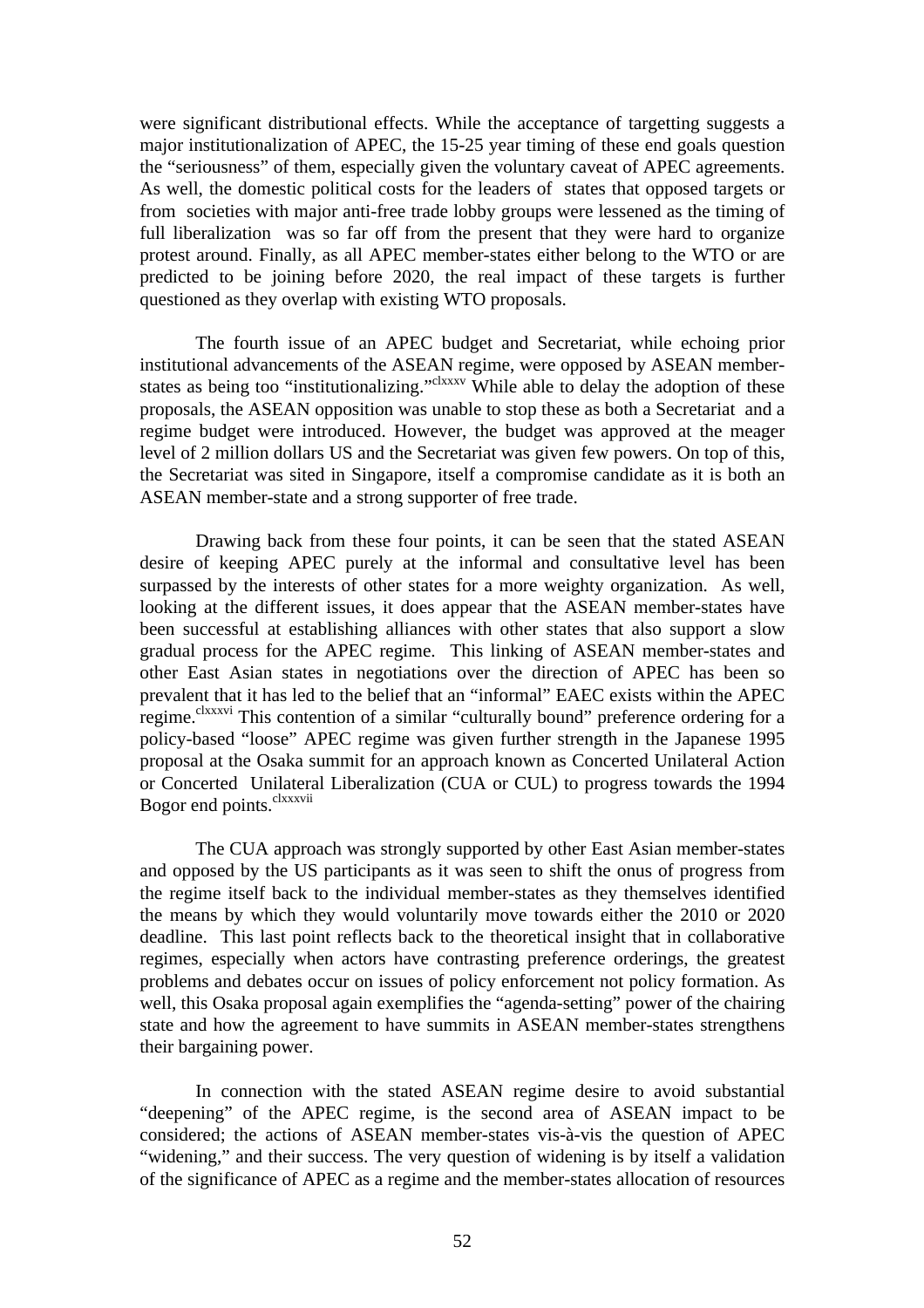were significant distributional effects. While the acceptance of targetting suggests a major institutionalization of APEC, the 15-25 year timing of these end goals question the "seriousness" of them, especially given the voluntary caveat of APEC agreements. As well, the domestic political costs for the leaders of states that opposed targets or from societies with major anti-free trade lobby groups were lessened as the timing of full liberalization was so far off from the present that they were hard to organize protest around. Finally, as all APEC member-states either belong to the WTO or are predicted to be joining before 2020, the real impact of these targets is further questioned as they overlap with existing WTO proposals.

The fourth issue of an APEC budget and Secretariat, while echoing prior institutional advancements of the ASEAN regime, were opposed by ASEAN member-states as being too "institutionalizing."[clxxxv] While able to delay the adoption of these proposals, the ASEAN opposition was unable to stop these as both a Secretariat and a regime budget were introduced. However, the budget was approved at the meager level of 2 million dollars US and the Secretariat was given few powers. On top of this, the Secretariat was sited in Singapore, itself a compromise candidate as it is both an ASEAN member-state and a strong supporter of free trade.

Drawing back from these four points, it can be seen that the stated ASEAN desire of keeping APEC purely at the informal and consultative level has been surpassed by the interests of other states for a more weighty organization. As well, looking at the different issues, it does appear that the ASEAN member-states have been successful at establishing alliances with other states that also support a slow gradual process for the APEC regime. This linking of ASEAN member-states and other East Asian states in negotiations over the direction of APEC has been so prevalent that it has led to the belief that an "informal" EAEC exists within the APEC regime.[clxxxvi] This contention of a similar "culturally bound" preference ordering for a policy-based "loose" APEC regime was given further strength in the Japanese 1995 proposal at the Osaka summit for an approach known as Concerted Unilateral Action or Concerted Unilateral Liberalization (CUA or CUL) to progress towards the 1994 Bogor end points.[clxxxvii]

The CUA approach was strongly supported by other East Asian member-states and opposed by the US participants as it was seen to shift the onus of progress from the regime itself back to the individual member-states as they themselves identified the means by which they would voluntarily move towards either the 2010 or 2020 deadline. This last point reflects back to the theoretical insight that in collaborative regimes, especially when actors have contrasting preference orderings, the greatest problems and debates occur on issues of policy enforcement not policy formation. As well, this Osaka proposal again exemplifies the "agenda-setting" power of the chairing state and how the agreement to have summits in ASEAN member-states strengthens their bargaining power.

In connection with the stated ASEAN regime desire to avoid substantial "deepening" of the APEC regime, is the second area of ASEAN impact to be considered; the actions of ASEAN member-states vis-à-vis the question of APEC "widening," and their success. The very question of widening is by itself a validation of the significance of APEC as a regime and the member-states allocation of resources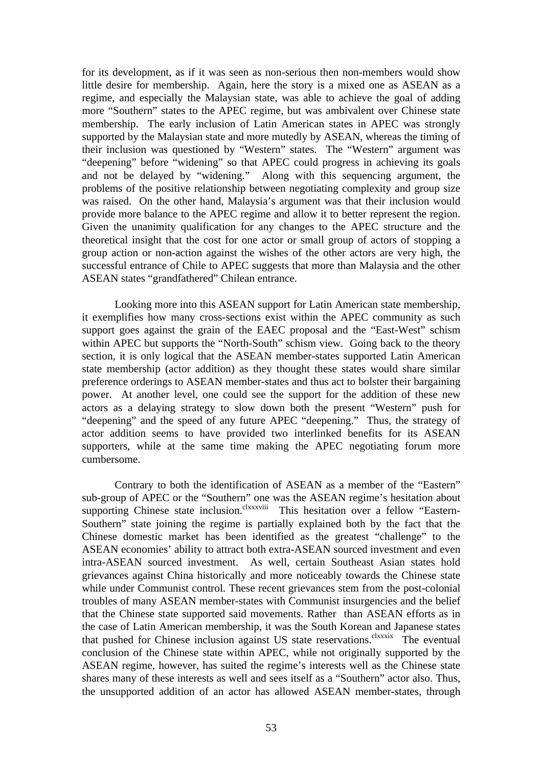for its development, as if it was seen as non-serious then non-members would show little desire for membership. Again, here the story is a mixed one as ASEAN as a regime, and especially the Malaysian state, was able to achieve the goal of adding more "Southern" states to the APEC regime, but was ambivalent over Chinese state membership. The early inclusion of Latin American states in APEC was strongly supported by the Malaysian state and more mutedly by ASEAN, whereas the timing of their inclusion was questioned by "Western" states. The "Western" argument was "deepening" before "widening" so that APEC could progress in achieving its goals and not be delayed by "widening." Along with this sequencing argument, the problems of the positive relationship between negotiating complexity and group size was raised. On the other hand, Malaysia's argument was that their inclusion would provide more balance to the APEC regime and allow it to better represent the region. Given the unanimity qualification for any changes to the APEC structure and the theoretical insight that the cost for one actor or small group of actors of stopping a group action or non-action against the wishes of the other actors are very high, the successful entrance of Chile to APEC suggests that more than Malaysia and the other ASEAN states "grandfathered" Chilean entrance.

Looking more into this ASEAN support for Latin American state membership, it exemplifies how many cross-sections exist within the APEC community as such support goes against the grain of the EAEC proposal and the "East-West" schism within APEC but supports the "North-South" schism view. Going back to the theory section, it is only logical that the ASEAN member-states supported Latin American state membership (actor addition) as they thought these states would share similar preference orderings to ASEAN member-states and thus act to bolster their bargaining power. At another level, one could see the support for the addition of these new actors as a delaying strategy to slow down both the present "Western" push for "deepening" and the speed of any future APEC "deepening." Thus, the strategy of actor addition seems to have provided two interlinked benefits for its ASEAN supporters, while at the same time making the APEC negotiating forum more cumbersome.

Contrary to both the identification of ASEAN as a member of the "Eastern" sub-group of APEC or the "Southern" one was the ASEAN regime's hesitation about supporting Chinese state inclusion.[clxxxviii] This hesitation over a fellow "Eastern-Southern" state joining the regime is partially explained both by the fact that the Chinese domestic market has been identified as the greatest "challenge" to the ASEAN economies' ability to attract both extra-ASEAN sourced investment and even intra-ASEAN sourced investment. As well, certain Southeast Asian states hold grievances against China historically and more noticeably towards the Chinese state while under Communist control. These recent grievances stem from the post-colonial troubles of many ASEAN member-states with Communist insurgencies and the belief that the Chinese state supported said movements. Rather than ASEAN efforts as in the case of Latin American membership, it was the South Korean and Japanese states that pushed for Chinese inclusion against US state reservations.[clxxxix] The eventual conclusion of the Chinese state within APEC, while not originally supported by the ASEAN regime, however, has suited the regime's interests well as the Chinese state shares many of these interests as well and sees itself as a "Southern" actor also. Thus, the unsupported addition of an actor has allowed ASEAN member-states, through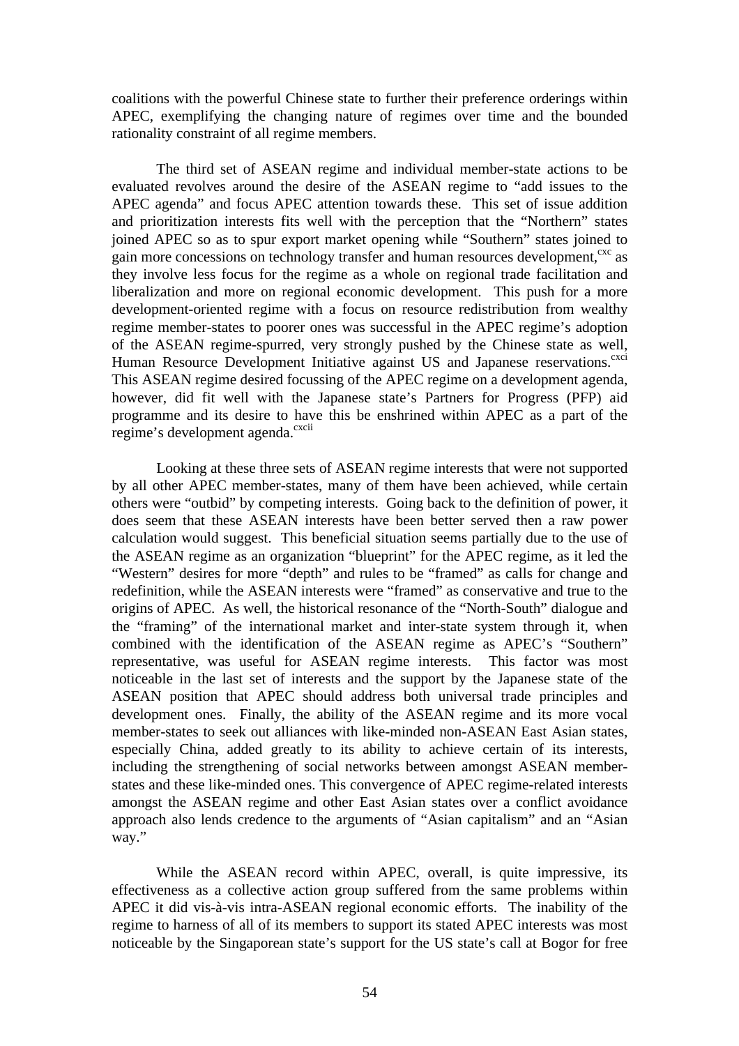coalitions with the powerful Chinese state to further their preference orderings within APEC, exemplifying the changing nature of regimes over time and the bounded rationality constraint of all regime members.

The third set of ASEAN regime and individual member-state actions to be evaluated revolves around the desire of the ASEAN regime to "add issues to the APEC agenda" and focus APEC attention towards these. This set of issue addition and prioritization interests fits well with the perception that the "Northern" states joined APEC so as to spur export market opening while "Southern" states joined to gain more concessions on technology transfer and human resources development,[cxc] as they involve less focus for the regime as a whole on regional trade facilitation and liberalization and more on regional economic development. This push for a more development-oriented regime with a focus on resource redistribution from wealthy regime member-states to poorer ones was successful in the APEC regime's adoption of the ASEAN regime-spurred, very strongly pushed by the Chinese state as well, Human Resource Development Initiative against US and Japanese reservations.[cxci] This ASEAN regime desired focussing of the APEC regime on a development agenda, however, did fit well with the Japanese state's Partners for Progress (PFP) aid programme and its desire to have this be enshrined within APEC as a part of the regime's development agenda.[cxcii]

Looking at these three sets of ASEAN regime interests that were not supported by all other APEC member-states, many of them have been achieved, while certain others were "outbid" by competing interests. Going back to the definition of power, it does seem that these ASEAN interests have been better served then a raw power calculation would suggest. This beneficial situation seems partially due to the use of the ASEAN regime as an organization "blueprint" for the APEC regime, as it led the "Western" desires for more "depth" and rules to be "framed" as calls for change and redefinition, while the ASEAN interests were "framed" as conservative and true to the origins of APEC. As well, the historical resonance of the "North-South" dialogue and the "framing" of the international market and inter-state system through it, when combined with the identification of the ASEAN regime as APEC's "Southern" representative, was useful for ASEAN regime interests. This factor was most noticeable in the last set of interests and the support by the Japanese state of the ASEAN position that APEC should address both universal trade principles and development ones. Finally, the ability of the ASEAN regime and its more vocal member-states to seek out alliances with like-minded non-ASEAN East Asian states, especially China, added greatly to its ability to achieve certain of its interests, including the strengthening of social networks between amongst ASEAN member-states and these like-minded ones. This convergence of APEC regime-related interests amongst the ASEAN regime and other East Asian states over a conflict avoidance approach also lends credence to the arguments of "Asian capitalism" and an "Asian way."

While the ASEAN record within APEC, overall, is quite impressive, its effectiveness as a collective action group suffered from the same problems within APEC it did vis-à-vis intra-ASEAN regional economic efforts. The inability of the regime to harness of all of its members to support its stated APEC interests was most noticeable by the Singaporean state's support for the US state's call at Bogor for free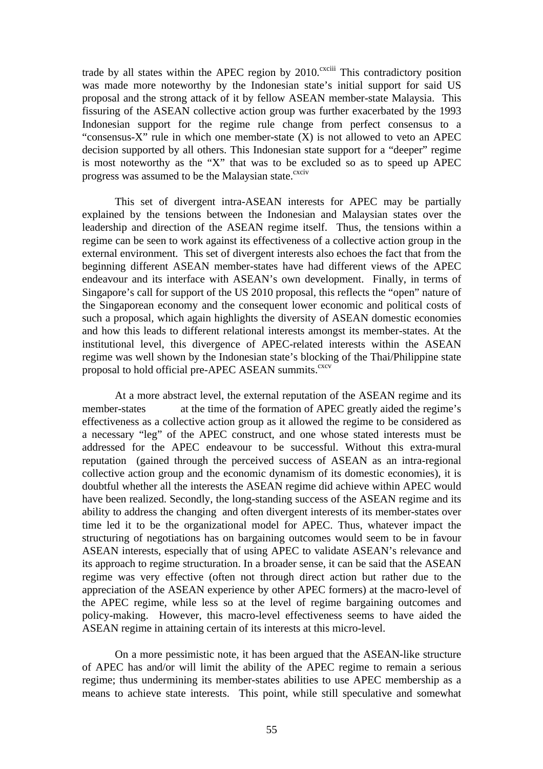trade by all states within the APEC region by 2010.[cxciii] This contradictory position was made more noteworthy by the Indonesian state's initial support for said US proposal and the strong attack of it by fellow ASEAN member-state Malaysia. This fissuring of the ASEAN collective action group was further exacerbated by the 1993 Indonesian support for the regime rule change from perfect consensus to a "consensus-X" rule in which one member-state (X) is not allowed to veto an APEC decision supported by all others. This Indonesian state support for a "deeper" regime is most noteworthy as the "X" that was to be excluded so as to speed up APEC progress was assumed to be the Malaysian state.[cxciv]

This set of divergent intra-ASEAN interests for APEC may be partially explained by the tensions between the Indonesian and Malaysian states over the leadership and direction of the ASEAN regime itself. Thus, the tensions within a regime can be seen to work against its effectiveness of a collective action group in the external environment. This set of divergent interests also echoes the fact that from the beginning different ASEAN member-states have had different views of the APEC endeavour and its interface with ASEAN's own development. Finally, in terms of Singapore's call for support of the US 2010 proposal, this reflects the "open" nature of the Singaporean economy and the consequent lower economic and political costs of such a proposal, which again highlights the diversity of ASEAN domestic economies and how this leads to different relational interests amongst its member-states. At the institutional level, this divergence of APEC-related interests within the ASEAN regime was well shown by the Indonesian state's blocking of the Thai/Philippine state proposal to hold official pre-APEC ASEAN summits.[cxcv]

At a more abstract level, the external reputation of the ASEAN regime and its member-states at the time of the formation of APEC greatly aided the regime's effectiveness as a collective action group as it allowed the regime to be considered as a necessary "leg" of the APEC construct, and one whose stated interests must be addressed for the APEC endeavour to be successful. Without this extra-mural reputation (gained through the perceived success of ASEAN as an intra-regional collective action group and the economic dynamism of its domestic economies), it is doubtful whether all the interests the ASEAN regime did achieve within APEC would have been realized. Secondly, the long-standing success of the ASEAN regime and its ability to address the changing and often divergent interests of its member-states over time led it to be the organizational model for APEC. Thus, whatever impact the structuring of negotiations has on bargaining outcomes would seem to be in favour ASEAN interests, especially that of using APEC to validate ASEAN's relevance and its approach to regime structuration. In a broader sense, it can be said that the ASEAN regime was very effective (often not through direct action but rather due to the appreciation of the ASEAN experience by other APEC formers) at the macro-level of the APEC regime, while less so at the level of regime bargaining outcomes and policy-making. However, this macro-level effectiveness seems to have aided the ASEAN regime in attaining certain of its interests at this micro-level.

On a more pessimistic note, it has been argued that the ASEAN-like structure of APEC has and/or will limit the ability of the APEC regime to remain a serious regime; thus undermining its member-states abilities to use APEC membership as a means to achieve state interests. This point, while still speculative and somewhat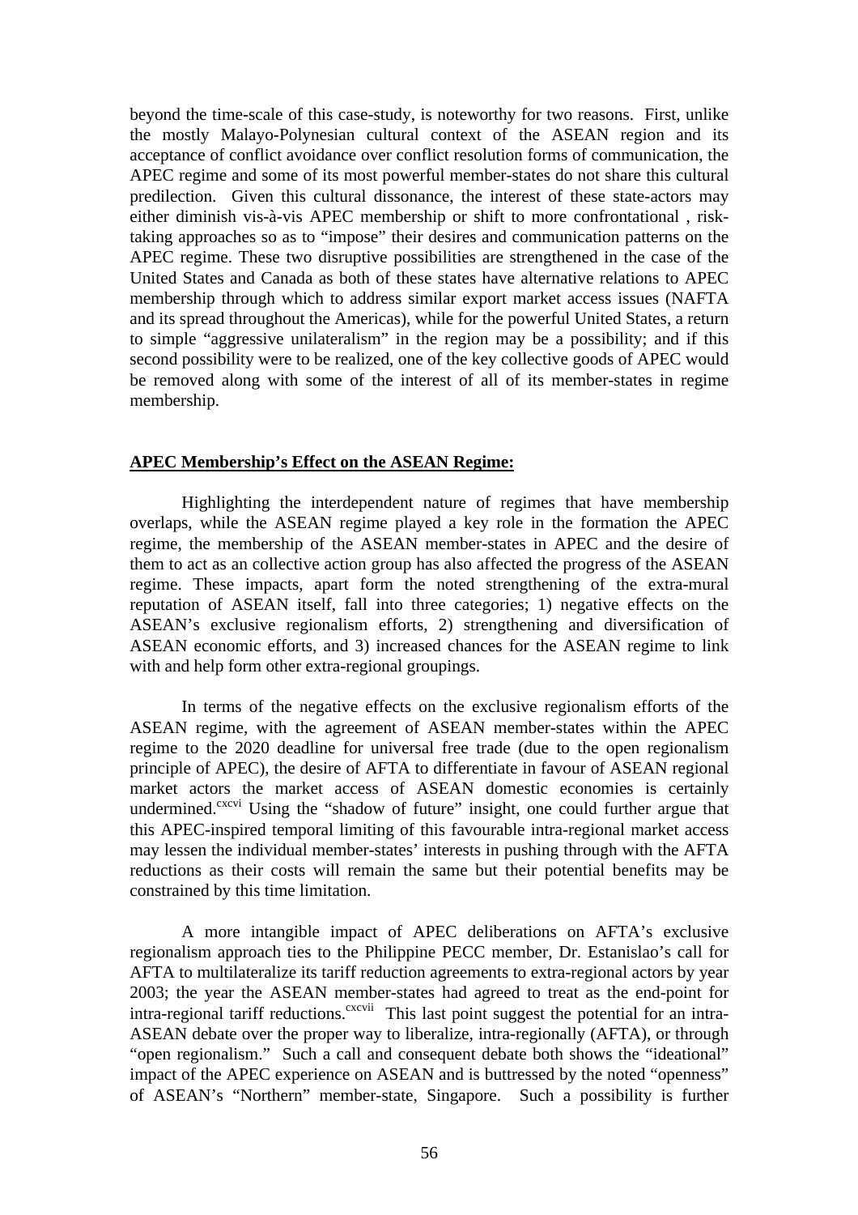beyond the time-scale of this case-study, is noteworthy for two reasons. First, unlike the mostly Malayo-Polynesian cultural context of the ASEAN region and its acceptance of conflict avoidance over conflict resolution forms of communication, the APEC regime and some of its most powerful member-states do not share this cultural predilection. Given this cultural dissonance, the interest of these state-actors may either diminish vis-à-vis APEC membership or shift to more confrontational , risk-taking approaches so as to "impose" their desires and communication patterns on the APEC regime. These two disruptive possibilities are strengthened in the case of the United States and Canada as both of these states have alternative relations to APEC membership through which to address similar export market access issues (NAFTA and its spread throughout the Americas), while for the powerful United States, a return to simple "aggressive unilateralism" in the region may be a possibility; and if this second possibility were to be realized, one of the key collective goods of APEC would be removed along with some of the interest of all of its member-states in regime membership.

**APEC Membership's Effect on the ASEAN Regime:**

Highlighting the interdependent nature of regimes that have membership overlaps, while the ASEAN regime played a key role in the formation the APEC regime, the membership of the ASEAN member-states in APEC and the desire of them to act as an collective action group has also affected the progress of the ASEAN regime. These impacts, apart form the noted strengthening of the extra-mural reputation of ASEAN itself, fall into three categories; 1) negative effects on the ASEAN's exclusive regionalism efforts, 2) strengthening and diversification of ASEAN economic efforts, and 3) increased chances for the ASEAN regime to link with and help form other extra-regional groupings.

In terms of the negative effects on the exclusive regionalism efforts of the ASEAN regime, with the agreement of ASEAN member-states within the APEC regime to the 2020 deadline for universal free trade (due to the open regionalism principle of APEC), the desire of AFTA to differentiate in favour of ASEAN regional market actors the market access of ASEAN domestic economies is certainly undermined.[cxcvi] Using the "shadow of future" insight, one could further argue that this APEC-inspired temporal limiting of this favourable intra-regional market access may lessen the individual member-states' interests in pushing through with the AFTA reductions as their costs will remain the same but their potential benefits may be constrained by this time limitation.

A more intangible impact of APEC deliberations on AFTA's exclusive regionalism approach ties to the Philippine PECC member, Dr. Estanislao's call for AFTA to multilateralize its tariff reduction agreements to extra-regional actors by year 2003; the year the ASEAN member-states had agreed to treat as the end-point for intra-regional tariff reductions.[cxcvii] This last point suggest the potential for an intra-ASEAN debate over the proper way to liberalize, intra-regionally (AFTA), or through "open regionalism." Such a call and consequent debate both shows the "ideational" impact of the APEC experience on ASEAN and is buttressed by the noted "openness" of ASEAN's "Northern" member-state, Singapore. Such a possibility is further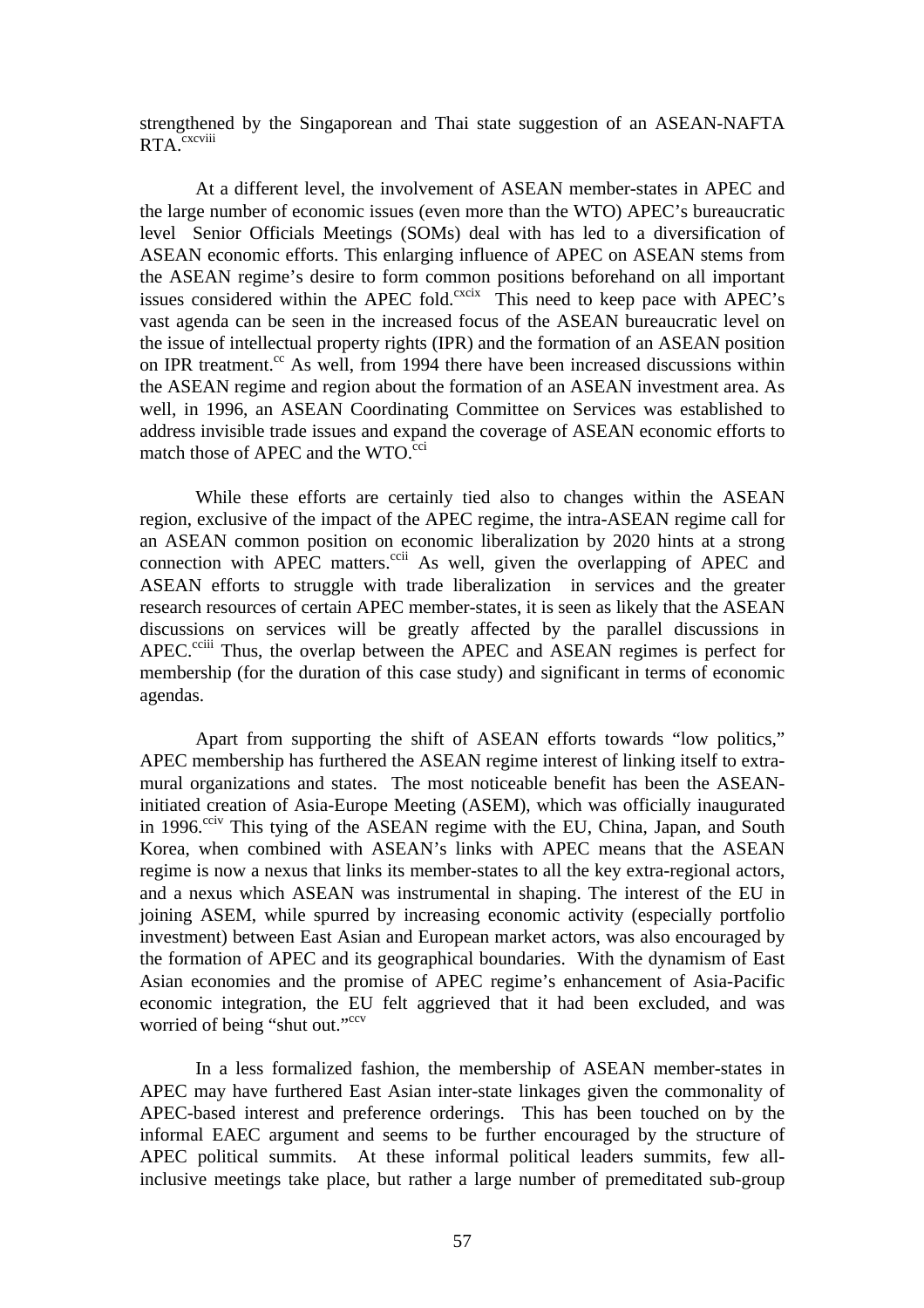strengthened by the Singaporean and Thai state suggestion of an ASEAN-NAFTA RTA.[cxcviii]

At a different level, the involvement of ASEAN member-states in APEC and the large number of economic issues (even more than the WTO) APEC's bureaucratic level Senior Officials Meetings (SOMs) deal with has led to a diversification of ASEAN economic efforts. This enlarging influence of APEC on ASEAN stems from the ASEAN regime's desire to form common positions beforehand on all important issues considered within the APEC fold.[cxcix] This need to keep pace with APEC's vast agenda can be seen in the increased focus of the ASEAN bureaucratic level on the issue of intellectual property rights (IPR) and the formation of an ASEAN position on IPR treatment.[cc] As well, from 1994 there have been increased discussions within the ASEAN regime and region about the formation of an ASEAN investment area. As well, in 1996, an ASEAN Coordinating Committee on Services was established to address invisible trade issues and expand the coverage of ASEAN economic efforts to match those of APEC and the WTO.[cci]

While these efforts are certainly tied also to changes within the ASEAN region, exclusive of the impact of the APEC regime, the intra-ASEAN regime call for an ASEAN common position on economic liberalization by 2020 hints at a strong connection with APEC matters.[ccii] As well, given the overlapping of APEC and ASEAN efforts to struggle with trade liberalization in services and the greater research resources of certain APEC member-states, it is seen as likely that the ASEAN discussions on services will be greatly affected by the parallel discussions in APEC.[cciii] Thus, the overlap between the APEC and ASEAN regimes is perfect for membership (for the duration of this case study) and significant in terms of economic agendas.

Apart from supporting the shift of ASEAN efforts towards "low politics," APEC membership has furthered the ASEAN regime interest of linking itself to extra-mural organizations and states. The most noticeable benefit has been the ASEAN-initiated creation of Asia-Europe Meeting (ASEM), which was officially inaugurated in 1996.[cciv] This tying of the ASEAN regime with the EU, China, Japan, and South Korea, when combined with ASEAN's links with APEC means that the ASEAN regime is now a nexus that links its member-states to all the key extra-regional actors, and a nexus which ASEAN was instrumental in shaping. The interest of the EU in joining ASEM, while spurred by increasing economic activity (especially portfolio investment) between East Asian and European market actors, was also encouraged by the formation of APEC and its geographical boundaries. With the dynamism of East Asian economies and the promise of APEC regime's enhancement of Asia-Pacific economic integration, the EU felt aggrieved that it had been excluded, and was worried of being "shut out."[ccv]

In a less formalized fashion, the membership of ASEAN member-states in APEC may have furthered East Asian inter-state linkages given the commonality of APEC-based interest and preference orderings. This has been touched on by the informal EAEC argument and seems to be further encouraged by the structure of APEC political summits. At these informal political leaders summits, few all-inclusive meetings take place, but rather a large number of premeditated sub-group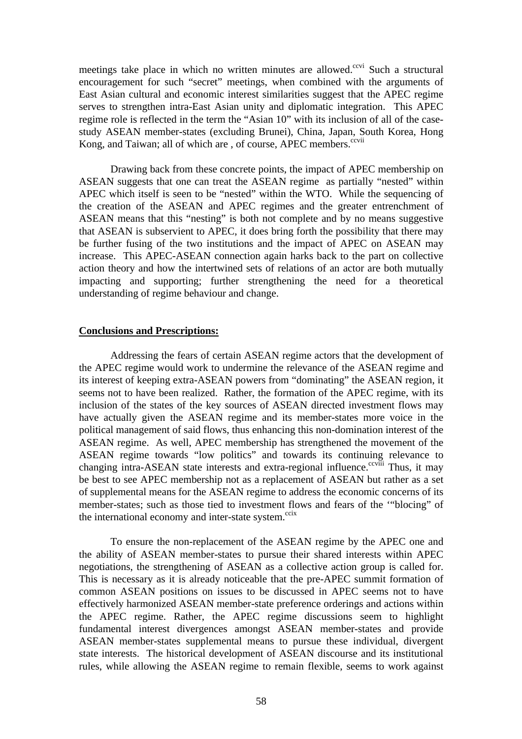meetings take place in which no written minutes are allowed.[ccvi] Such a structural encouragement for such "secret" meetings, when combined with the arguments of East Asian cultural and economic interest similarities suggest that the APEC regime serves to strengthen intra-East Asian unity and diplomatic integration. This APEC regime role is reflected in the term the "Asian 10" with its inclusion of all of the case-study ASEAN member-states (excluding Brunei), China, Japan, South Korea, Hong Kong, and Taiwan; all of which are , of course, APEC members.[ccvii]

Drawing back from these concrete points, the impact of APEC membership on ASEAN suggests that one can treat the ASEAN regime as partially "nested" within APEC which itself is seen to be "nested" within the WTO. While the sequencing of the creation of the ASEAN and APEC regimes and the greater entrenchment of ASEAN means that this "nesting" is both not complete and by no means suggestive that ASEAN is subservient to APEC, it does bring forth the possibility that there may be further fusing of the two institutions and the impact of APEC on ASEAN may increase. This APEC-ASEAN connection again harks back to the part on collective action theory and how the intertwined sets of relations of an actor are both mutually impacting and supporting; further strengthening the need for a theoretical understanding of regime behaviour and change.

**Conclusions and Prescriptions:**

Addressing the fears of certain ASEAN regime actors that the development of the APEC regime would work to undermine the relevance of the ASEAN regime and its interest of keeping extra-ASEAN powers from "dominating" the ASEAN region, it seems not to have been realized. Rather, the formation of the APEC regime, with its inclusion of the states of the key sources of ASEAN directed investment flows may have actually given the ASEAN regime and its member-states more voice in the political management of said flows, thus enhancing this non-domination interest of the ASEAN regime. As well, APEC membership has strengthened the movement of the ASEAN regime towards "low politics" and towards its continuing relevance to changing intra-ASEAN state interests and extra-regional influence.[ccviii] Thus, it may be best to see APEC membership not as a replacement of ASEAN but rather as a set of supplemental means for the ASEAN regime to address the economic concerns of its member-states; such as those tied to investment flows and fears of the '"blocing" of the international economy and inter-state system.[ccix]

To ensure the non-replacement of the ASEAN regime by the APEC one and the ability of ASEAN member-states to pursue their shared interests within APEC negotiations, the strengthening of ASEAN as a collective action group is called for. This is necessary as it is already noticeable that the pre-APEC summit formation of common ASEAN positions on issues to be discussed in APEC seems not to have effectively harmonized ASEAN member-state preference orderings and actions within the APEC regime. Rather, the APEC regime discussions seem to highlight fundamental interest divergences amongst ASEAN member-states and provide ASEAN member-states supplemental means to pursue these individual, divergent state interests. The historical development of ASEAN discourse and its institutional rules, while allowing the ASEAN regime to remain flexible, seems to work against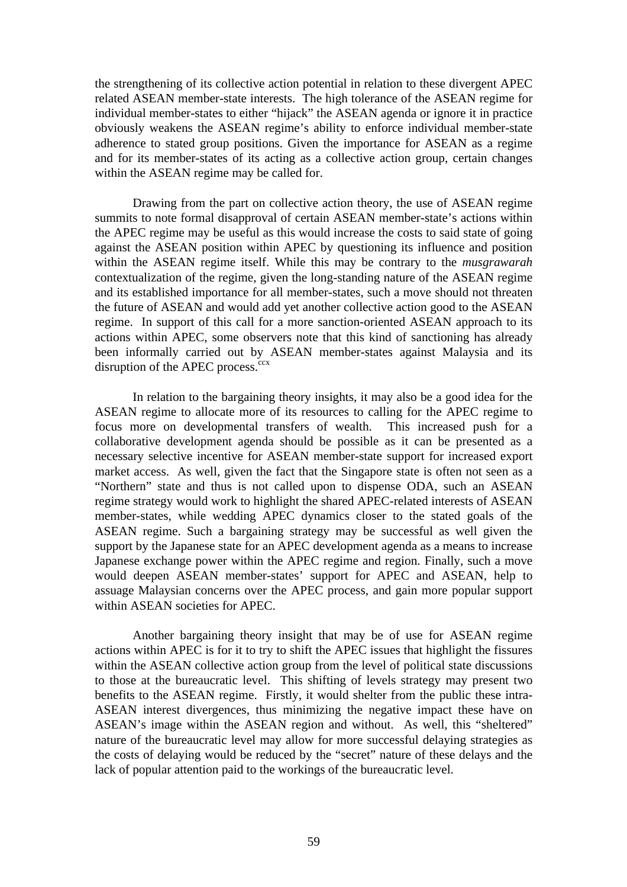the strengthening of its collective action potential in relation to these divergent APEC related ASEAN member-state interests. The high tolerance of the ASEAN regime for individual member-states to either "hijack" the ASEAN agenda or ignore it in practice obviously weakens the ASEAN regime's ability to enforce individual member-state adherence to stated group positions. Given the importance for ASEAN as a regime and for its member-states of its acting as a collective action group, certain changes within the ASEAN regime may be called for.

Drawing from the part on collective action theory, the use of ASEAN regime summits to note formal disapproval of certain ASEAN member-state's actions within the APEC regime may be useful as this would increase the costs to said state of going against the ASEAN position within APEC by questioning its influence and position within the ASEAN regime itself. While this may be contrary to the *musgrawarah* contextualization of the regime, given the long-standing nature of the ASEAN regime and its established importance for all member-states, such a move should not threaten the future of ASEAN and would add yet another collective action good to the ASEAN regime. In support of this call for a more sanction-oriented ASEAN approach to its actions within APEC, some observers note that this kind of sanctioning has already been informally carried out by ASEAN member-states against Malaysia and its disruption of the APEC process.[ccx]

In relation to the bargaining theory insights, it may also be a good idea for the ASEAN regime to allocate more of its resources to calling for the APEC regime to focus more on developmental transfers of wealth. This increased push for a collaborative development agenda should be possible as it can be presented as a necessary selective incentive for ASEAN member-state support for increased export market access. As well, given the fact that the Singapore state is often not seen as a "Northern" state and thus is not called upon to dispense ODA, such an ASEAN regime strategy would work to highlight the shared APEC-related interests of ASEAN member-states, while wedding APEC dynamics closer to the stated goals of the ASEAN regime. Such a bargaining strategy may be successful as well given the support by the Japanese state for an APEC development agenda as a means to increase Japanese exchange power within the APEC regime and region. Finally, such a move would deepen ASEAN member-states' support for APEC and ASEAN, help to assuage Malaysian concerns over the APEC process, and gain more popular support within ASEAN societies for APEC.

Another bargaining theory insight that may be of use for ASEAN regime actions within APEC is for it to try to shift the APEC issues that highlight the fissures within the ASEAN collective action group from the level of political state discussions to those at the bureaucratic level. This shifting of levels strategy may present two benefits to the ASEAN regime. Firstly, it would shelter from the public these intra-ASEAN interest divergences, thus minimizing the negative impact these have on ASEAN's image within the ASEAN region and without. As well, this "sheltered" nature of the bureaucratic level may allow for more successful delaying strategies as the costs of delaying would be reduced by the "secret" nature of these delays and the lack of popular attention paid to the workings of the bureaucratic level.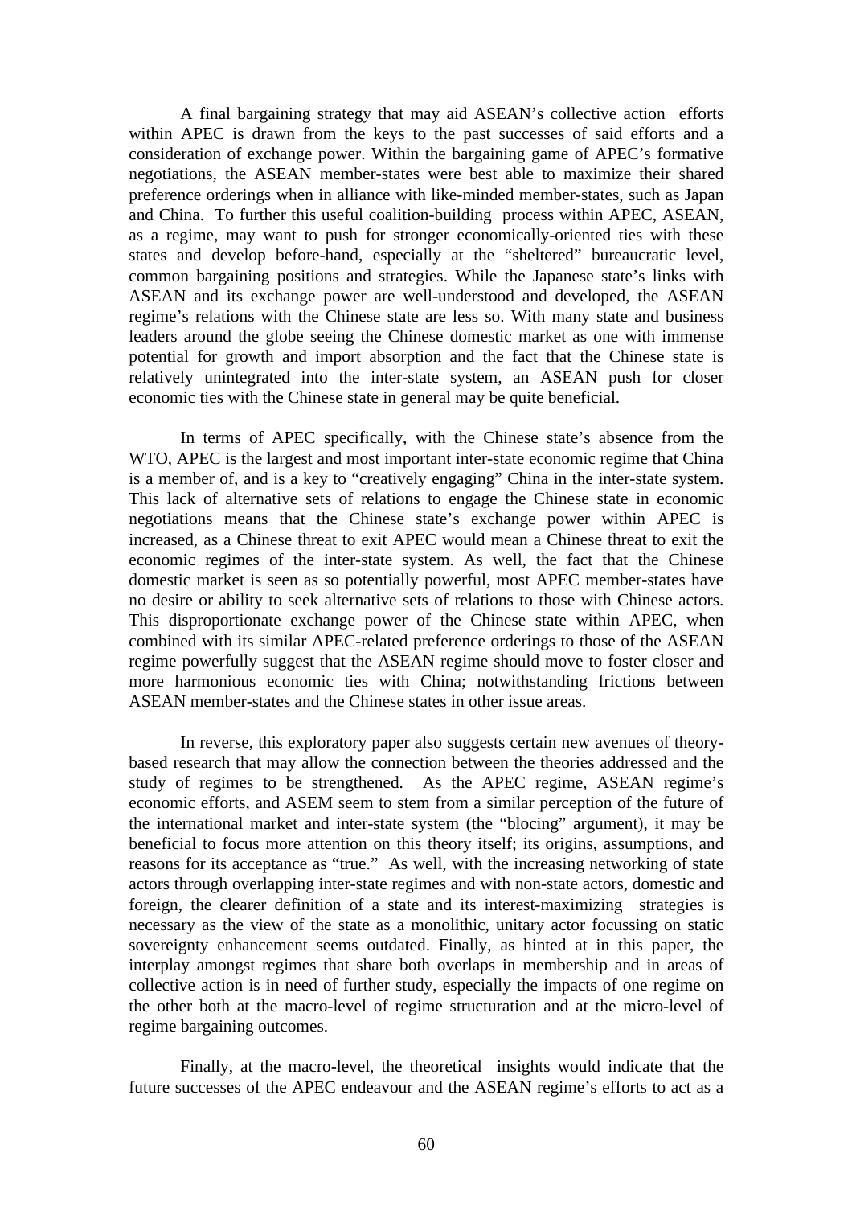A final bargaining strategy that may aid ASEAN's collective action efforts within APEC is drawn from the keys to the past successes of said efforts and a consideration of exchange power. Within the bargaining game of APEC's formative negotiations, the ASEAN member-states were best able to maximize their shared preference orderings when in alliance with like-minded member-states, such as Japan and China. To further this useful coalition-building process within APEC, ASEAN, as a regime, may want to push for stronger economically-oriented ties with these states and develop before-hand, especially at the "sheltered" bureaucratic level, common bargaining positions and strategies. While the Japanese state's links with ASEAN and its exchange power are well-understood and developed, the ASEAN regime's relations with the Chinese state are less so. With many state and business leaders around the globe seeing the Chinese domestic market as one with immense potential for growth and import absorption and the fact that the Chinese state is relatively unintegrated into the inter-state system, an ASEAN push for closer economic ties with the Chinese state in general may be quite beneficial.

In terms of APEC specifically, with the Chinese state's absence from the WTO, APEC is the largest and most important inter-state economic regime that China is a member of, and is a key to "creatively engaging" China in the inter-state system. This lack of alternative sets of relations to engage the Chinese state in economic negotiations means that the Chinese state's exchange power within APEC is increased, as a Chinese threat to exit APEC would mean a Chinese threat to exit the economic regimes of the inter-state system. As well, the fact that the Chinese domestic market is seen as so potentially powerful, most APEC member-states have no desire or ability to seek alternative sets of relations to those with Chinese actors. This disproportionate exchange power of the Chinese state within APEC, when combined with its similar APEC-related preference orderings to those of the ASEAN regime powerfully suggest that the ASEAN regime should move to foster closer and more harmonious economic ties with China; notwithstanding frictions between ASEAN member-states and the Chinese states in other issue areas.

In reverse, this exploratory paper also suggests certain new avenues of theory-based research that may allow the connection between the theories addressed and the study of regimes to be strengthened. As the APEC regime, ASEAN regime's economic efforts, and ASEM seem to stem from a similar perception of the future of the international market and inter-state system (the "blocing" argument), it may be beneficial to focus more attention on this theory itself; its origins, assumptions, and reasons for its acceptance as "true." As well, with the increasing networking of state actors through overlapping inter-state regimes and with non-state actors, domestic and foreign, the clearer definition of a state and its interest-maximizing strategies is necessary as the view of the state as a monolithic, unitary actor focussing on static sovereignty enhancement seems outdated. Finally, as hinted at in this paper, the interplay amongst regimes that share both overlaps in membership and in areas of collective action is in need of further study, especially the impacts of one regime on the other both at the macro-level of regime structuration and at the micro-level of regime bargaining outcomes.

Finally, at the macro-level, the theoretical insights would indicate that the future successes of the APEC endeavour and the ASEAN regime's efforts to act as a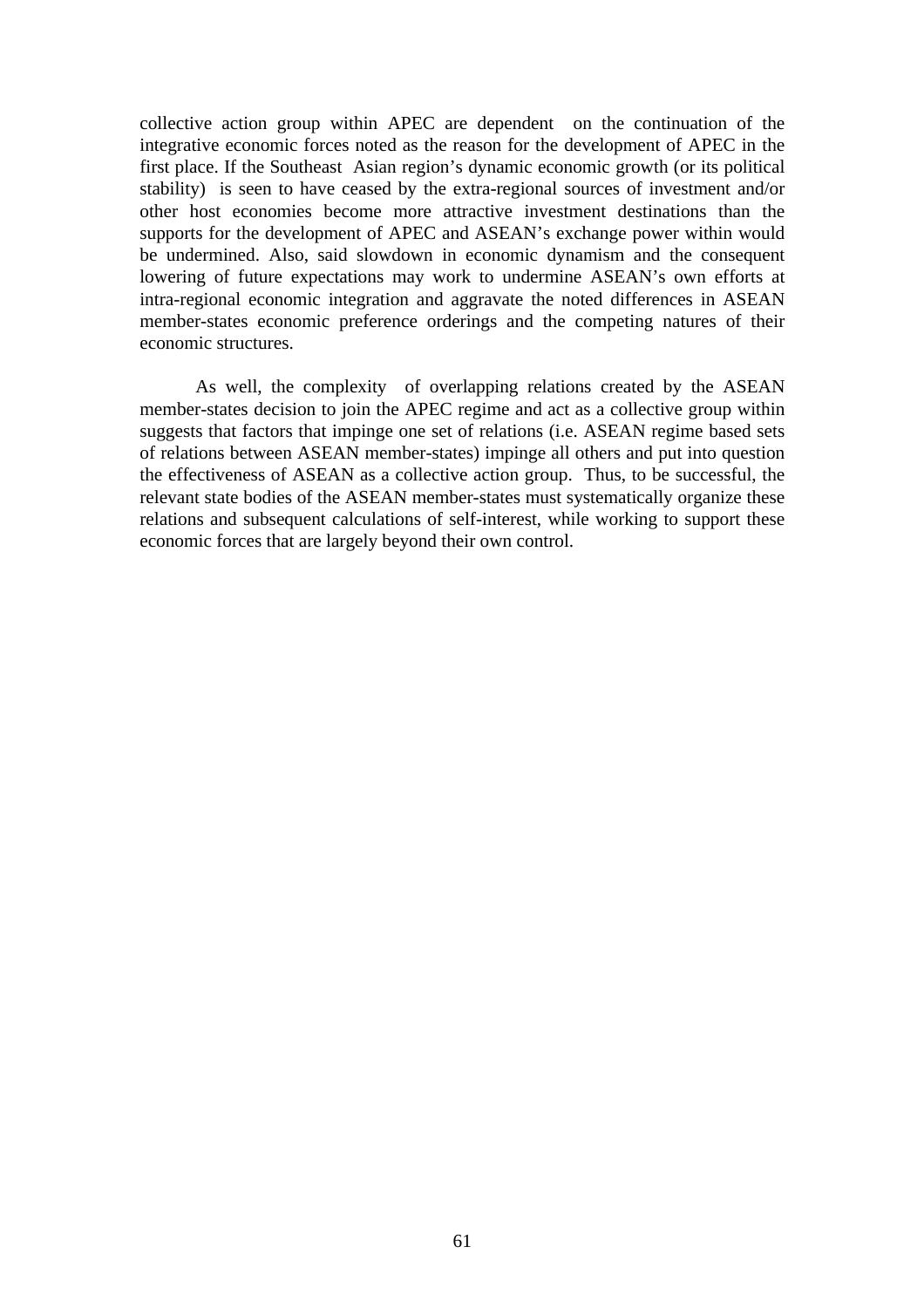collective action group within APEC are dependent on the continuation of the integrative economic forces noted as the reason for the development of APEC in the first place. If the Southeast Asian region's dynamic economic growth (or its political stability) is seen to have ceased by the extra-regional sources of investment and/or other host economies become more attractive investment destinations than the supports for the development of APEC and ASEAN's exchange power within would be undermined. Also, said slowdown in economic dynamism and the consequent lowering of future expectations may work to undermine ASEAN's own efforts at intra-regional economic integration and aggravate the noted differences in ASEAN member-states economic preference orderings and the competing natures of their economic structures.

As well, the complexity of overlapping relations created by the ASEAN member-states decision to join the APEC regime and act as a collective group within suggests that factors that impinge one set of relations (i.e. ASEAN regime based sets of relations between ASEAN member-states) impinge all others and put into question the effectiveness of ASEAN as a collective action group. Thus, to be successful, the relevant state bodies of the ASEAN member-states must systematically organize these relations and subsequent calculations of self-interest, while working to support these economic forces that are largely beyond their own control.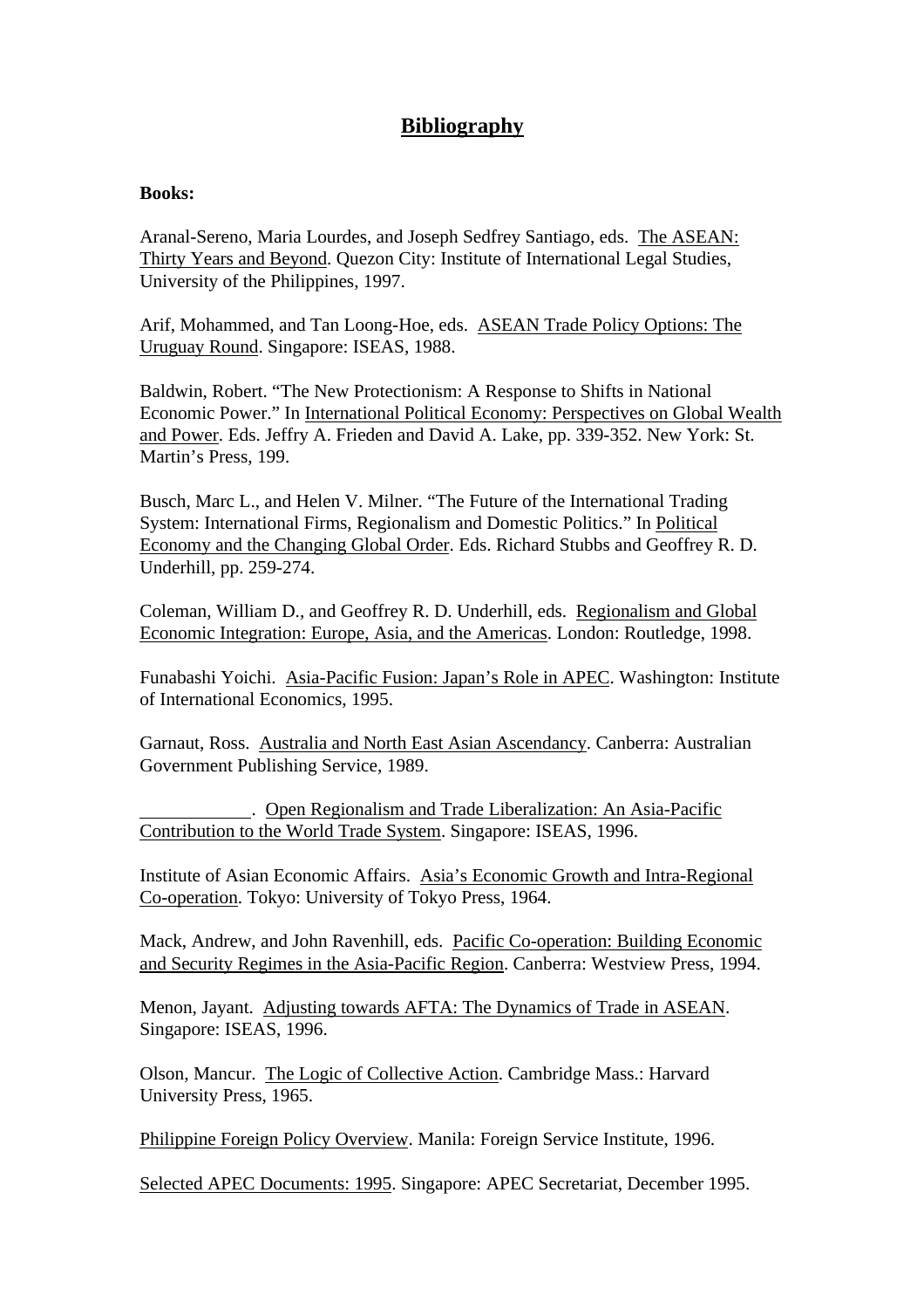# Bibliography

**Books:**

Aranal-Sereno, Maria Lourdes, and Joseph Sedfrey Santiago, eds. The ASEAN: Thirty Years and Beyond. Quezon City: Institute of International Legal Studies, University of the Philippines, 1997.

Arif, Mohammed, and Tan Loong-Hoe, eds. ASEAN Trade Policy Options: The Uruguay Round. Singapore: ISEAS, 1988.

Baldwin, Robert. "The New Protectionism: A Response to Shifts in National Economic Power." In International Political Economy: Perspectives on Global Wealth and Power. Eds. Jeffry A. Frieden and David A. Lake, pp. 339-352. New York: St. Martin's Press, 199.

Busch, Marc L., and Helen V. Milner. "The Future of the International Trading System: International Firms, Regionalism and Domestic Politics." In Political Economy and the Changing Global Order. Eds. Richard Stubbs and Geoffrey R. D. Underhill, pp. 259-274.

Coleman, William D., and Geoffrey R. D. Underhill, eds. Regionalism and Global Economic Integration: Europe, Asia, and the Americas. London: Routledge, 1998.

Funabashi Yoichi. Asia-Pacific Fusion: Japan's Role in APEC. Washington: Institute of International Economics, 1995.

Garnaut, Ross. Australia and North East Asian Ascendancy. Canberra: Australian Government Publishing Service, 1989.

\_\_\_\_\_\_\_\_\_\_\_\_. Open Regionalism and Trade Liberalization: An Asia-Pacific Contribution to the World Trade System. Singapore: ISEAS, 1996.

Institute of Asian Economic Affairs. Asia's Economic Growth and Intra-Regional Co-operation. Tokyo: University of Tokyo Press, 1964.

Mack, Andrew, and John Ravenhill, eds. Pacific Co-operation: Building Economic and Security Regimes in the Asia-Pacific Region. Canberra: Westview Press, 1994.

Menon, Jayant. Adjusting towards AFTA: The Dynamics of Trade in ASEAN. Singapore: ISEAS, 1996.

Olson, Mancur. The Logic of Collective Action. Cambridge Mass.: Harvard University Press, 1965.

Philippine Foreign Policy Overview. Manila: Foreign Service Institute, 1996.

Selected APEC Documents: 1995. Singapore: APEC Secretariat, December 1995.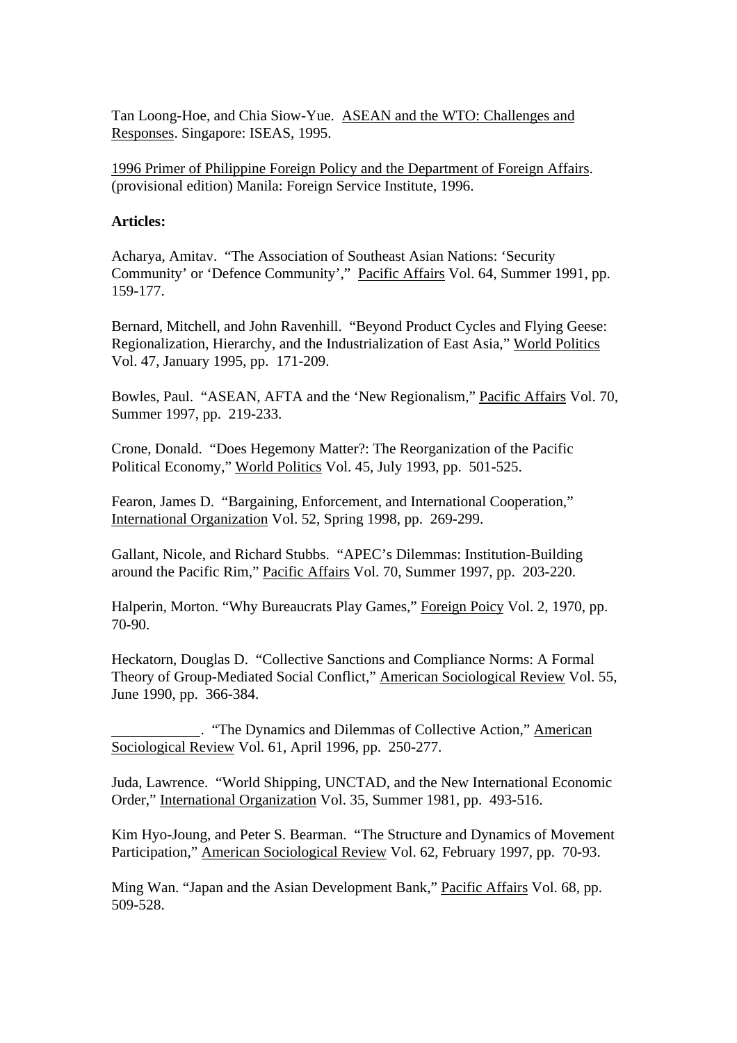Tan Loong-Hoe, and Chia Siow-Yue. <u>ASEAN and the WTO: Challenges and Responses</u>. Singapore: ISEAS, 1995.

<u>1996 Primer of Philippine Foreign Policy and the Department of Foreign Affairs</u>. (provisional edition) Manila: Foreign Service Institute, 1996.

**Articles:**

Acharya, Amitav. "The Association of Southeast Asian Nations: 'Security Community' or 'Defence Community'," <u>Pacific Affairs</u> Vol. 64, Summer 1991, pp. 159-177.

Bernard, Mitchell, and John Ravenhill. "Beyond Product Cycles and Flying Geese: Regionalization, Hierarchy, and the Industrialization of East Asia," <u>World Politics</u> Vol. 47, January 1995, pp. 171-209.

Bowles, Paul. "ASEAN, AFTA and the 'New Regionalism," <u>Pacific Affairs</u> Vol. 70, Summer 1997, pp. 219-233.

Crone, Donald. "Does Hegemony Matter?: The Reorganization of the Pacific Political Economy," <u>World Politics</u> Vol. 45, July 1993, pp. 501-525.

Fearon, James D. "Bargaining, Enforcement, and International Cooperation," <u>International Organization</u> Vol. 52, Spring 1998, pp. 269-299.

Gallant, Nicole, and Richard Stubbs. "APEC's Dilemmas: Institution-Building around the Pacific Rim," <u>Pacific Affairs</u> Vol. 70, Summer 1997, pp. 203-220.

Halperin, Morton. "Why Bureaucrats Play Games," <u>Foreign Poicy</u> Vol. 2, 1970, pp. 70-90.

Heckatorn, Douglas D. "Collective Sanctions and Compliance Norms: A Formal Theory of Group-Mediated Social Conflict," <u>American Sociological Review</u> Vol. 55, June 1990, pp. 366-384.

____________. "The Dynamics and Dilemmas of Collective Action," <u>American Sociological Review</u> Vol. 61, April 1996, pp. 250-277.

Juda, Lawrence. "World Shipping, UNCTAD, and the New International Economic Order," <u>International Organization</u> Vol. 35, Summer 1981, pp. 493-516.

Kim Hyo-Joung, and Peter S. Bearman. "The Structure and Dynamics of Movement Participation," <u>American Sociological Review</u> Vol. 62, February 1997, pp. 70-93.

Ming Wan. "Japan and the Asian Development Bank," <u>Pacific Affairs</u> Vol. 68, pp. 509-528.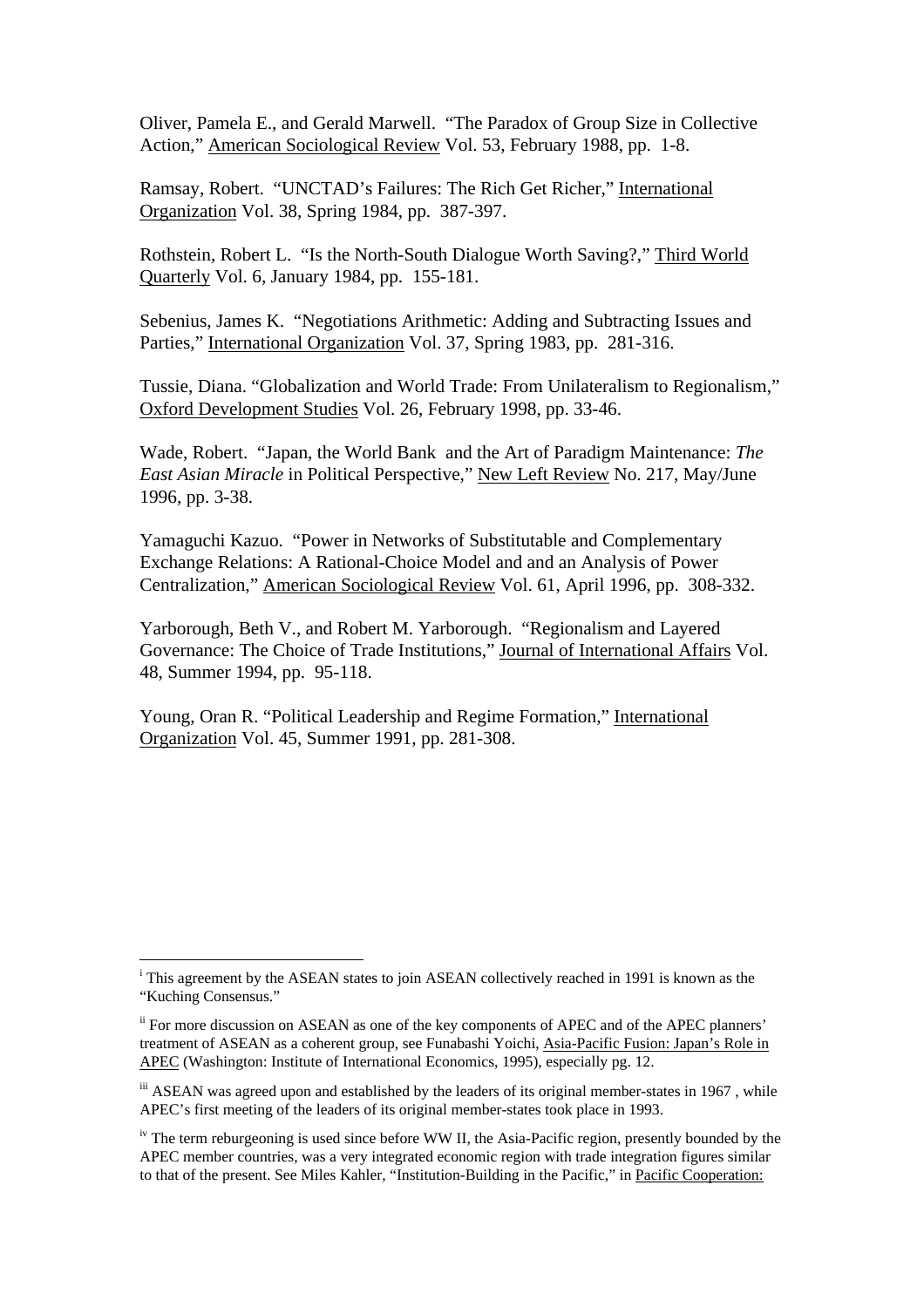Oliver, Pamela E., and Gerald Marwell. "The Paradox of Group Size in Collective Action," American Sociological Review Vol. 53, February 1988, pp. 1-8.

Ramsay, Robert. "UNCTAD's Failures: The Rich Get Richer," International Organization Vol. 38, Spring 1984, pp. 387-397.

Rothstein, Robert L. "Is the North-South Dialogue Worth Saving?," Third World Quarterly Vol. 6, January 1984, pp. 155-181.

Sebenius, James K. "Negotiations Arithmetic: Adding and Subtracting Issues and Parties," International Organization Vol. 37, Spring 1983, pp. 281-316.

Tussie, Diana. "Globalization and World Trade: From Unilateralism to Regionalism," Oxford Development Studies Vol. 26, February 1998, pp. 33-46.

Wade, Robert. "Japan, the World Bank and the Art of Paradigm Maintenance: *The East Asian Miracle* in Political Perspective," New Left Review No. 217, May/June 1996, pp. 3-38.

Yamaguchi Kazuo. "Power in Networks of Substitutable and Complementary Exchange Relations: A Rational-Choice Model and and an Analysis of Power Centralization," American Sociological Review Vol. 61, April 1996, pp. 308-332.

Yarborough, Beth V., and Robert M. Yarborough. "Regionalism and Layered Governance: The Choice of Trade Institutions," Journal of International Affairs Vol. 48, Summer 1994, pp. 95-118.

Young, Oran R. "Political Leadership and Regime Formation," International Organization Vol. 45, Summer 1991, pp. 281-308.

---

[i] This agreement by the ASEAN states to join ASEAN collectively reached in 1991 is known as the "Kuching Consensus."

[ii] For more discussion on ASEAN as one of the key components of APEC and of the APEC planners' treatment of ASEAN as a coherent group, see Funabashi Yoichi, Asia-Pacific Fusion: Japan's Role in APEC (Washington: Institute of International Economics, 1995), especially pg. 12.

[iii] ASEAN was agreed upon and established by the leaders of its original member-states in 1967 , while APEC's first meeting of the leaders of its original member-states took place in 1993.

[iv] The term reburgeoning is used since before WW II, the Asia-Pacific region, presently bounded by the APEC member countries, was a very integrated economic region with trade integration figures similar to that of the present. See Miles Kahler, "Institution-Building in the Pacific," in Pacific Cooperation: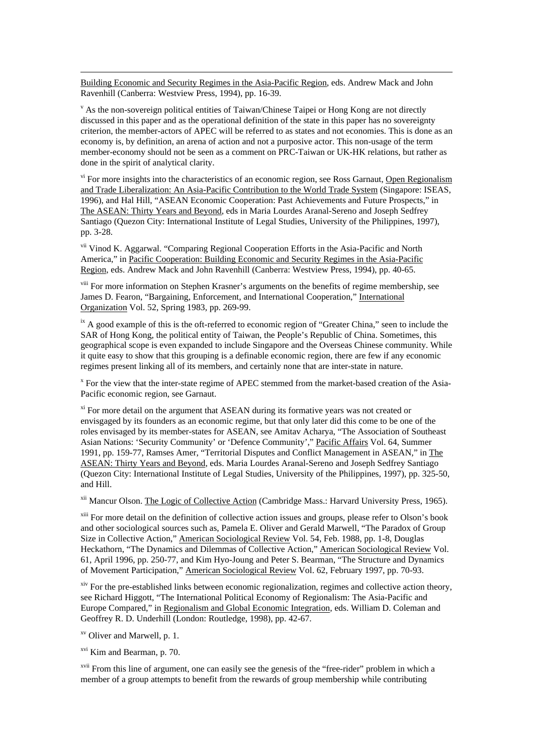Building Economic and Security Regimes in the Asia-Pacific Region, eds. Andrew Mack and John Ravenhill (Canberra: Westview Press, 1994), pp. 16-39.

[v] As the non-sovereign political entities of Taiwan/Chinese Taipei or Hong Kong are not directly discussed in this paper and as the operational definition of the state in this paper has no sovereignty criterion, the member-actors of APEC will be referred to as states and not economies. This is done as an economy is, by definition, an arena of action and not a purposive actor. This non-usage of the term member-economy should not be seen as a comment on PRC-Taiwan or UK-HK relations, but rather as done in the spirit of analytical clarity.

[vi] For more insights into the characteristics of an economic region, see Ross Garnaut, Open Regionalism and Trade Liberalization: An Asia-Pacific Contribution to the World Trade System (Singapore: ISEAS, 1996), and Hal Hill, "ASEAN Economic Cooperation: Past Achievements and Future Prospects," in The ASEAN: Thirty Years and Beyond, eds in Maria Lourdes Aranal-Sereno and Joseph Sedfrey Santiago (Quezon City: International Institute of Legal Studies, University of the Philippines, 1997), pp. 3-28.

[vii] Vinod K. Aggarwal. "Comparing Regional Cooperation Efforts in the Asia-Pacific and North America," in Pacific Cooperation: Building Economic and Security Regimes in the Asia-Pacific Region, eds. Andrew Mack and John Ravenhill (Canberra: Westview Press, 1994), pp. 40-65.

[viii] For more information on Stephen Krasner's arguments on the benefits of regime membership, see James D. Fearon, "Bargaining, Enforcement, and International Cooperation," International Organization Vol. 52, Spring 1983, pp. 269-99.

[ix] A good example of this is the oft-referred to economic region of "Greater China," seen to include the SAR of Hong Kong, the political entity of Taiwan, the People's Republic of China. Sometimes, this geographical scope is even expanded to include Singapore and the Overseas Chinese community. While it quite easy to show that this grouping is a definable economic region, there are few if any economic regimes present linking all of its members, and certainly none that are inter-state in nature.

[x] For the view that the inter-state regime of APEC stemmed from the market-based creation of the Asia-Pacific economic region, see Garnaut.

[xi] For more detail on the argument that ASEAN during its formative years was not created or envisgaged by its founders as an economic regime, but that only later did this come to be one of the roles envisaged by its member-states for ASEAN, see Amitav Acharya, "The Association of Southeast Asian Nations: 'Security Community' or 'Defence Community'," Pacific Affairs Vol. 64, Summer 1991, pp. 159-77, Ramses Amer, "Territorial Disputes and Conflict Management in ASEAN," in The ASEAN: Thirty Years and Beyond, eds. Maria Lourdes Aranal-Sereno and Joseph Sedfrey Santiago (Quezon City: International Institute of Legal Studies, University of the Philippines, 1997), pp. 325-50, and Hill.

[xii] Mancur Olson. The Logic of Collective Action (Cambridge Mass.: Harvard University Press, 1965).

[xiii] For more detail on the definition of collective action issues and groups, please refer to Olson's book and other sociological sources such as, Pamela E. Oliver and Gerald Marwell, "The Paradox of Group Size in Collective Action," American Sociological Review Vol. 54, Feb. 1988, pp. 1-8, Douglas Heckathorn, "The Dynamics and Dilemmas of Collective Action," American Sociological Review Vol. 61, April 1996, pp. 250-77, and Kim Hyo-Joung and Peter S. Bearman, "The Structure and Dynamics of Movement Participation," American Sociological Review Vol. 62, February 1997, pp. 70-93.

[xiv] For the pre-established links between economic regionalization, regimes and collective action theory, see Richard Higgott, "The International Political Economy of Regionalism: The Asia-Pacific and Europe Compared," in Regionalism and Global Economic Integration, eds. William D. Coleman and Geoffrey R. D. Underhill (London: Routledge, 1998), pp. 42-67.

[xv] Oliver and Marwell, p. 1.

[xvi] Kim and Bearman, p. 70.

[xvii] From this line of argument, one can easily see the genesis of the "free-rider" problem in which a member of a group attempts to benefit from the rewards of group membership while contributing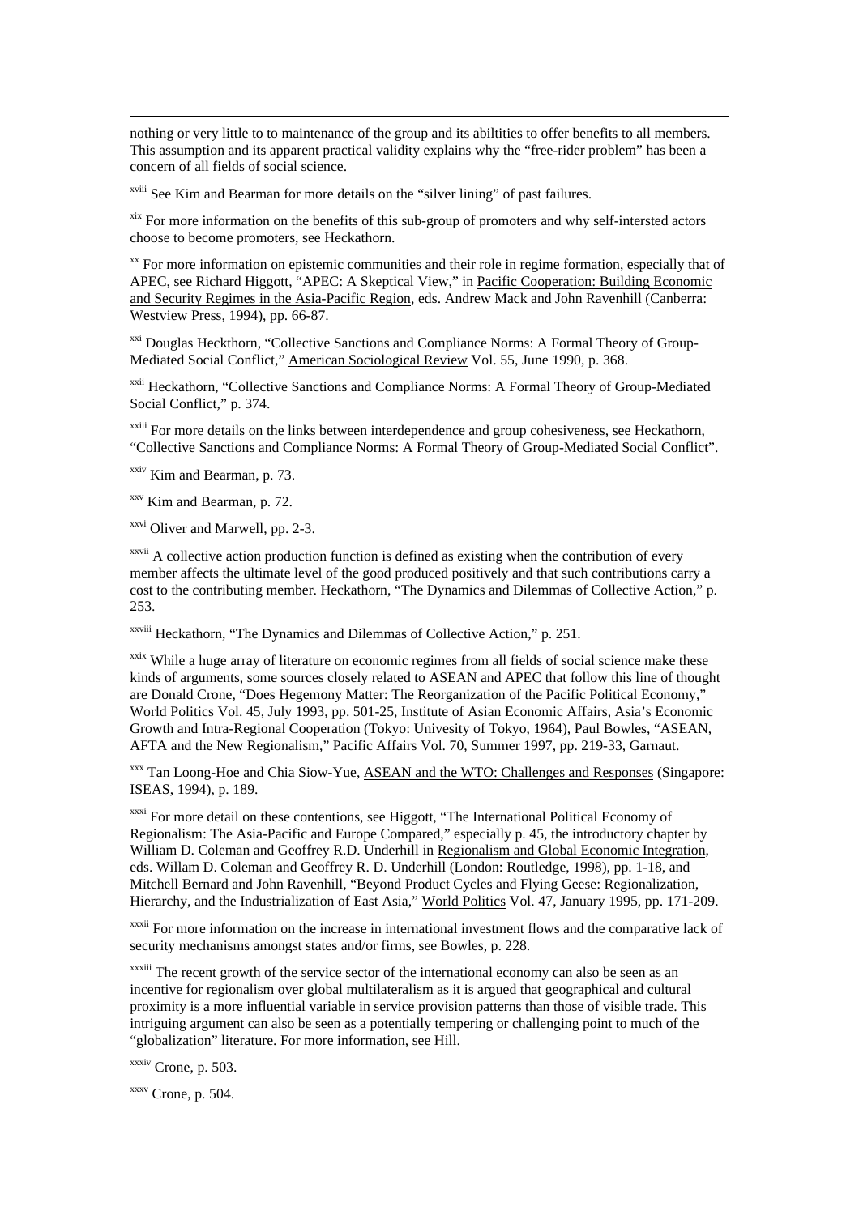nothing or very little to to maintenance of the group and its abiltities to offer benefits to all members. This assumption and its apparent practical validity explains why the "free-rider problem" has been a concern of all fields of social science.

[xviii] See Kim and Bearman for more details on the "silver lining" of past failures.

[xix] For more information on the benefits of this sub-group of promoters and why self-intersted actors choose to become promoters, see Heckathorn.

[xx] For more information on epistemic communities and their role in regime formation, especially that of APEC, see Richard Higgott, "APEC: A Skeptical View," in Pacific Cooperation: Building Economic and Security Regimes in the Asia-Pacific Region, eds. Andrew Mack and John Ravenhill (Canberra: Westview Press, 1994), pp. 66-87.

[xxi] Douglas Heckthorn, "Collective Sanctions and Compliance Norms: A Formal Theory of Group-Mediated Social Conflict," American Sociological Review Vol. 55, June 1990, p. 368.

[xxii] Heckathorn, "Collective Sanctions and Compliance Norms: A Formal Theory of Group-Mediated Social Conflict," p. 374.

[xxiii] For more details on the links between interdependence and group cohesiveness, see Heckathorn, "Collective Sanctions and Compliance Norms: A Formal Theory of Group-Mediated Social Conflict".

[xxiv] Kim and Bearman, p. 73.

[xxv] Kim and Bearman, p. 72.

[xxvi] Oliver and Marwell, pp. 2-3.

[xxvii] A collective action production function is defined as existing when the contribution of every member affects the ultimate level of the good produced positively and that such contributions carry a cost to the contributing member. Heckathorn, "The Dynamics and Dilemmas of Collective Action," p. 253.

[xxviii] Heckathorn, "The Dynamics and Dilemmas of Collective Action," p. 251.

[xxix] While a huge array of literature on economic regimes from all fields of social science make these kinds of arguments, some sources closely related to ASEAN and APEC that follow this line of thought are Donald Crone, "Does Hegemony Matter: The Reorganization of the Pacific Political Economy," World Politics Vol. 45, July 1993, pp. 501-25, Institute of Asian Economic Affairs, Asia's Economic Growth and Intra-Regional Cooperation (Tokyo: Univesity of Tokyo, 1964), Paul Bowles, "ASEAN, AFTA and the New Regionalism," Pacific Affairs Vol. 70, Summer 1997, pp. 219-33, Garnaut.

[xxx] Tan Loong-Hoe and Chia Siow-Yue, ASEAN and the WTO: Challenges and Responses (Singapore: ISEAS, 1994), p. 189.

[xxxi] For more detail on these contentions, see Higgott, "The International Political Economy of Regionalism: The Asia-Pacific and Europe Compared," especially p. 45, the introductory chapter by William D. Coleman and Geoffrey R.D. Underhill in Regionalism and Global Economic Integration, eds. Willam D. Coleman and Geoffrey R. D. Underhill (London: Routledge, 1998), pp. 1-18, and Mitchell Bernard and John Ravenhill, "Beyond Product Cycles and Flying Geese: Regionalization, Hierarchy, and the Industrialization of East Asia," World Politics Vol. 47, January 1995, pp. 171-209.

[xxxii] For more information on the increase in international investment flows and the comparative lack of security mechanisms amongst states and/or firms, see Bowles, p. 228.

[xxxiii] The recent growth of the service sector of the international economy can also be seen as an incentive for regionalism over global multilateralism as it is argued that geographical and cultural proximity is a more influential variable in service provision patterns than those of visible trade. This intriguing argument can also be seen as a potentially tempering or challenging point to much of the "globalization" literature. For more information, see Hill.

[xxxiv] Crone, p. 503.

[xxxv] Crone, p. 504.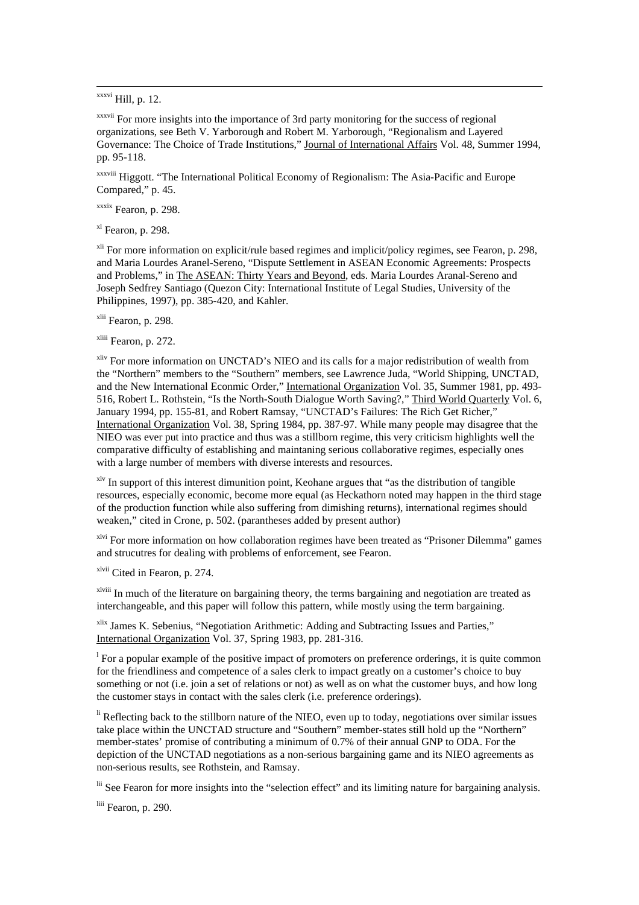[xxxvi] Hill, p. 12.

[xxxvii] For more insights into the importance of 3rd party monitoring for the success of regional organizations, see Beth V. Yarborough and Robert M. Yarborough, "Regionalism and Layered Governance: The Choice of Trade Institutions," Journal of International Affairs Vol. 48, Summer 1994, pp. 95-118.

[xxxviii] Higgott. "The International Political Economy of Regionalism: The Asia-Pacific and Europe Compared," p. 45.

[xxxix] Fearon, p. 298.

[xl] Fearon, p. 298.

[xli] For more information on explicit/rule based regimes and implicit/policy regimes, see Fearon, p. 298, and Maria Lourdes Aranel-Sereno, "Dispute Settlement in ASEAN Economic Agreements: Prospects and Problems," in The ASEAN: Thirty Years and Beyond, eds. Maria Lourdes Aranal-Sereno and Joseph Sedfrey Santiago (Quezon City: International Institute of Legal Studies, University of the Philippines, 1997), pp. 385-420, and Kahler.

[xlii] Fearon, p. 298.

[xliii] Fearon, p. 272.

[xliv] For more information on UNCTAD's NIEO and its calls for a major redistribution of wealth from the "Northern" members to the "Southern" members, see Lawrence Juda, "World Shipping, UNCTAD, and the New International Econmic Order," International Organization Vol. 35, Summer 1981, pp. 493-516, Robert L. Rothstein, "Is the North-South Dialogue Worth Saving?," Third World Quarterly Vol. 6, January 1994, pp. 155-81, and Robert Ramsay, "UNCTAD's Failures: The Rich Get Richer," International Organization Vol. 38, Spring 1984, pp. 387-97. While many people may disagree that the NIEO was ever put into practice and thus was a stillborn regime, this very criticism highlights well the comparative difficulty of establishing and maintaning serious collaborative regimes, especially ones with a large number of members with diverse interests and resources.

[xlv] In support of this interest dimunition point, Keohane argues that "as the distribution of tangible resources, especially economic, become more equal (as Heckathorn noted may happen in the third stage of the production function while also suffering from dimishing returns), international regimes should weaken," cited in Crone, p. 502. (parantheses added by present author)

[xlvi] For more information on how collaboration regimes have been treated as "Prisoner Dilemma" games and strucutres for dealing with problems of enforcement, see Fearon.

[xlvii] Cited in Fearon, p. 274.

[xlviii] In much of the literature on bargaining theory, the terms bargaining and negotiation are treated as interchangeable, and this paper will follow this pattern, while mostly using the term bargaining.

[xlix] James K. Sebenius, "Negotiation Arithmetic: Adding and Subtracting Issues and Parties," International Organization Vol. 37, Spring 1983, pp. 281-316.

[l] For a popular example of the positive impact of promoters on preference orderings, it is quite common for the friendliness and competence of a sales clerk to impact greatly on a customer's choice to buy something or not (i.e. join a set of relations or not) as well as on what the customer buys, and how long the customer stays in contact with the sales clerk (i.e. preference orderings).

[li] Reflecting back to the stillborn nature of the NIEO, even up to today, negotiations over similar issues take place within the UNCTAD structure and "Southern" member-states still hold up the "Northern" member-states' promise of contributing a minimum of 0.7% of their annual GNP to ODA. For the depiction of the UNCTAD negotiations as a non-serious bargaining game and its NIEO agreements as non-serious results, see Rothstein, and Ramsay.

[lii] See Fearon for more insights into the "selection effect" and its limiting nature for bargaining analysis.

[liii] Fearon, p. 290.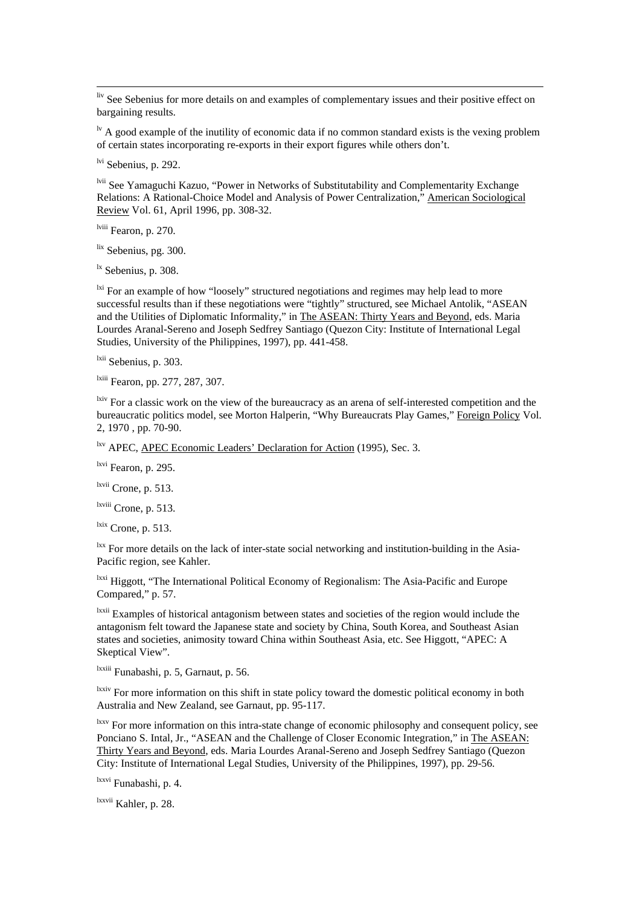[liv] See Sebenius for more details on and examples of complementary issues and their positive effect on bargaining results.

[lv] A good example of the inutility of economic data if no common standard exists is the vexing problem of certain states incorporating re-exports in their export figures while others don't.

[lvi] Sebenius, p. 292.

[lvii] See Yamaguchi Kazuo, "Power in Networks of Substitutability and Complementarity Exchange Relations: A Rational-Choice Model and Analysis of Power Centralization," American Sociological Review Vol. 61, April 1996, pp. 308-32.

[lviii] Fearon, p. 270.

[lix] Sebenius, pg. 300.

[lx] Sebenius, p. 308.

[lxi] For an example of how "loosely" structured negotiations and regimes may help lead to more successful results than if these negotiations were "tightly" structured, see Michael Antolik, "ASEAN and the Utilities of Diplomatic Informality," in The ASEAN: Thirty Years and Beyond, eds. Maria Lourdes Aranal-Sereno and Joseph Sedfrey Santiago (Quezon City: Institute of International Legal Studies, University of the Philippines, 1997), pp. 441-458.

[lxii] Sebenius, p. 303.

[lxiii] Fearon, pp. 277, 287, 307.

[lxiv] For a classic work on the view of the bureaucracy as an arena of self-interested competition and the bureaucratic politics model, see Morton Halperin, "Why Bureaucrats Play Games," Foreign Policy Vol. 2, 1970 , pp. 70-90.

[lxv] APEC, APEC Economic Leaders' Declaration for Action (1995), Sec. 3.

[lxvi] Fearon, p. 295.

[lxvii] Crone, p. 513.

[lxviii] Crone, p. 513.

[lxix] Crone, p. 513.

[lxx] For more details on the lack of inter-state social networking and institution-building in the Asia-Pacific region, see Kahler.

[lxxi] Higgott, "The International Political Economy of Regionalism: The Asia-Pacific and Europe Compared," p. 57.

[lxxii] Examples of historical antagonism between states and societies of the region would include the antagonism felt toward the Japanese state and society by China, South Korea, and Southeast Asian states and societies, animosity toward China within Southeast Asia, etc. See Higgott, "APEC: A Skeptical View".

[lxxiii] Funabashi, p. 5, Garnaut, p. 56.

[lxxiv] For more information on this shift in state policy toward the domestic political economy in both Australia and New Zealand, see Garnaut, pp. 95-117.

[lxxv] For more information on this intra-state change of economic philosophy and consequent policy, see Ponciano S. Intal, Jr., "ASEAN and the Challenge of Closer Economic Integration," in The ASEAN: Thirty Years and Beyond, eds. Maria Lourdes Aranal-Sereno and Joseph Sedfrey Santiago (Quezon City: Institute of International Legal Studies, University of the Philippines, 1997), pp. 29-56.

[lxxvi] Funabashi, p. 4.

[lxxvii] Kahler, p. 28.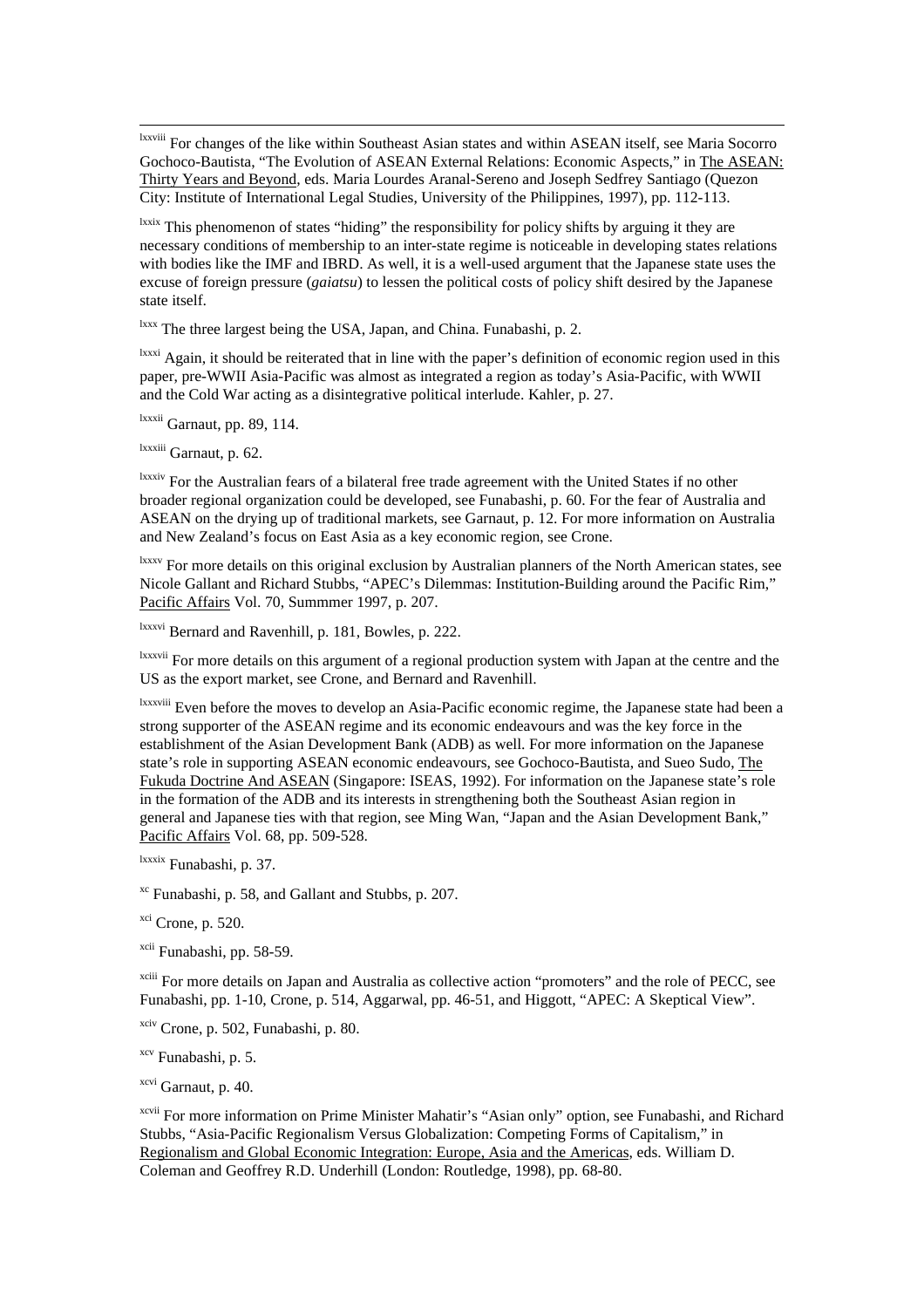[lxxviii] For changes of the like within Southeast Asian states and within ASEAN itself, see Maria Socorro Gochoco-Bautista, "The Evolution of ASEAN External Relations: Economic Aspects," in The ASEAN: Thirty Years and Beyond, eds. Maria Lourdes Aranal-Sereno and Joseph Sedfrey Santiago (Quezon City: Institute of International Legal Studies, University of the Philippines, 1997), pp. 112-113.

[lxxix] This phenomenon of states "hiding" the responsibility for policy shifts by arguing it they are necessary conditions of membership to an inter-state regime is noticeable in developing states relations with bodies like the IMF and IBRD. As well, it is a well-used argument that the Japanese state uses the excuse of foreign pressure (*gaiatsu*) to lessen the political costs of policy shift desired by the Japanese state itself.

[lxxx] The three largest being the USA, Japan, and China. Funabashi, p. 2.

[lxxxi] Again, it should be reiterated that in line with the paper's definition of economic region used in this paper, pre-WWII Asia-Pacific was almost as integrated a region as today's Asia-Pacific, with WWII and the Cold War acting as a disintegrative political interlude. Kahler, p. 27.

[lxxxii] Garnaut, pp. 89, 114.

[lxxxiii] Garnaut, p. 62.

[lxxxiv] For the Australian fears of a bilateral free trade agreement with the United States if no other broader regional organization could be developed, see Funabashi, p. 60. For the fear of Australia and ASEAN on the drying up of traditional markets, see Garnaut, p. 12. For more information on Australia and New Zealand's focus on East Asia as a key economic region, see Crone.

[lxxxv] For more details on this original exclusion by Australian planners of the North American states, see Nicole Gallant and Richard Stubbs, "APEC's Dilemmas: Institution-Building around the Pacific Rim," Pacific Affairs Vol. 70, Summmer 1997, p. 207.

[lxxxvi] Bernard and Ravenhill, p. 181, Bowles, p. 222.

[lxxxvii] For more details on this argument of a regional production system with Japan at the centre and the US as the export market, see Crone, and Bernard and Ravenhill.

[lxxxviii] Even before the moves to develop an Asia-Pacific economic regime, the Japanese state had been a strong supporter of the ASEAN regime and its economic endeavours and was the key force in the establishment of the Asian Development Bank (ADB) as well. For more information on the Japanese state's role in supporting ASEAN economic endeavours, see Gochoco-Bautista, and Sueo Sudo, The Fukuda Doctrine And ASEAN (Singapore: ISEAS, 1992). For information on the Japanese state's role in the formation of the ADB and its interests in strengthening both the Southeast Asian region in general and Japanese ties with that region, see Ming Wan, "Japan and the Asian Development Bank," Pacific Affairs Vol. 68, pp. 509-528.

[lxxxix] Funabashi, p. 37.

[xc] Funabashi, p. 58, and Gallant and Stubbs, p. 207.

[xci] Crone, p. 520.

[xcii] Funabashi, pp. 58-59.

[xciii] For more details on Japan and Australia as collective action "promoters" and the role of PECC, see Funabashi, pp. 1-10, Crone, p. 514, Aggarwal, pp. 46-51, and Higgott, "APEC: A Skeptical View".

[xciv] Crone, p. 502, Funabashi, p. 80.

[xcv] Funabashi, p. 5.

[xcvi] Garnaut, p. 40.

[xcvii] For more information on Prime Minister Mahatir's "Asian only" option, see Funabashi, and Richard Stubbs, "Asia-Pacific Regionalism Versus Globalization: Competing Forms of Capitalism," in Regionalism and Global Economic Integration: Europe, Asia and the Americas, eds. William D. Coleman and Geoffrey R.D. Underhill (London: Routledge, 1998), pp. 68-80.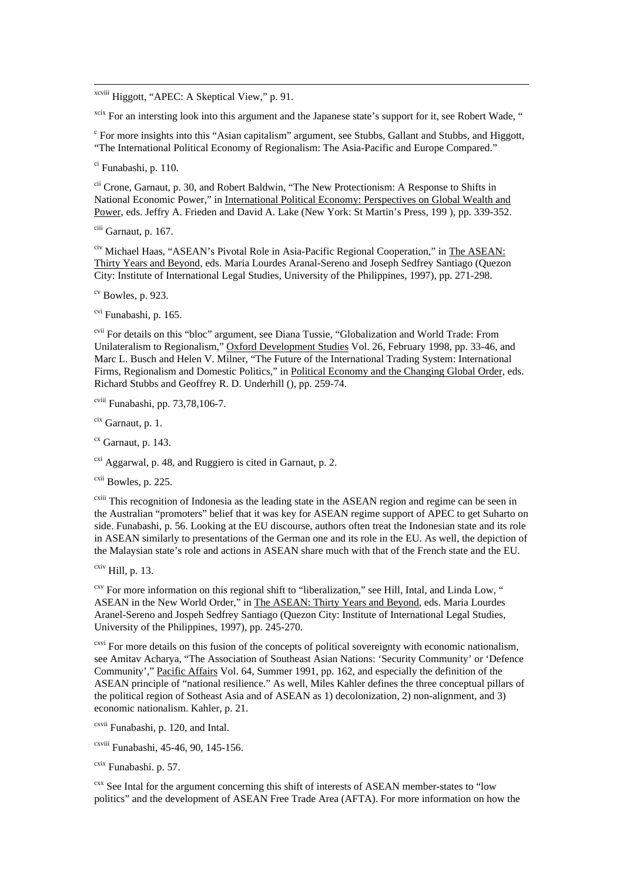[xcviii] Higgott, "APEC: A Skeptical View," p. 91.

[xcix] For an intersting look into this argument and the Japanese state's support for it, see Robert Wade, "

[c] For more insights into this "Asian capitalism" argument, see Stubbs, Gallant and Stubbs, and Higgott, "The International Political Economy of Regionalism: The Asia-Pacific and Europe Compared."

[ci] Funabashi, p. 110.

[cii] Crone, Garnaut, p. 30, and Robert Baldwin, "The New Protectionism: A Response to Shifts in National Economic Power," in International Political Economy: Perspectives on Global Wealth and Power, eds. Jeffry A. Frieden and David A. Lake (New York: St Martin's Press, 199 ), pp. 339-352.

[ciii] Garnaut, p. 167.

[civ] Michael Haas, "ASEAN's Pivotal Role in Asia-Pacific Regional Cooperation," in The ASEAN: Thirty Years and Beyond, eds. Maria Lourdes Aranal-Sereno and Joseph Sedfrey Santiago (Quezon City: Institute of International Legal Studies, University of the Philippines, 1997), pp. 271-298.

[cv] Bowles, p. 923.

[cvi] Funabashi, p. 165.

[cvii] For details on this "bloc" argument, see Diana Tussie, "Globalization and World Trade: From Unilateralism to Regionalism," Oxford Development Studies Vol. 26, February 1998, pp. 33-46, and Marc L. Busch and Helen V. Milner, "The Future of the International Trading System: International Firms, Regionalism and Domestic Politics," in Political Economy and the Changing Global Order, eds. Richard Stubbs and Geoffrey R. D. Underhill (), pp. 259-74.

[cviii] Funabashi, pp. 73,78,106-7.

[cix] Garnaut, p. 1.

[cx] Garnaut, p. 143.

[cxi] Aggarwal, p. 48, and Ruggiero is cited in Garnaut, p. 2.

[cxii] Bowles, p. 225.

[cxiii] This recognition of Indonesia as the leading state in the ASEAN region and regime can be seen in the Australian "promoters" belief that it was key for ASEAN regime support of APEC to get Suharto on side. Funabashi, p. 56. Looking at the EU discourse, authors often treat the Indonesian state and its role in ASEAN similarly to presentations of the German one and its role in the EU. As well, the depiction of the Malaysian state's role and actions in ASEAN share much with that of the French state and the EU.

[cxiv] Hill, p. 13.

[cxv] For more information on this regional shift to "liberalization," see Hill, Intal, and Linda Low, " ASEAN in the New World Order," in The ASEAN: Thirty Years and Beyond, eds. Maria Lourdes Aranel-Sereno and Jospeh Sedfrey Santiago (Quezon City: Institute of International Legal Studies, University of the Philippines, 1997), pp. 245-270.

[cxvi] For more details on this fusion of the concepts of political sovereignty with economic nationalism, see Amitav Acharya, "The Association of Southeast Asian Nations: 'Security Community' or 'Defence Community'," Pacific Affairs Vol. 64, Summer 1991, pp. 162, and especially the definition of the ASEAN principle of "national resilience." As well, Miles Kahler defines the three conceptual pillars of the political region of Sotheast Asia and of ASEAN as 1) decolonization, 2) non-alignment, and 3) economic nationalism. Kahler, p. 21.

[cxvii] Funabashi, p. 120, and Intal.

[cxviii] Funabashi, 45-46, 90, 145-156.

[cxix] Funabashi. p. 57.

[cxx] See Intal for the argument concerning this shift of interests of ASEAN member-states to "low politics" and the development of ASEAN Free Trade Area (AFTA). For more information on how the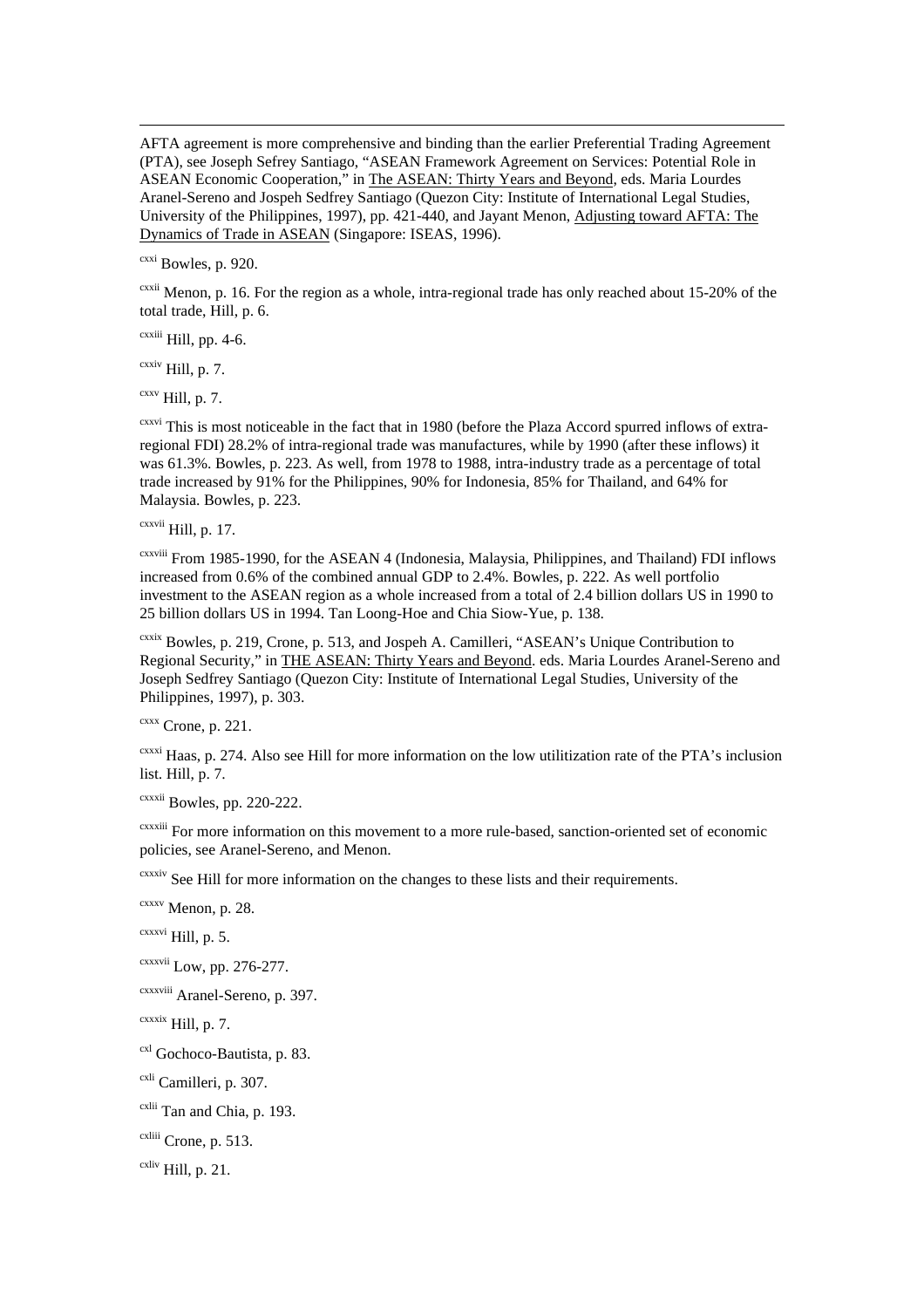AFTA agreement is more comprehensive and binding than the earlier Preferential Trading Agreement (PTA), see Joseph Sefrey Santiago, "ASEAN Framework Agreement on Services: Potential Role in ASEAN Economic Cooperation," in The ASEAN: Thirty Years and Beyond, eds. Maria Lourdes Aranel-Sereno and Jospeh Sedfrey Santiago (Quezon City: Institute of International Legal Studies, University of the Philippines, 1997), pp. 421-440, and Jayant Menon, Adjusting toward AFTA: The Dynamics of Trade in ASEAN (Singapore: ISEAS, 1996).

[cxxi] Bowles, p. 920.

[cxxii] Menon, p. 16. For the region as a whole, intra-regional trade has only reached about 15-20% of the total trade, Hill, p. 6.

[cxxiii] Hill, pp. 4-6.

[cxxiv] Hill, p. 7.

[cxxv] Hill, p. 7.

[cxxvi] This is most noticeable in the fact that in 1980 (before the Plaza Accord spurred inflows of extra-regional FDI) 28.2% of intra-regional trade was manufactures, while by 1990 (after these inflows) it was 61.3%. Bowles, p. 223. As well, from 1978 to 1988, intra-industry trade as a percentage of total trade increased by 91% for the Philippines, 90% for Indonesia, 85% for Thailand, and 64% for Malaysia. Bowles, p. 223.

[cxxvii] Hill, p. 17.

[cxxviii] From 1985-1990, for the ASEAN 4 (Indonesia, Malaysia, Philippines, and Thailand) FDI inflows increased from 0.6% of the combined annual GDP to 2.4%. Bowles, p. 222. As well portfolio investment to the ASEAN region as a whole increased from a total of 2.4 billion dollars US in 1990 to 25 billion dollars US in 1994. Tan Loong-Hoe and Chia Siow-Yue, p. 138.

[cxxix] Bowles, p. 219, Crone, p. 513, and Jospeh A. Camilleri, "ASEAN's Unique Contribution to Regional Security," in THE ASEAN: Thirty Years and Beyond. eds. Maria Lourdes Aranel-Sereno and Joseph Sedfrey Santiago (Quezon City: Institute of International Legal Studies, University of the Philippines, 1997), p. 303.

[cxxx] Crone, p. 221.

[cxxxi] Haas, p. 274. Also see Hill for more information on the low utilitization rate of the PTA's inclusion list. Hill, p. 7.

[cxxxii] Bowles, pp. 220-222.

[cxxxiii] For more information on this movement to a more rule-based, sanction-oriented set of economic policies, see Aranel-Sereno, and Menon.

[cxxxiv] See Hill for more information on the changes to these lists and their requirements.

[cxxxv] Menon, p. 28.

[cxxxvi] Hill, p. 5.

[cxxxvii] Low, pp. 276-277.

[cxxxviii] Aranel-Sereno, p. 397.

[cxxxix] Hill, p. 7.

[cxl] Gochoco-Bautista, p. 83.

[cxli] Camilleri, p. 307.

[cxlii] Tan and Chia, p. 193.

[cxliii] Crone, p. 513.

[cxliv] Hill, p. 21.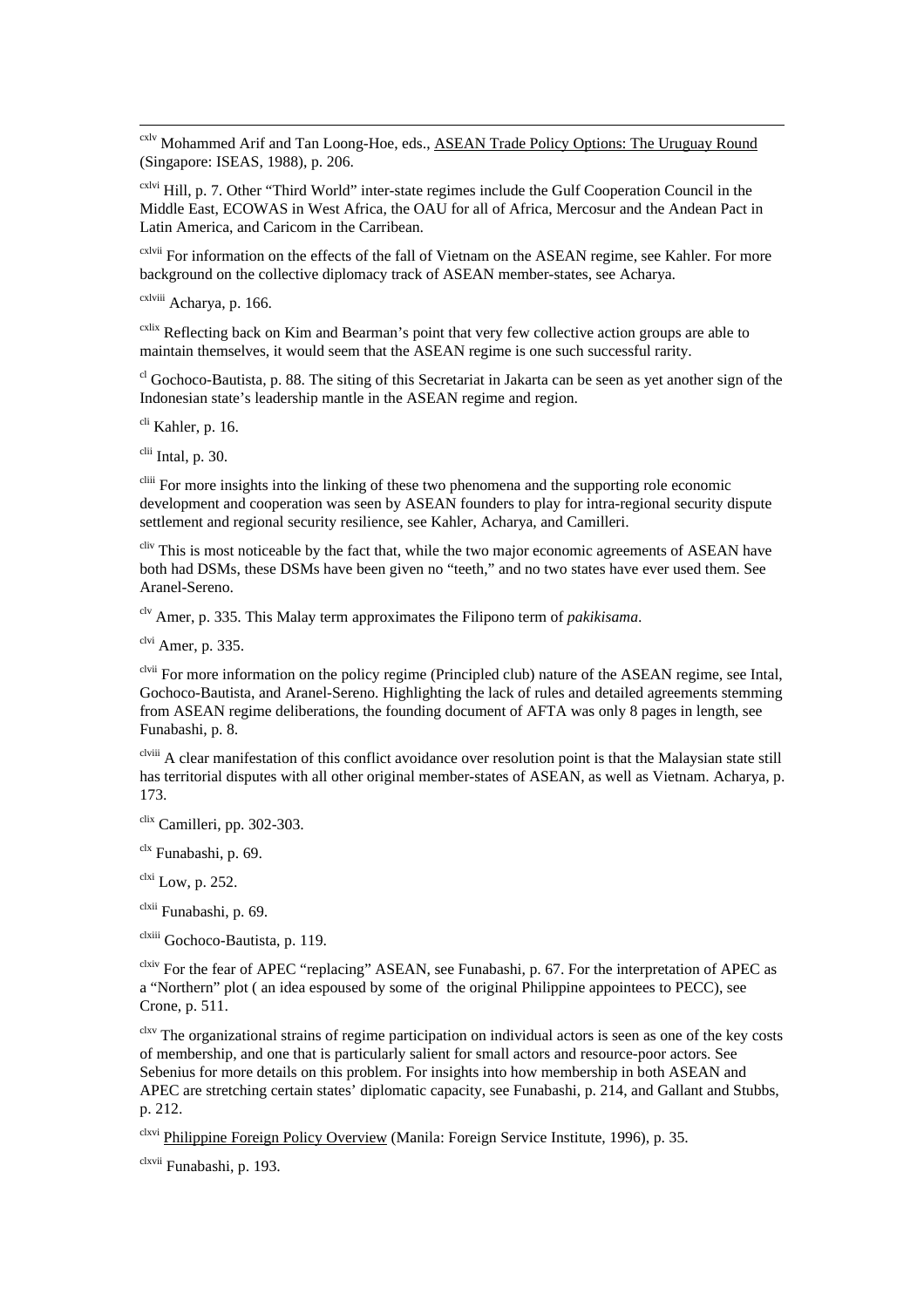[cxlv] Mohammed Arif and Tan Loong-Hoe, eds., ASEAN Trade Policy Options: The Uruguay Round (Singapore: ISEAS, 1988), p. 206.

[cxlvi] Hill, p. 7. Other "Third World" inter-state regimes include the Gulf Cooperation Council in the Middle East, ECOWAS in West Africa, the OAU for all of Africa, Mercosur and the Andean Pact in Latin America, and Caricom in the Carribean.

[cxlvii] For information on the effects of the fall of Vietnam on the ASEAN regime, see Kahler. For more background on the collective diplomacy track of ASEAN member-states, see Acharya.

[cxlviii] Acharya, p. 166.

[cxlix] Reflecting back on Kim and Bearman's point that very few collective action groups are able to maintain themselves, it would seem that the ASEAN regime is one such successful rarity.

[cl] Gochoco-Bautista, p. 88. The siting of this Secretariat in Jakarta can be seen as yet another sign of the Indonesian state's leadership mantle in the ASEAN regime and region.

[cli] Kahler, p. 16.

[clii] Intal, p. 30.

[cliii] For more insights into the linking of these two phenomena and the supporting role economic development and cooperation was seen by ASEAN founders to play for intra-regional security dispute settlement and regional security resilience, see Kahler, Acharya, and Camilleri.

[cliv] This is most noticeable by the fact that, while the two major economic agreements of ASEAN have both had DSMs, these DSMs have been given no "teeth," and no two states have ever used them. See Aranel-Sereno.

[clv] Amer, p. 335. This Malay term approximates the Filipono term of *pakikisama*.

[clvi] Amer, p. 335.

[clvii] For more information on the policy regime (Principled club) nature of the ASEAN regime, see Intal, Gochoco-Bautista, and Aranel-Sereno. Highlighting the lack of rules and detailed agreements stemming from ASEAN regime deliberations, the founding document of AFTA was only 8 pages in length, see Funabashi, p. 8.

[clviii] A clear manifestation of this conflict avoidance over resolution point is that the Malaysian state still has territorial disputes with all other original member-states of ASEAN, as well as Vietnam. Acharya, p. 173.

[clix] Camilleri, pp. 302-303.

[clx] Funabashi, p. 69.

[clxi] Low, p. 252.

[clxii] Funabashi, p. 69.

[clxiii] Gochoco-Bautista, p. 119.

[clxiv] For the fear of APEC "replacing" ASEAN, see Funabashi, p. 67. For the interpretation of APEC as a "Northern" plot ( an idea espoused by some of the original Philippine appointees to PECC), see Crone, p. 511.

[clxv] The organizational strains of regime participation on individual actors is seen as one of the key costs of membership, and one that is particularly salient for small actors and resource-poor actors. See Sebenius for more details on this problem. For insights into how membership in both ASEAN and APEC are stretching certain states' diplomatic capacity, see Funabashi, p. 214, and Gallant and Stubbs, p. 212.

[clxvi] Philippine Foreign Policy Overview (Manila: Foreign Service Institute, 1996), p. 35.

[clxvii] Funabashi, p. 193.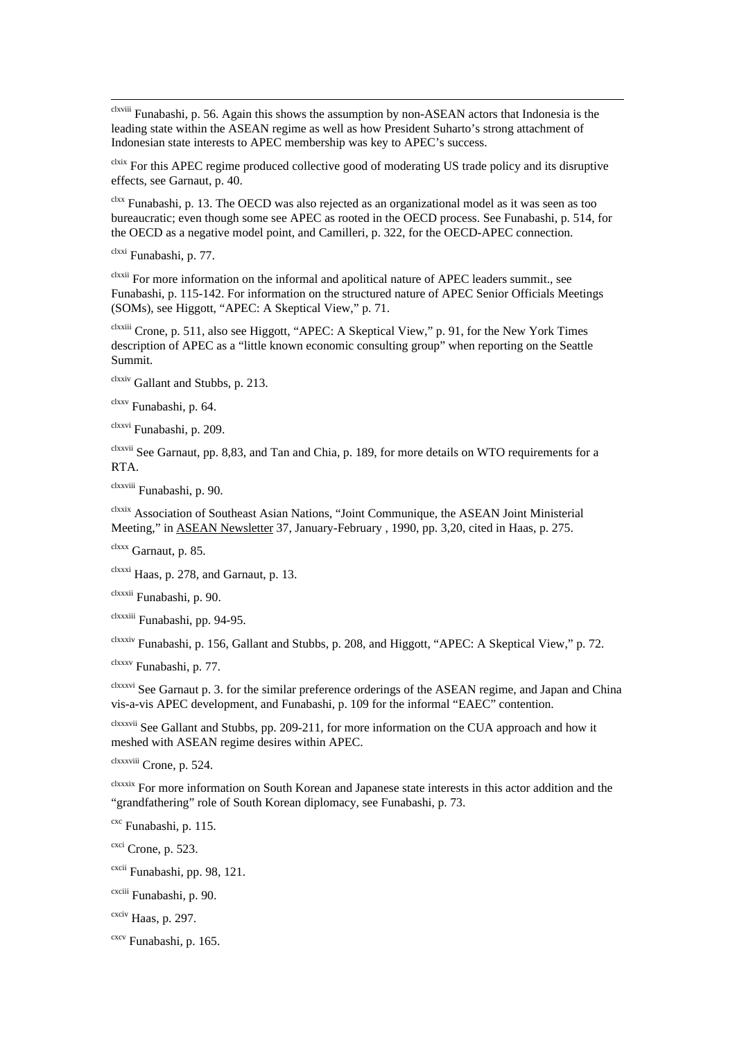[clxviii] Funabashi, p. 56. Again this shows the assumption by non-ASEAN actors that Indonesia is the leading state within the ASEAN regime as well as how President Suharto's strong attachment of Indonesian state interests to APEC membership was key to APEC's success.

[clxix] For this APEC regime produced collective good of moderating US trade policy and its disruptive effects, see Garnaut, p. 40.

[clxx] Funabashi, p. 13. The OECD was also rejected as an organizational model as it was seen as too bureaucratic; even though some see APEC as rooted in the OECD process. See Funabashi, p. 514, for the OECD as a negative model point, and Camilleri, p. 322, for the OECD-APEC connection.

[clxxi] Funabashi, p. 77.

[clxxii] For more information on the informal and apolitical nature of APEC leaders summit., see Funabashi, p. 115-142. For information on the structured nature of APEC Senior Officials Meetings (SOMs), see Higgott, "APEC: A Skeptical View," p. 71.

[clxxiii] Crone, p. 511, also see Higgott, "APEC: A Skeptical View," p. 91, for the New York Times description of APEC as a "little known economic consulting group" when reporting on the Seattle Summit.

[clxxiv] Gallant and Stubbs, p. 213.

[clxxv] Funabashi, p. 64.

[clxxvi] Funabashi, p. 209.

[clxxvii] See Garnaut, pp. 8,83, and Tan and Chia, p. 189, for more details on WTO requirements for a RTA.

[clxxviii] Funabashi, p. 90.

[clxxix] Association of Southeast Asian Nations, "Joint Communique, the ASEAN Joint Ministerial Meeting," in ASEAN Newsletter 37, January-February , 1990, pp. 3,20, cited in Haas, p. 275.

[clxxx] Garnaut, p. 85.

[clxxxi] Haas, p. 278, and Garnaut, p. 13.

[clxxxii] Funabashi, p. 90.

[clxxxiii] Funabashi, pp. 94-95.

[clxxxiv] Funabashi, p. 156, Gallant and Stubbs, p. 208, and Higgott, "APEC: A Skeptical View," p. 72.

[clxxxv] Funabashi, p. 77.

[clxxxvi] See Garnaut p. 3. for the similar preference orderings of the ASEAN regime, and Japan and China vis-a-vis APEC development, and Funabashi, p. 109 for the informal "EAEC" contention.

[clxxxvii] See Gallant and Stubbs, pp. 209-211, for more information on the CUA approach and how it meshed with ASEAN regime desires within APEC.

[clxxxviii] Crone, p. 524.

[clxxxix] For more information on South Korean and Japanese state interests in this actor addition and the "grandfathering" role of South Korean diplomacy, see Funabashi, p. 73.

[cxc] Funabashi, p. 115.

[cxci] Crone, p. 523.

[cxcii] Funabashi, pp. 98, 121.

[cxciii] Funabashi, p. 90.

[cxciv] Haas, p. 297.

[cxcv] Funabashi, p. 165.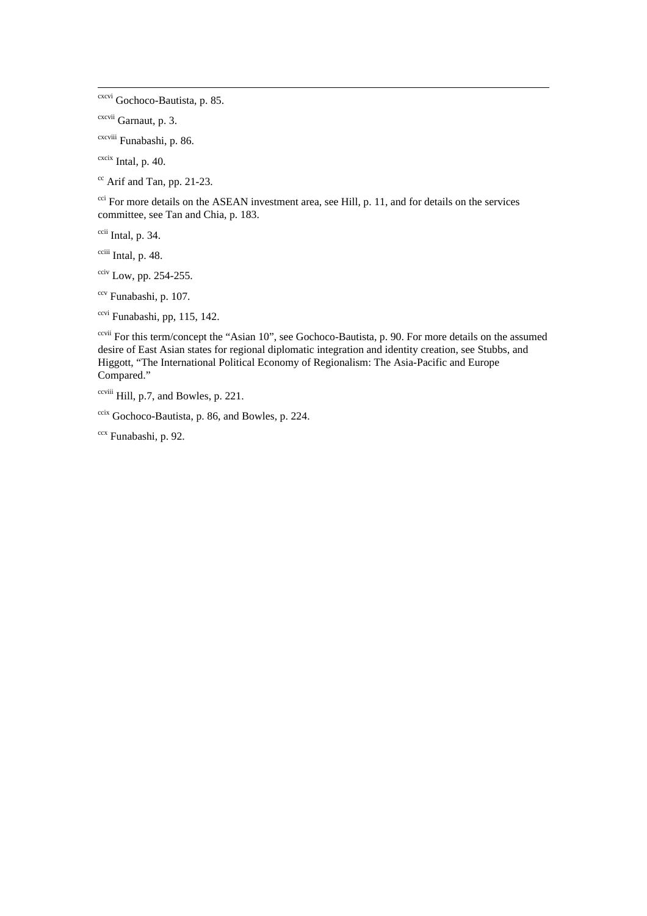[cxcvi] Gochoco-Bautista, p. 85.

[cxcvii] Garnaut, p. 3.

[cxcviii] Funabashi, p. 86.

[cxcix] Intal, p. 40.

[cc] Arif and Tan, pp. 21-23.

[cci] For more details on the ASEAN investment area, see Hill, p. 11, and for details on the services committee, see Tan and Chia, p. 183.

[ccii] Intal, p. 34.

[cciii] Intal, p. 48.

[cciv] Low, pp. 254-255.

[ccv] Funabashi, p. 107.

[ccvi] Funabashi, pp, 115, 142.

[ccvii] For this term/concept the "Asian 10", see Gochoco-Bautista, p. 90. For more details on the assumed desire of East Asian states for regional diplomatic integration and identity creation, see Stubbs, and Higgott, "The International Political Economy of Regionalism: The Asia-Pacific and Europe Compared."

[ccviii] Hill, p.7, and Bowles, p. 221.

[ccix] Gochoco-Bautista, p. 86, and Bowles, p. 224.

[ccx] Funabashi, p. 92.